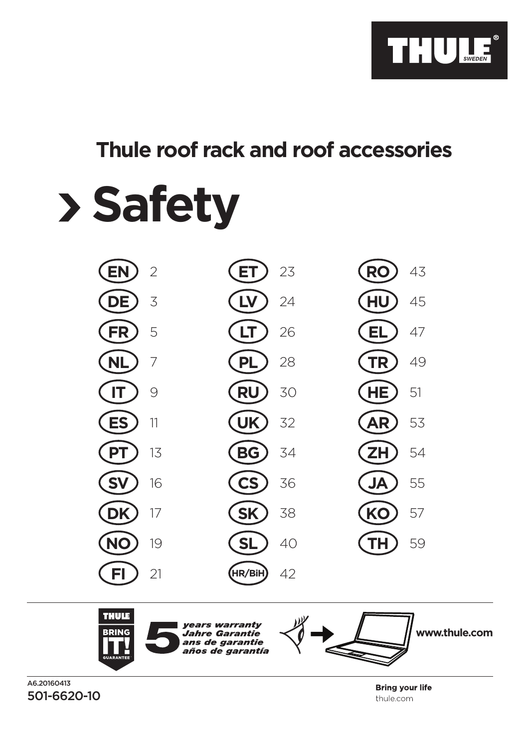THULE SWEDEN

# Thule roof rack and roof accessories

# › Safety

| | | | | | |
|---|---|---|---|---|---|
| EN | 2 | ET | 23 | RO | 43 |
| DE | 3 | LV | 24 | HU | 45 |
| FR | 5 | LT | 26 | EL | 47 |
| NL | 7 | PL | 28 | TR | 49 |
| IT | 9 | RU | 30 | HE | 51 |
| ES | 11 | UK | 32 | AR | 53 |
| PT | 13 | BG | 34 | ZH | 54 |
| SV | 16 | CS | 36 | JA | 55 |
| DK | 17 | SK | 38 | KO | 57 |
| NO | 19 | SL | 40 | TH | 59 |
| FI | 21 | HR/BiH | 42 | | |

THULE BRING IT! GUARANTEE

5 *years warranty*
*Jahre Garantie*
*ans de garantie*
*años de garantía*

www.thule.com

A6.20160413
501-6620-10

**Bring your life**
thule.com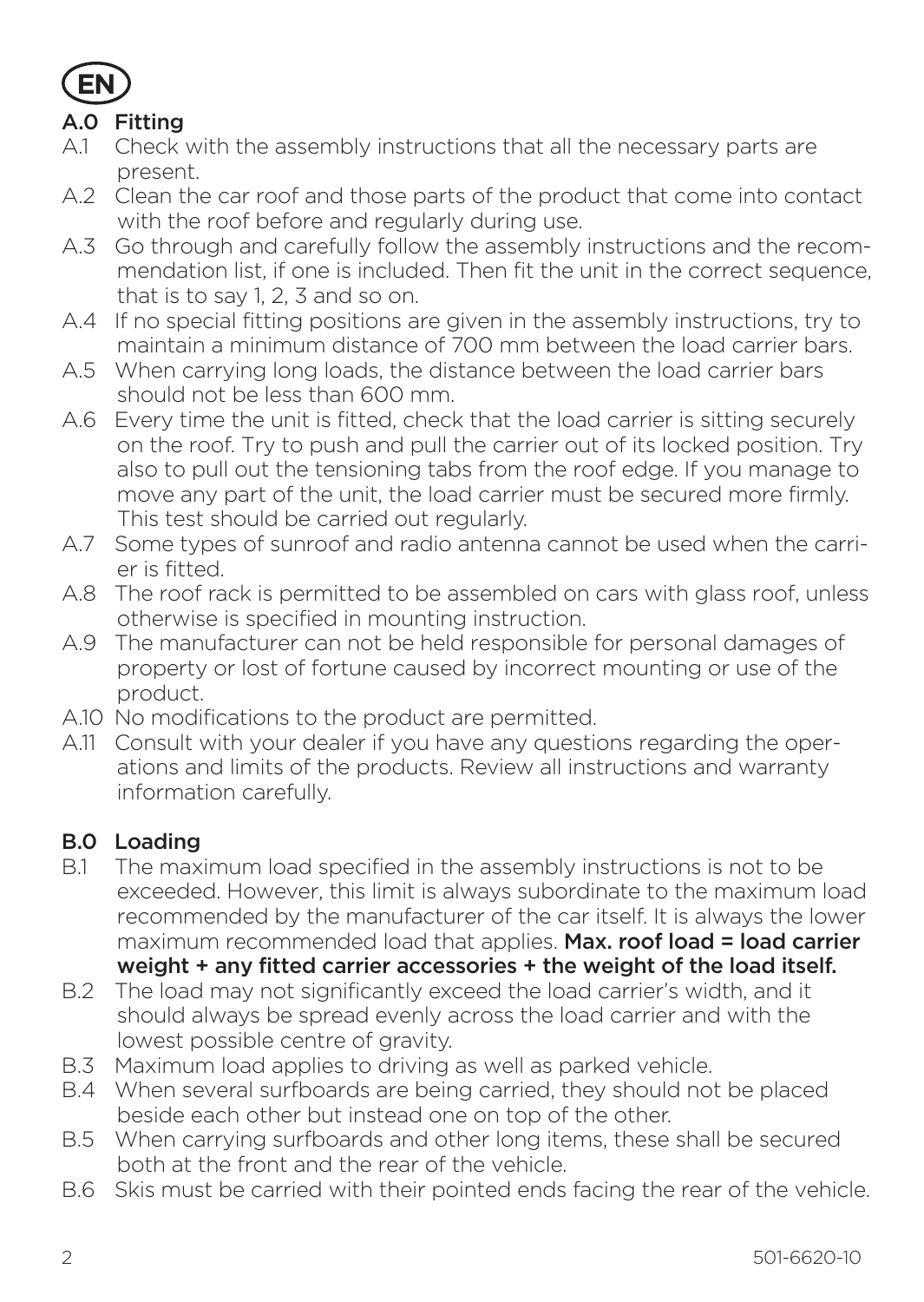# EN

## A.0 Fitting

A.1 Check with the assembly instructions that all the necessary parts are present.

A.2 Clean the car roof and those parts of the product that come into contact with the roof before and regularly during use.

A.3 Go through and carefully follow the assembly instructions and the recommendation list, if one is included. Then fit the unit in the correct sequence, that is to say 1, 2, 3 and so on.

A.4 If no special fitting positions are given in the assembly instructions, try to maintain a minimum distance of 700 mm between the load carrier bars.

A.5 When carrying long loads, the distance between the load carrier bars should not be less than 600 mm.

A.6 Every time the unit is fitted, check that the load carrier is sitting securely on the roof. Try to push and pull the carrier out of its locked position. Try also to pull out the tensioning tabs from the roof edge. If you manage to move any part of the unit, the load carrier must be secured more firmly. This test should be carried out regularly.

A.7 Some types of sunroof and radio antenna cannot be used when the carrier is fitted.

A.8 The roof rack is permitted to be assembled on cars with glass roof, unless otherwise is specified in mounting instruction.

A.9 The manufacturer can not be held responsible for personal damages of property or lost of fortune caused by incorrect mounting or use of the product.

A.10 No modifications to the product are permitted.

A.11 Consult with your dealer if you have any questions regarding the operations and limits of the products. Review all instructions and warranty information carefully.

## B.0 Loading

B.1 The maximum load specified in the assembly instructions is not to be exceeded. However, this limit is always subordinate to the maximum load recommended by the manufacturer of the car itself. It is always the lower maximum recommended load that applies. **Max. roof load = load carrier weight + any fitted carrier accessories + the weight of the load itself.**

B.2 The load may not significantly exceed the load carrier's width, and it should always be spread evenly across the load carrier and with the lowest possible centre of gravity.

B.3 Maximum load applies to driving as well as parked vehicle.

B.4 When several surfboards are being carried, they should not be placed beside each other but instead one on top of the other.

B.5 When carrying surfboards and other long items, these shall be secured both at the front and the rear of the vehicle.

B.6 Skis must be carried with their pointed ends facing the rear of the vehicle.

501-6620-10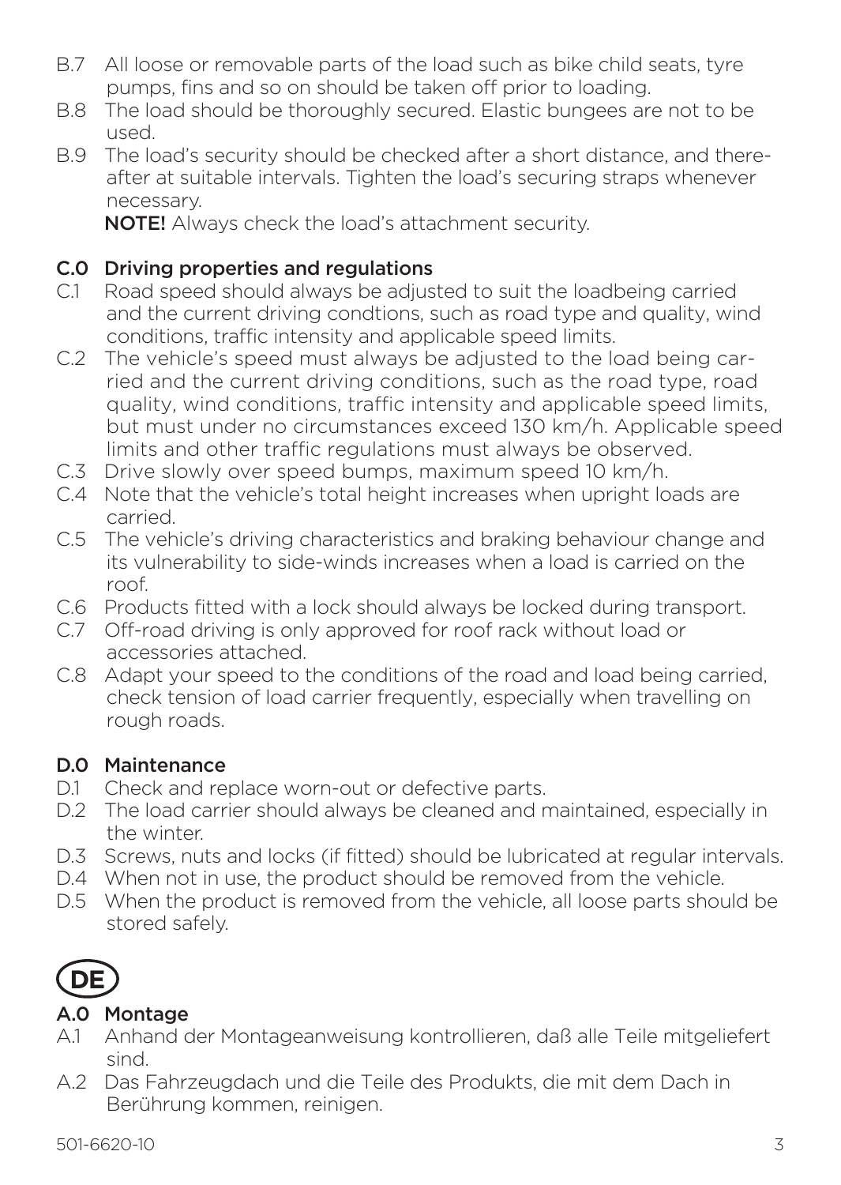B.7 All loose or removable parts of the load such as bike child seats, tyre pumps, fins and so on should be taken off prior to loading.

B.8 The load should be thoroughly secured. Elastic bungees are not to be used.

B.9 The load's security should be checked after a short distance, and thereafter at suitable intervals. Tighten the load's securing straps whenever necessary.
**NOTE!** Always check the load's attachment security.

## C.0 Driving properties and regulations

C.1 Road speed should always be adjusted to suit the loadbeing carried and the current driving condtions, such as road type and quality, wind conditions, traffic intensity and applicable speed limits.

C.2 The vehicle's speed must always be adjusted to the load being carried and the current driving conditions, such as the road type, road quality, wind conditions, traffic intensity and applicable speed limits, but must under no circumstances exceed 130 km/h. Applicable speed limits and other traffic regulations must always be observed.

C.3 Drive slowly over speed bumps, maximum speed 10 km/h.

C.4 Note that the vehicle's total height increases when upright loads are carried.

C.5 The vehicle's driving characteristics and braking behaviour change and its vulnerability to side-winds increases when a load is carried on the roof.

C.6 Products fitted with a lock should always be locked during transport.

C.7 Off-road driving is only approved for roof rack without load or accessories attached.

C.8 Adapt your speed to the conditions of the road and load being carried, check tension of load carrier frequently, especially when travelling on rough roads.

## D.0 Maintenance

D.1 Check and replace worn-out or defective parts.

D.2 The load carrier should always be cleaned and maintained, especially in the winter.

D.3 Screws, nuts and locks (if fitted) should be lubricated at regular intervals.

D.4 When not in use, the product should be removed from the vehicle.

D.5 When the product is removed from the vehicle, all loose parts should be stored safely.

# DE

## A.0 Montage

A.1 Anhand der Montageanweisung kontrollieren, daß alle Teile mitgeliefert sind.

A.2 Das Fahrzeugdach und die Teile des Produkts, die mit dem Dach in Berührung kommen, reinigen.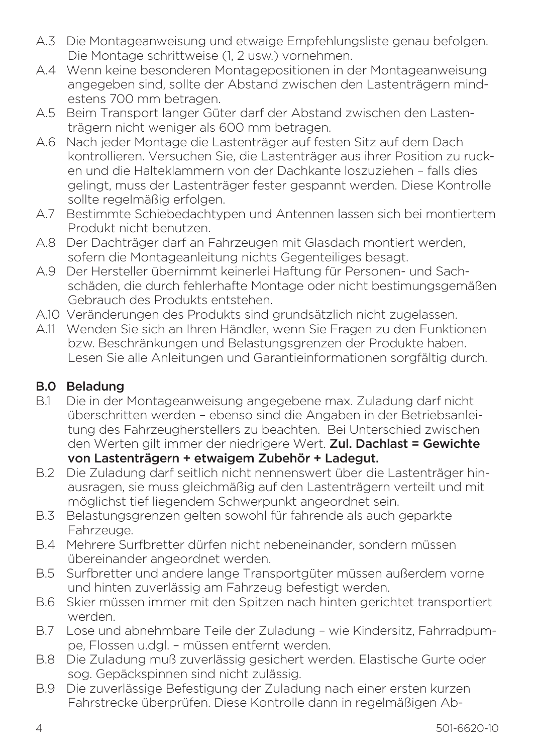A.3 Die Montageanweisung und etwaige Empfehlungsliste genau befolgen. Die Montage schrittweise (1, 2 usw.) vornehmen.

A.4 Wenn keine besonderen Montagepositionen in der Montageanweisung angegeben sind, sollte der Abstand zwischen den Lastenträgern mindestens 700 mm betragen.

A.5 Beim Transport langer Güter darf der Abstand zwischen den Lastenträgern nicht weniger als 600 mm betragen.

A.6 Nach jeder Montage die Lastenträger auf festen Sitz auf dem Dach kontrollieren. Versuchen Sie, die Lastenträger aus ihrer Position zu rucken und die Halteklammern von der Dachkante loszuziehen – falls dies gelingt, muss der Lastenträger fester gespannt werden. Diese Kontrolle sollte regelmäßig erfolgen.

A.7 Bestimmte Schiebedachtypen und Antennen lassen sich bei montiertem Produkt nicht benutzen.

A.8 Der Dachträger darf an Fahrzeugen mit Glasdach montiert werden, sofern die Montageanleitung nichts Gegenteiliges besagt.

A.9 Der Hersteller übernimmt keinerlei Haftung für Personen- und Sachschäden, die durch fehlerhafte Montage oder nicht bestimungsgemäßen Gebrauch des Produkts entstehen.

A.10 Veränderungen des Produkts sind grundsätzlich nicht zugelassen.

A.11 Wenden Sie sich an Ihren Händler, wenn Sie Fragen zu den Funktionen bzw. Beschränkungen und Belastungsgrenzen der Produkte haben. Lesen Sie alle Anleitungen und Garantieinformationen sorgfältig durch.

## B.0 Beladung

B.1 Die in der Montageanweisung angegebene max. Zuladung darf nicht überschritten werden – ebenso sind die Angaben in der Betriebsanleitung des Fahrzeugherstellers zu beachten. Bei Unterschied zwischen den Werten gilt immer der niedrigere Wert. **Zul. Dachlast = Gewichte von Lastenträgern + etwaigem Zubehör + Ladegut.**

B.2 Die Zuladung darf seitlich nicht nennenswert über die Lastenträger hinausragen, sie muss gleichmäßig auf den Lastenträgern verteilt und mit möglichst tief liegendem Schwerpunkt angeordnet sein.

B.3 Belastungsgrenzen gelten sowohl für fahrende als auch geparkte Fahrzeuge.

B.4 Mehrere Surfbretter dürfen nicht nebeneinander, sondern müssen übereinander angeordnet werden.

B.5 Surfbretter und andere lange Transportgüter müssen außerdem vorne und hinten zuverlässig am Fahrzeug befestigt werden.

B.6 Skier müssen immer mit den Spitzen nach hinten gerichtet transportiert werden.

B.7 Lose und abnehmbare Teile der Zuladung – wie Kindersitz, Fahrradpumpe, Flossen u.dgl. – müssen entfernt werden.

B.8 Die Zuladung muß zuverlässig gesichert werden. Elastische Gurte oder sog. Gepäckspinnen sind nicht zulässig.

B.9 Die zuverlässige Befestigung der Zuladung nach einer ersten kurzen Fahrstrecke überprüfen. Diese Kontrolle dann in regelmäßigen Ab-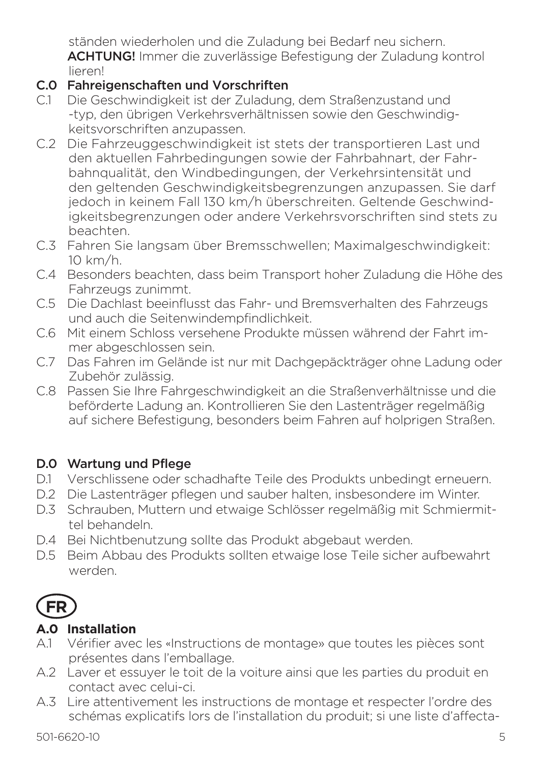ständen wiederholen und die Zuladung bei Bedarf neu sichern.
**ACHTUNG!** Immer die zuverlässige Befestigung der Zuladung kontrollieren!

## C.0 Fahreigenschaften und Vorschriften

C.1 Die Geschwindigkeit ist der Zuladung, dem Straßenzustand und -typ, den übrigen Verkehrsverhältnissen sowie den Geschwindigkeitsvorschriften anzupassen.

C.2 Die Fahrzeuggeschwindigkeit ist stets der transportieren Last und den aktuellen Fahrbedingungen sowie der Fahrbahnart, der Fahrbahnqualität, den Windbedingungen, der Verkehrsintensität und den geltenden Geschwindigkeitsbegrenzungen anzupassen. Sie darf jedoch in keinem Fall 130 km/h überschreiten. Geltende Geschwindigkeitsbegrenzungen oder andere Verkehrsvorschriften sind stets zu beachten.

C.3 Fahren Sie langsam über Bremsschwellen; Maximalgeschwindigkeit: 10 km/h.

C.4 Besonders beachten, dass beim Transport hoher Zuladung die Höhe des Fahrzeugs zunimmt.

C.5 Die Dachlast beeinflusst das Fahr- und Bremsverhalten des Fahrzeugs und auch die Seitenwindempfindlichkeit.

C.6 Mit einem Schloss versehene Produkte müssen während der Fahrt immer abgeschlossen sein.

C.7 Das Fahren im Gelände ist nur mit Dachgepäckträger ohne Ladung oder Zubehör zulässig.

C.8 Passen Sie Ihre Fahrgeschwindigkeit an die Straßenverhältnisse und die beförderte Ladung an. Kontrollieren Sie den Lastenträger regelmäßig auf sichere Befestigung, besonders beim Fahren auf holprigen Straßen.

## D.0 Wartung und Pflege

D.1 Verschlissene oder schadhafte Teile des Produkts unbedingt erneuern.

D.2 Die Lastenträger pflegen und sauber halten, insbesondere im Winter.

D.3 Schrauben, Muttern und etwaige Schlösser regelmäßig mit Schmiermittel behandeln.

D.4 Bei Nichtbenutzung sollte das Produkt abgebaut werden.

D.5 Beim Abbau des Produkts sollten etwaige lose Teile sicher aufbewahrt werden.

# FR

## A.0 Installation

A.1 Vérifier avec les «Instructions de montage» que toutes les pièces sont présentes dans l'emballage.

A.2 Laver et essuyer le toit de la voiture ainsi que les parties du produit en contact avec celui-ci.

A.3 Lire attentivement les instructions de montage et respecter l'ordre des schémas explicatifs lors de l'installation du produit; si une liste d'affecta-

501-6620-10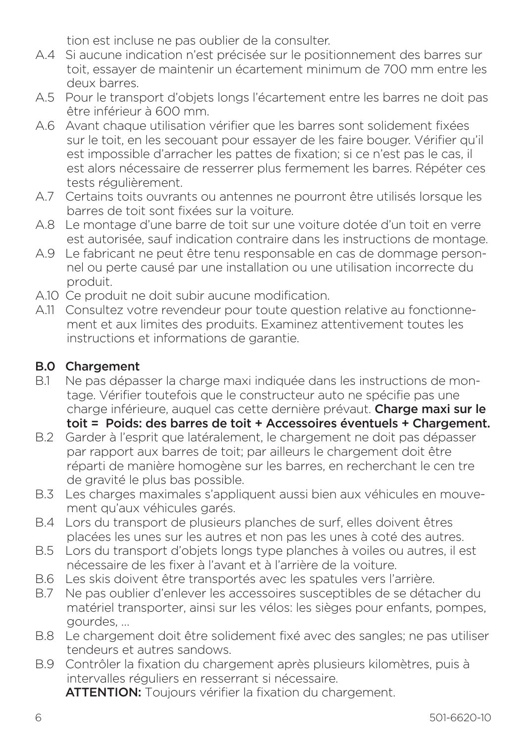tion est incluse ne pas oublier de la consulter.

A.4 Si aucune indication n'est précisée sur le positionnement des barres sur toit, essayer de maintenir un écartement minimum de 700 mm entre les deux barres.

A.5 Pour le transport d'objets longs l'écartement entre les barres ne doit pas être inférieur à 600 mm.

A.6 Avant chaque utilisation vérifier que les barres sont solidement fixées sur le toit, en les secouant pour essayer de les faire bouger. Vérifier qu'il est impossible d'arracher les pattes de fixation; si ce n'est pas le cas, il est alors nécessaire de resserrer plus fermement les barres. Répéter ces tests régulièrement.

A.7 Certains toits ouvrants ou antennes ne pourront être utilisés lorsque les barres de toit sont fixées sur la voiture.

A.8 Le montage d'une barre de toit sur une voiture dotée d'un toit en verre est autorisée, sauf indication contraire dans les instructions de montage.

A.9 Le fabricant ne peut être tenu responsable en cas de dommage personnel ou perte causé par une installation ou une utilisation incorrecte du produit.

A.10 Ce produit ne doit subir aucune modification.

A.11 Consultez votre revendeur pour toute question relative au fonctionnement et aux limites des produits. Examinez attentivement toutes les instructions et informations de garantie.

## B.0 Chargement

B.1 Ne pas dépasser la charge maxi indiquée dans les instructions de montage. Vérifier toutefois que le constructeur auto ne spécifie pas une charge inférieure, auquel cas cette dernière prévaut. **Charge maxi sur le toit = Poids: des barres de toit + Accessoires éventuels + Chargement.**

B.2 Garder à l'esprit que latéralement, le chargement ne doit pas dépasser par rapport aux barres de toit; par ailleurs le chargement doit être réparti de manière homogène sur les barres, en recherchant le cen tre de gravité le plus bas possible.

B.3 Les charges maximales s'appliquent aussi bien aux véhicules en mouvement qu'aux véhicules garés.

B.4 Lors du transport de plusieurs planches de surf, elles doivent êtres placées les unes sur les autres et non pas les unes à coté des autres.

B.5 Lors du transport d'objets longs type planches à voiles ou autres, il est nécessaire de les fixer à l'avant et à l'arrière de la voiture.

B.6 Les skis doivent être transportés avec les spatules vers l'arrière.

B.7 Ne pas oublier d'enlever les accessoires susceptibles de se détacher du matériel transporter, ainsi sur les vélos: les sièges pour enfants, pompes, gourdes, ...

B.8 Le chargement doit être solidement fixé avec des sangles; ne pas utiliser tendeurs et autres sandows.

B.9 Contrôler la fixation du chargement après plusieurs kilomètres, puis à intervalles réguliers en resserrant si nécessaire.
**ATTENTION:** Toujours vérifier la fixation du chargement.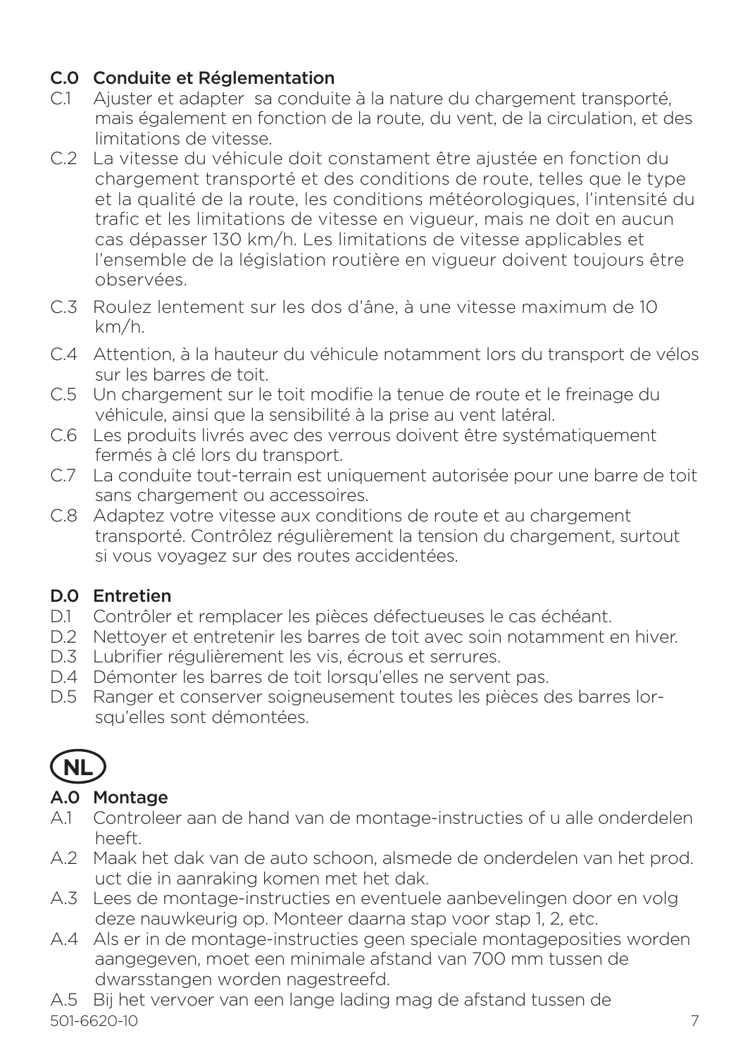## C.0 Conduite et Réglementation

- C.1 Ajuster et adapter sa conduite à la nature du chargement transporté, mais également en fonction de la route, du vent, de la circulation, et des limitations de vitesse.
- C.2 La vitesse du véhicule doit constament être ajustée en fonction du chargement transporté et des conditions de route, telles que le type et la qualité de la route, les conditions météorologiques, l'intensité du trafic et les limitations de vitesse en vigueur, mais ne doit en aucun cas dépasser 130 km/h. Les limitations de vitesse applicables et l'ensemble de la législation routière en vigueur doivent toujours être observées.
- C.3 Roulez lentement sur les dos d'âne, à une vitesse maximum de 10 km/h.
- C.4 Attention, à la hauteur du véhicule notamment lors du transport de vélos sur les barres de toit.
- C.5 Un chargement sur le toit modifie la tenue de route et le freinage du véhicule, ainsi que la sensibilité à la prise au vent latéral.
- C.6 Les produits livrés avec des verrous doivent être systématiquement fermés à clé lors du transport.
- C.7 La conduite tout-terrain est uniquement autorisée pour une barre de toit sans chargement ou accessoires.
- C.8 Adaptez votre vitesse aux conditions de route et au chargement transporté. Contrôlez régulièrement la tension du chargement, surtout si vous voyagez sur des routes accidentées.

## D.0 Entretien

- D.1 Contrôler et remplacer les pièces défectueuses le cas échéant.
- D.2 Nettoyer et entretenir les barres de toit avec soin notamment en hiver.
- D.3 Lubrifier régulièrement les vis, écrous et serrures.
- D.4 Démonter les barres de toit lorsqu'elles ne servent pas.
- D.5 Ranger et conserver soigneusement toutes les pièces des barres lorsqu'elles sont démontées.

# NL

## A.0 Montage

- A.1 Controleer aan de hand van de montage-instructies of u alle onderdelen heeft.
- A.2 Maak het dak van de auto schoon, alsmede de onderdelen van het prod. uct die in aanraking komen met het dak.
- A.3 Lees de montage-instructies en eventuele aanbevelingen door en volg deze nauwkeurig op. Monteer daarna stap voor stap 1, 2, etc.
- A.4 Als er in de montage-instructies geen speciale montageposities worden aangegeven, moet een minimale afstand van 700 mm tussen de dwarsstangen worden nagestreefd.
- A.5 Bij het vervoer van een lange lading mag de afstand tussen de

501-6620-10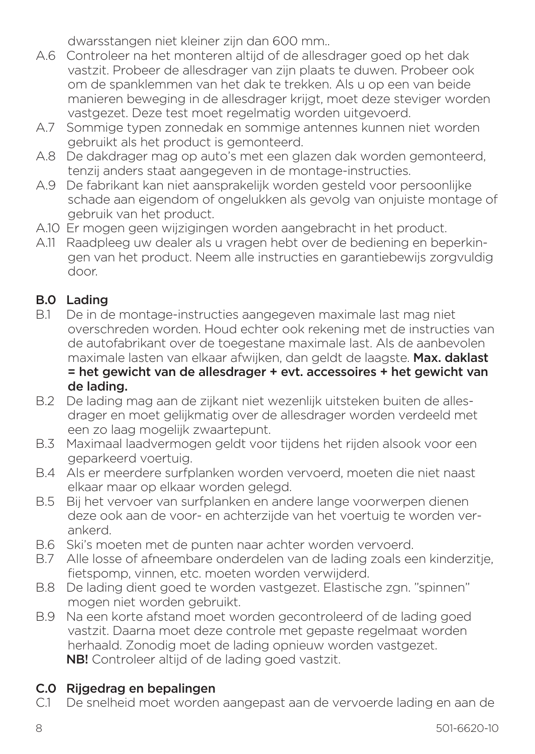dwarsstangen niet kleiner zijn dan 600 mm..

A.6 Controleer na het monteren altijd of de allesdrager goed op het dak vastzit. Probeer de allesdrager van zijn plaats te duwen. Probeer ook om de spanklemmen van het dak te trekken. Als u op een van beide manieren beweging in de allesdrager krijgt, moet deze steviger worden vastgezet. Deze test moet regelmatig worden uitgevoerd.

A.7 Sommige typen zonnedak en sommige antennes kunnen niet worden gebruikt als het product is gemonteerd.

A.8 De dakdrager mag op auto's met een glazen dak worden gemonteerd, tenzij anders staat aangegeven in de montage-instructies.

A.9 De fabrikant kan niet aansprakelijk worden gesteld voor persoonlijke schade aan eigendom of ongelukken als gevolg van onjuiste montage of gebruik van het product.

A.10 Er mogen geen wijzigingen worden aangebracht in het product.

A.11 Raadpleeg uw dealer als u vragen hebt over de bediening en beperkingen van het product. Neem alle instructies en garantiebewijs zorgvuldig door.

## B.0 Lading

B.1 De in de montage-instructies aangegeven maximale last mag niet overschreden worden. Houd echter ook rekening met de instructies van de autofabrikant over de toegestane maximale last. Als de aanbevolen maximale lasten van elkaar afwijken, dan geldt de laagste. **Max. daklast = het gewicht van de allesdrager + evt. accessoires + het gewicht van de lading.**

B.2 De lading mag aan de zijkant niet wezenlijk uitsteken buiten de allesdrager en moet gelijkmatig over de allesdrager worden verdeeld met een zo laag mogelijk zwaartepunt.

B.3 Maximaal laadvermogen geldt voor tijdens het rijden alsook voor een geparkeerd voertuig.

B.4 Als er meerdere surfplanken worden vervoerd, moeten die niet naast elkaar maar op elkaar worden gelegd.

B.5 Bij het vervoer van surfplanken en andere lange voorwerpen dienen deze ook aan de voor- en achterzijde van het voertuig te worden verankerd.

B.6 Ski's moeten met de punten naar achter worden vervoerd.

B.7 Alle losse of afneembare onderdelen van de lading zoals een kinderzitje, fietspomp, vinnen, etc. moeten worden verwijderd.

B.8 De lading dient goed te worden vastgezet. Elastische zgn. "spinnen" mogen niet worden gebruikt.

B.9 Na een korte afstand moet worden gecontroleerd of de lading goed vastzit. Daarna moet deze controle met gepaste regelmaat worden herhaald. Zonodig moet de lading opnieuw worden vastgezet.
**NB!** Controleer altijd of de lading goed vastzit.

## C.0 Rijgedrag en bepalingen

C.1 De snelheid moet worden aangepast aan de vervoerde lading en aan de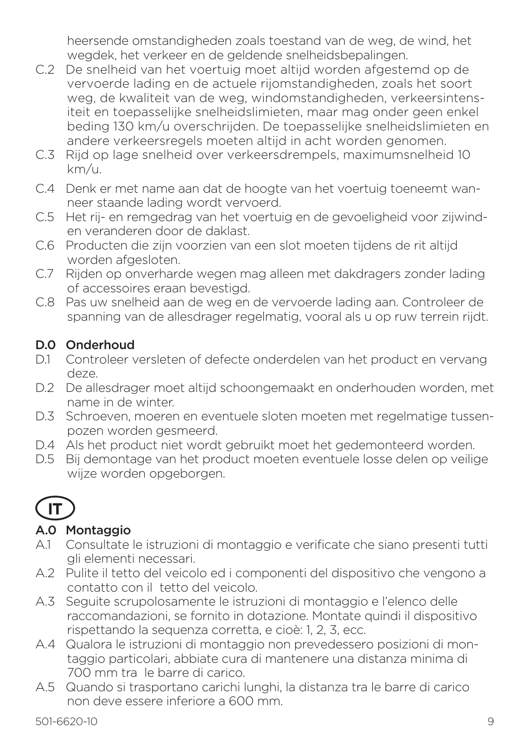heersende omstandigheden zoals toestand van de weg, de wind, het wegdek, het verkeer en de geldende snelheidsbepalingen.

C.2 De snelheid van het voertuig moet altijd worden afgestemd op de vervoerde lading en de actuele rijomstandigheden, zoals het soort weg, de kwaliteit van de weg, windomstandigheden, verkeersintensiteit en toepasselijke snelheidslimieten, maar mag onder geen enkel beding 130 km/u overschrijden. De toepasselijke snelheidslimieten en andere verkeersregels moeten altijd in acht worden genomen.

C.3 Rijd op lage snelheid over verkeersdrempels, maximumsnelheid 10 km/u.

C.4 Denk er met name aan dat de hoogte van het voertuig toeneemt wanneer staande lading wordt vervoerd.

C.5 Het rij- en remgedrag van het voertuig en de gevoeligheid voor zijwinden veranderen door de daklast.

C.6 Producten die zijn voorzien van een slot moeten tijdens de rit altijd worden afgesloten.

C.7 Rijden op onverharde wegen mag alleen met dakdragers zonder lading of accessoires eraan bevestigd.

C.8 Pas uw snelheid aan de weg en de vervoerde lading aan. Controleer de spanning van de allesdrager regelmatig, vooral als u op ruw terrein rijdt.

## D.0 Onderhoud

D.1 Controleer versleten of defecte onderdelen van het product en vervang deze.

D.2 De allesdrager moet altijd schoongemaakt en onderhouden worden, met name in de winter.

D.3 Schroeven, moeren en eventuele sloten moeten met regelmatige tussenpozen worden gesmeerd.

D.4 Als het product niet wordt gebruikt moet het gedemonteerd worden.

D.5 Bij demontage van het product moeten eventuele losse delen op veilige wijze worden opgeborgen.

# IT

## A.0 Montaggio

A.1 Consultate le istruzioni di montaggio e verificate che siano presenti tutti gli elementi necessari.

A.2 Pulite il tetto del veicolo ed i componenti del dispositivo che vengono a contatto con il tetto del veicolo.

A.3 Seguite scrupolosamente le istruzioni di montaggio e l'elenco delle raccomandazioni, se fornito in dotazione. Montate quindi il dispositivo rispettando la sequenza corretta, e cioè: 1, 2, 3, ecc.

A.4 Qualora le istruzioni di montaggio non prevedessero posizioni di montaggio particolari, abbiate cura di mantenere una distanza minima di 700 mm tra le barre di carico.

A.5 Quando si trasportano carichi lunghi, la distanza tra le barre di carico non deve essere inferiore a 600 mm.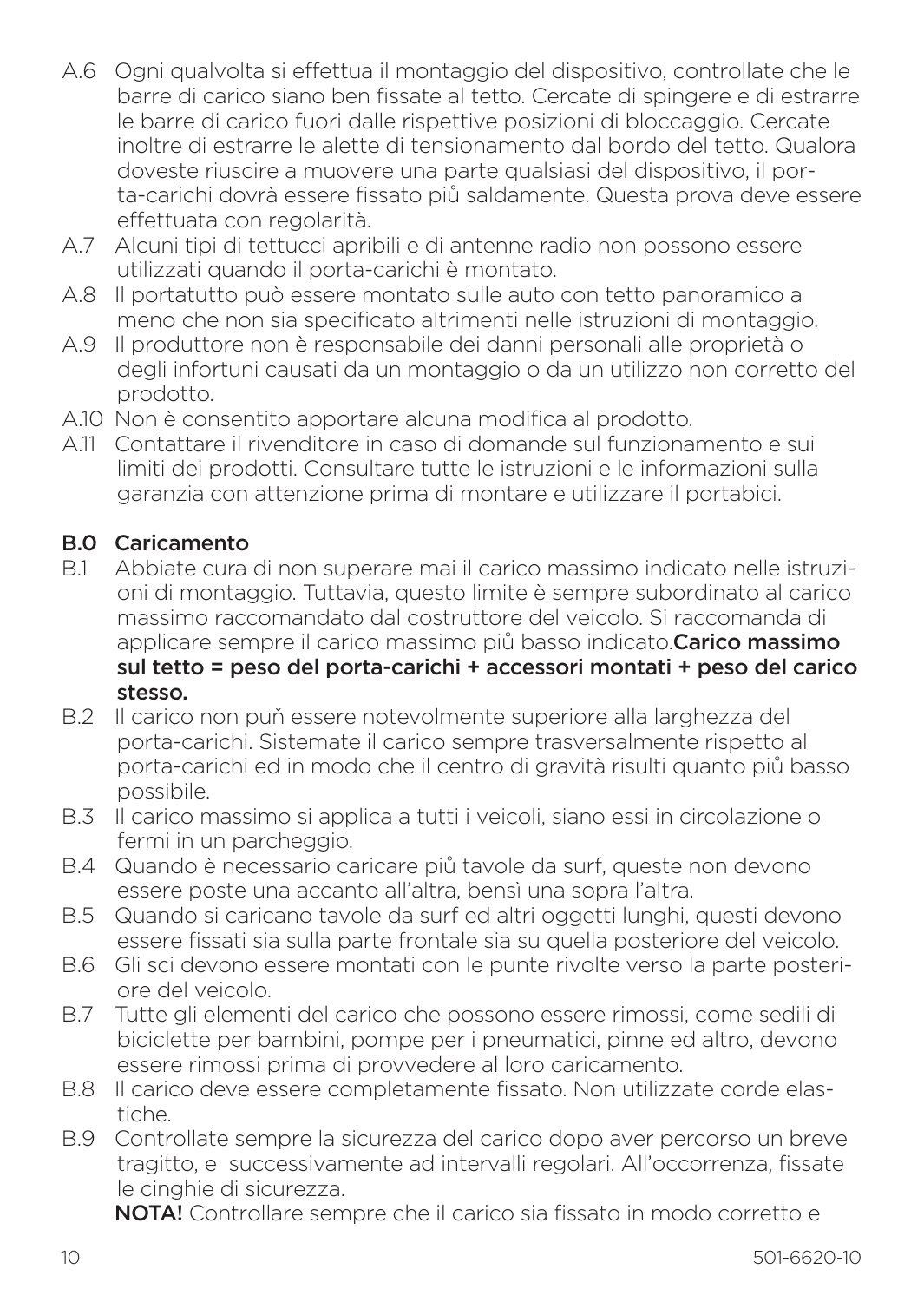A.6 Ogni qualvolta si effettua il montaggio del dispositivo, controllate che le barre di carico siano ben fissate al tetto. Cercate di spingere e di estrarre le barre di carico fuori dalle rispettive posizioni di bloccaggio. Cercate inoltre di estrarre le alette di tensionamento dal bordo del tetto. Qualora doveste riuscire a muovere una parte qualsiasi del dispositivo, il porta-carichi dovrà essere fissato più saldamente. Questa prova deve essere effettuata con regolarità.

A.7 Alcuni tipi di tettucci apribili e di antenne radio non possono essere utilizzati quando il porta-carichi è montato.

A.8 Il portatutto può essere montato sulle auto con tetto panoramico a meno che non sia specificato altrimenti nelle istruzioni di montaggio.

A.9 Il produttore non è responsabile dei danni personali alle proprietà o degli infortuni causati da un montaggio o da un utilizzo non corretto del prodotto.

A.10 Non è consentito apportare alcuna modifica al prodotto.

A.11 Contattare il rivenditore in caso di domande sul funzionamento e sui limiti dei prodotti. Consultare tutte le istruzioni e le informazioni sulla garanzia con attenzione prima di montare e utilizzare il portabici.

## B.0 Caricamento

B.1 Abbiate cura di non superare mai il carico massimo indicato nelle istruzioni di montaggio. Tuttavia, questo limite è sempre subordinato al carico massimo raccomandato dal costruttore del veicolo. Si raccomanda di applicare sempre il carico massimo più basso indicato.**Carico massimo sul tetto = peso del porta-carichi + accessori montati + peso del carico stesso.**

B.2 Il carico non puň essere notevolmente superiore alla larghezza del porta-carichi. Sistemate il carico sempre trasversalmente rispetto al porta-carichi ed in modo che il centro di gravità risulti quanto piů basso possibile.

B.3 Il carico massimo si applica a tutti i veicoli, siano essi in circolazione o fermi in un parcheggio.

B.4 Quando è necessario caricare piů tavole da surf, queste non devono essere poste una accanto all'altra, bensì una sopra l'altra.

B.5 Quando si caricano tavole da surf ed altri oggetti lunghi, questi devono essere fissati sia sulla parte frontale sia su quella posteriore del veicolo.

B.6 Gli sci devono essere montati con le punte rivolte verso la parte posteriore del veicolo.

B.7 Tutte gli elementi del carico che possono essere rimossi, come sedili di biciclette per bambini, pompe per i pneumatici, pinne ed altro, devono essere rimossi prima di provvedere al loro caricamento.

B.8 Il carico deve essere completamente fissato. Non utilizzate corde elastiche.

B.9 Controllate sempre la sicurezza del carico dopo aver percorso un breve tragitto, e successivamente ad intervalli regolari. All'occorrenza, fissate le cinghie di sicurezza.

**NOTA!** Controllare sempre che il carico sia fissato in modo corretto e

501-6620-10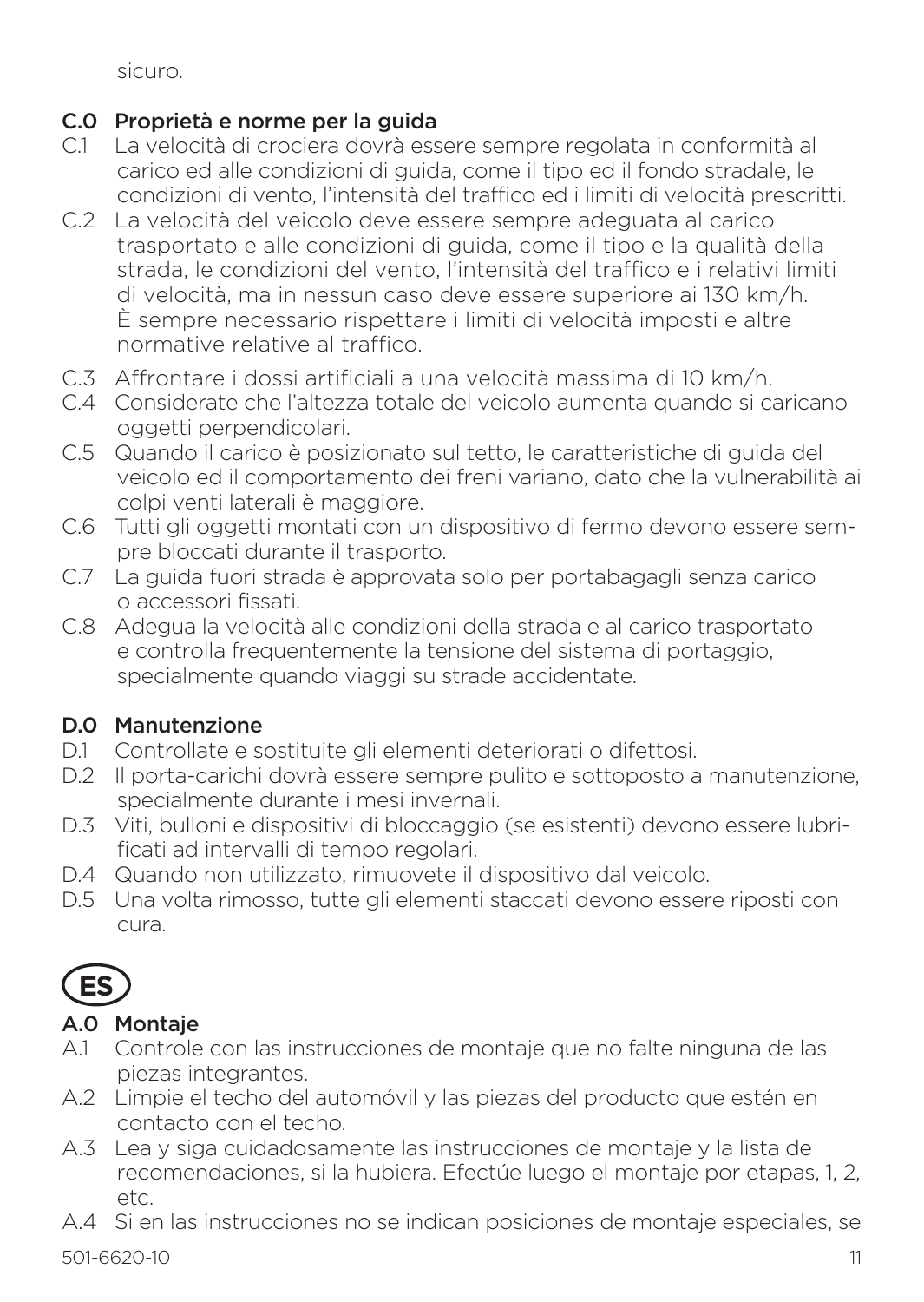sicuro.

## C.0 Proprietà e norme per la guida

C.1 La velocità di crociera dovrà essere sempre regolata in conformità al carico ed alle condizioni di guida, come il tipo ed il fondo stradale, le condizioni di vento, l'intensità del traffico ed i limiti di velocità prescritti.

C.2 La velocità del veicolo deve essere sempre adeguata al carico trasportato e alle condizioni di guida, come il tipo e la qualità della strada, le condizioni del vento, l'intensità del traffico e i relativi limiti di velocità, ma in nessun caso deve essere superiore ai 130 km/h. È sempre necessario rispettare i limiti di velocità imposti e altre normative relative al traffico.

C.3 Affrontare i dossi artificiali a una velocità massima di 10 km/h.

C.4 Considerate che l'altezza totale del veicolo aumenta quando si caricano oggetti perpendicolari.

C.5 Quando il carico è posizionato sul tetto, le caratteristiche di guida del veicolo ed il comportamento dei freni variano, dato che la vulnerabilità ai colpi venti laterali è maggiore.

C.6 Tutti gli oggetti montati con un dispositivo di fermo devono essere sempre bloccati durante il trasporto.

C.7 La guida fuori strada è approvata solo per portabagagli senza carico o accessori fissati.

C.8 Adegua la velocità alle condizioni della strada e al carico trasportato e controlla frequentemente la tensione del sistema di portaggio, specialmente quando viaggi su strade accidentate.

## D.0 Manutenzione

D.1 Controllate e sostituite gli elementi deteriorati o difettosi.

D.2 Il porta-carichi dovrà essere sempre pulito e sottoposto a manutenzione, specialmente durante i mesi invernali.

D.3 Viti, bulloni e dispositivi di bloccaggio (se esistenti) devono essere lubrificati ad intervalli di tempo regolari.

D.4 Quando non utilizzato, rimuovete il dispositivo dal veicolo.

D.5 Una volta rimosso, tutte gli elementi staccati devono essere riposti con cura.

# ES

## A.0 Montaje

A.1 Controle con las instrucciones de montaje que no falte ninguna de las piezas integrantes.

A.2 Limpie el techo del automóvil y las piezas del producto que estén en contacto con el techo.

A.3 Lea y siga cuidadosamente las instrucciones de montaje y la lista de recomendaciones, si la hubiera. Efectúe luego el montaje por etapas, 1, 2, etc.

A.4 Si en las instrucciones no se indican posiciones de montaje especiales, se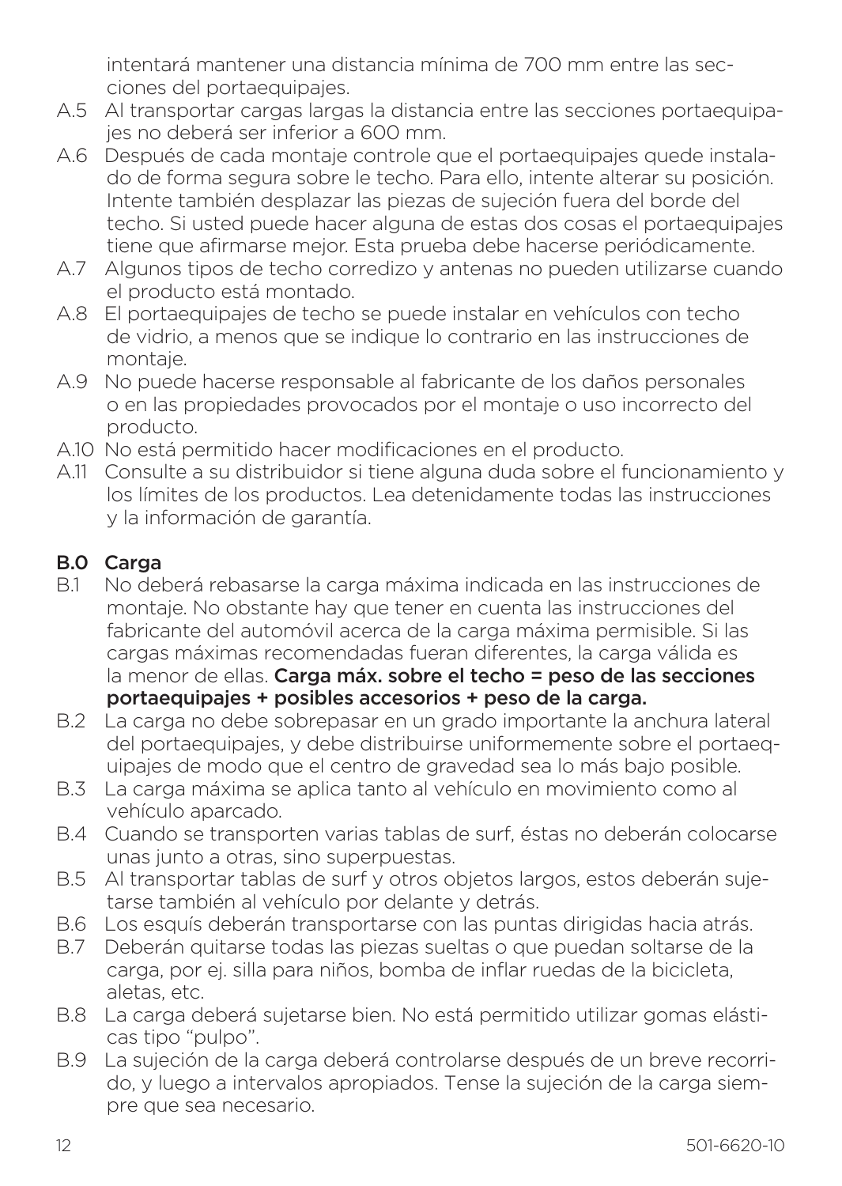intentará mantener una distancia mínima de 700 mm entre las secciones del portaequipajes.

A.5 Al transportar cargas largas la distancia entre las secciones portaequipajes no deberá ser inferior a 600 mm.

A.6 Después de cada montaje controle que el portaequipajes quede instalado de forma segura sobre le techo. Para ello, intente alterar su posición. Intente también desplazar las piezas de sujeción fuera del borde del techo. Si usted puede hacer alguna de estas dos cosas el portaequipajes tiene que afirmarse mejor. Esta prueba debe hacerse periódicamente.

A.7 Algunos tipos de techo corredizo y antenas no pueden utilizarse cuando el producto está montado.

A.8 El portaequipajes de techo se puede instalar en vehículos con techo de vidrio, a menos que se indique lo contrario en las instrucciones de montaje.

A.9 No puede hacerse responsable al fabricante de los daños personales o en las propiedades provocados por el montaje o uso incorrecto del producto.

A.10 No está permitido hacer modificaciones en el producto.

A.11 Consulte a su distribuidor si tiene alguna duda sobre el funcionamiento y los límites de los productos. Lea detenidamente todas las instrucciones y la información de garantía.

## B.0 Carga

B.1 No deberá rebasarse la carga máxima indicada en las instrucciones de montaje. No obstante hay que tener en cuenta las instrucciones del fabricante del automóvil acerca de la carga máxima permisible. Si las cargas máximas recomendadas fueran diferentes, la carga válida es la menor de ellas. **Carga máx. sobre el techo = peso de las secciones portaequipajes + posibles accesorios + peso de la carga.**

B.2 La carga no debe sobrepasar en un grado importante la anchura lateral del portaequipajes, y debe distribuirse uniformemente sobre el portaequipajes de modo que el centro de gravedad sea lo más bajo posible.

B.3 La carga máxima se aplica tanto al vehículo en movimiento como al vehículo aparcado.

B.4 Cuando se transporten varias tablas de surf, éstas no deberán colocarse unas junto a otras, sino superpuestas.

B.5 Al transportar tablas de surf y otros objetos largos, estos deberán sujetarse también al vehículo por delante y detrás.

B.6 Los esquís deberán transportarse con las puntas dirigidas hacia atrás.

B.7 Deberán quitarse todas las piezas sueltas o que puedan soltarse de la carga, por ej. silla para niños, bomba de inflar ruedas de la bicicleta, aletas, etc.

B.8 La carga deberá sujetarse bien. No está permitido utilizar gomas elásticas tipo "pulpo".

B.9 La sujeción de la carga deberá controlarse después de un breve recorrido, y luego a intervalos apropiados. Tense la sujeción de la carga siempre que sea necesario.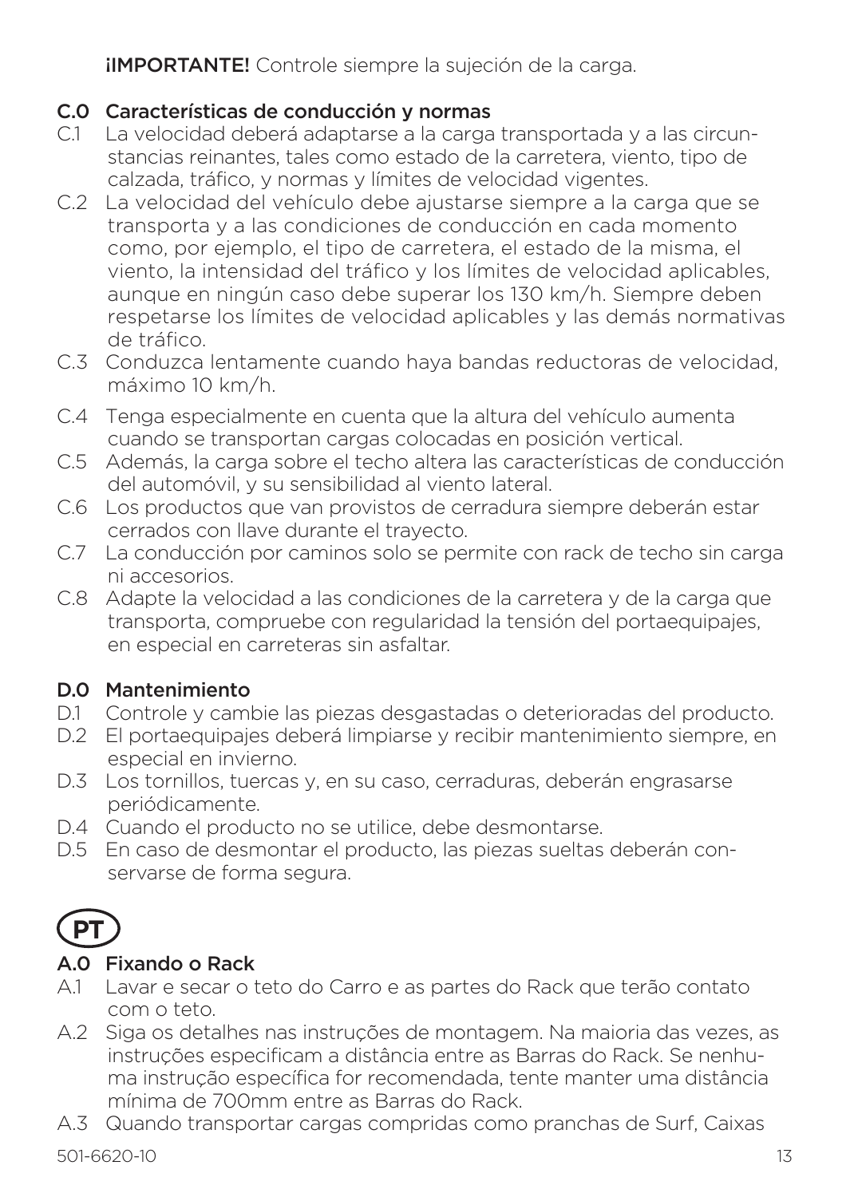**¡IMPORTANTE!** Controle siempre la sujeción de la carga.

## C.0 Características de conducción y normas

C.1 La velocidad deberá adaptarse a la carga transportada y a las circunstancias reinantes, tales como estado de la carretera, viento, tipo de calzada, tráfico, y normas y límites de velocidad vigentes.

C.2 La velocidad del vehículo debe ajustarse siempre a la carga que se transporta y a las condiciones de conducción en cada momento como, por ejemplo, el tipo de carretera, el estado de la misma, el viento, la intensidad del tráfico y los límites de velocidad aplicables, aunque en ningún caso debe superar los 130 km/h. Siempre deben respetarse los límites de velocidad aplicables y las demás normativas de tráfico.

C.3 Conduzca lentamente cuando haya bandas reductoras de velocidad, máximo 10 km/h.

C.4 Tenga especialmente en cuenta que la altura del vehículo aumenta cuando se transportan cargas colocadas en posición vertical.

C.5 Además, la carga sobre el techo altera las características de conducción del automóvil, y su sensibilidad al viento lateral.

C.6 Los productos que van provistos de cerradura siempre deberán estar cerrados con llave durante el trayecto.

C.7 La conducción por caminos solo se permite con rack de techo sin carga ni accesorios.

C.8 Adapte la velocidad a las condiciones de la carretera y de la carga que transporta, compruebe con regularidad la tensión del portaequipajes, en especial en carreteras sin asfaltar.

## D.0 Mantenimiento

D.1 Controle y cambie las piezas desgastadas o deterioradas del producto.

D.2 El portaequipajes deberá limpiarse y recibir mantenimiento siempre, en especial en invierno.

D.3 Los tornillos, tuercas y, en su caso, cerraduras, deberán engrasarse periódicamente.

D.4 Cuando el producto no se utilice, debe desmontarse.

D.5 En caso de desmontar el producto, las piezas sueltas deberán conservarse de forma segura.

# PT

## A.0 Fixando o Rack

A.1 Lavar e secar o teto do Carro e as partes do Rack que terão contato com o teto.

A.2 Siga os detalhes nas instruções de montagem. Na maioria das vezes, as instruções especificam a distância entre as Barras do Rack. Se nenhuma instrução específica for recomendada, tente manter uma distância mínima de 700mm entre as Barras do Rack.

A.3 Quando transportar cargas compridas como pranchas de Surf, Caixas

501-6620-10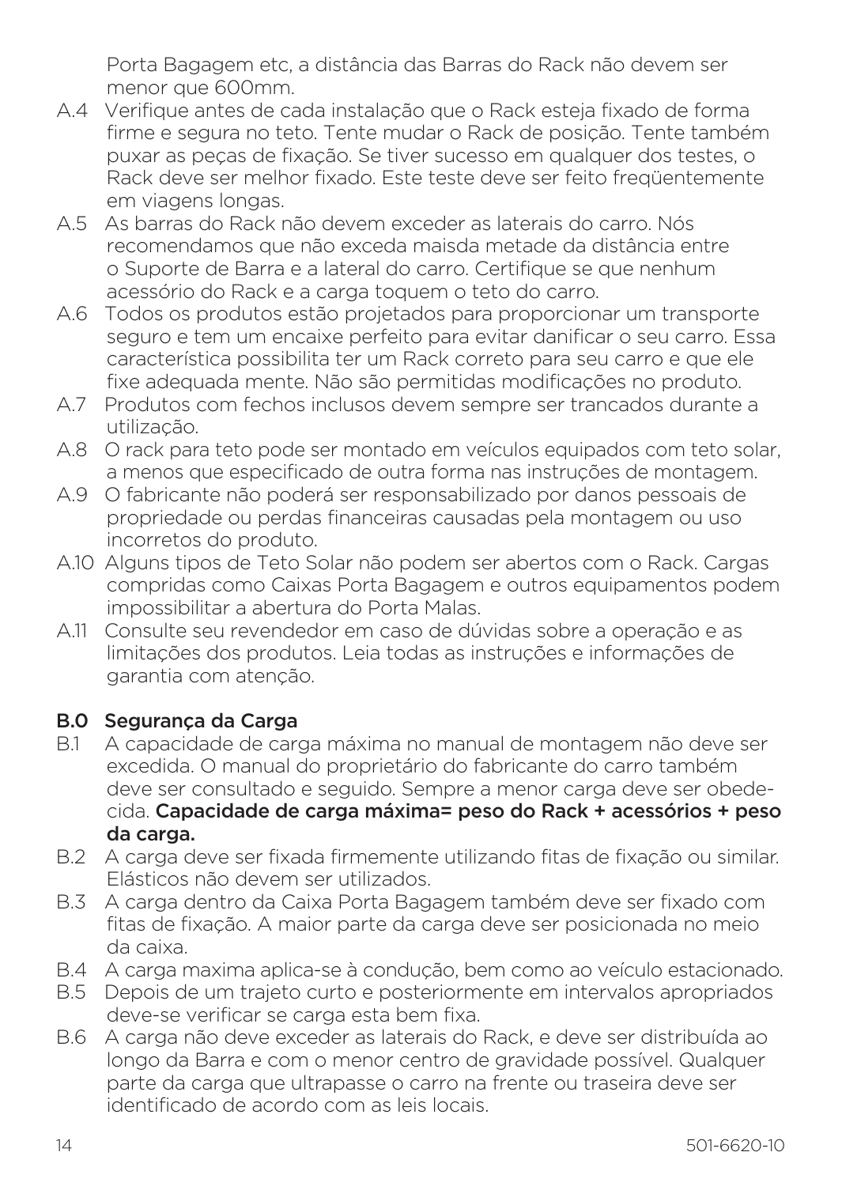Porta Bagagem etc, a distância das Barras do Rack não devem ser menor que 600mm.

A.4 Verifique antes de cada instalação que o Rack esteja fixado de forma firme e segura no teto. Tente mudar o Rack de posição. Tente também puxar as peças de fixação. Se tiver sucesso em qualquer dos testes, o Rack deve ser melhor fixado. Este teste deve ser feito freqüentemente em viagens longas.

A.5 As barras do Rack não devem exceder as laterais do carro. Nós recomendamos que não exceda maisda metade da distância entre o Suporte de Barra e a lateral do carro. Certifique se que nenhum acessório do Rack e a carga toquem o teto do carro.

A.6 Todos os produtos estão projetados para proporcionar um transporte seguro e tem um encaixe perfeito para evitar danificar o seu carro. Essa característica possibilita ter um Rack correto para seu carro e que ele fixe adequada mente. Não são permitidas modificações no produto.

A.7 Produtos com fechos inclusos devem sempre ser trancados durante a utilização.

A.8 O rack para teto pode ser montado em veículos equipados com teto solar, a menos que especificado de outra forma nas instruções de montagem.

A.9 O fabricante não poderá ser responsabilizado por danos pessoais de propriedade ou perdas financeiras causadas pela montagem ou uso incorretos do produto.

A.10 Alguns tipos de Teto Solar não podem ser abertos com o Rack. Cargas compridas como Caixas Porta Bagagem e outros equipamentos podem impossibilitar a abertura do Porta Malas.

A.11 Consulte seu revendedor em caso de dúvidas sobre a operação e as limitações dos produtos. Leia todas as instruções e informações de garantia com atenção.

## B.0 Segurança da Carga

B.1 A capacidade de carga máxima no manual de montagem não deve ser excedida. O manual do proprietário do fabricante do carro também deve ser consultado e seguido. Sempre a menor carga deve ser obedecida. **Capacidade de carga máxima= peso do Rack + acessórios + peso da carga.**

B.2 A carga deve ser fixada firmemente utilizando fitas de fixação ou similar. Elásticos não devem ser utilizados.

B.3 A carga dentro da Caixa Porta Bagagem também deve ser fixado com fitas de fixação. A maior parte da carga deve ser posicionada no meio da caixa.

B.4 A carga maxima aplica-se à condução, bem como ao veículo estacionado.

B.5 Depois de um trajeto curto e posteriormente em intervalos apropriados deve-se verificar se carga esta bem fixa.

B.6 A carga não deve exceder as laterais do Rack, e deve ser distribuída ao longo da Barra e com o menor centro de gravidade possível. Qualquer parte da carga que ultrapasse o carro na frente ou traseira deve ser identificado de acordo com as leis locais.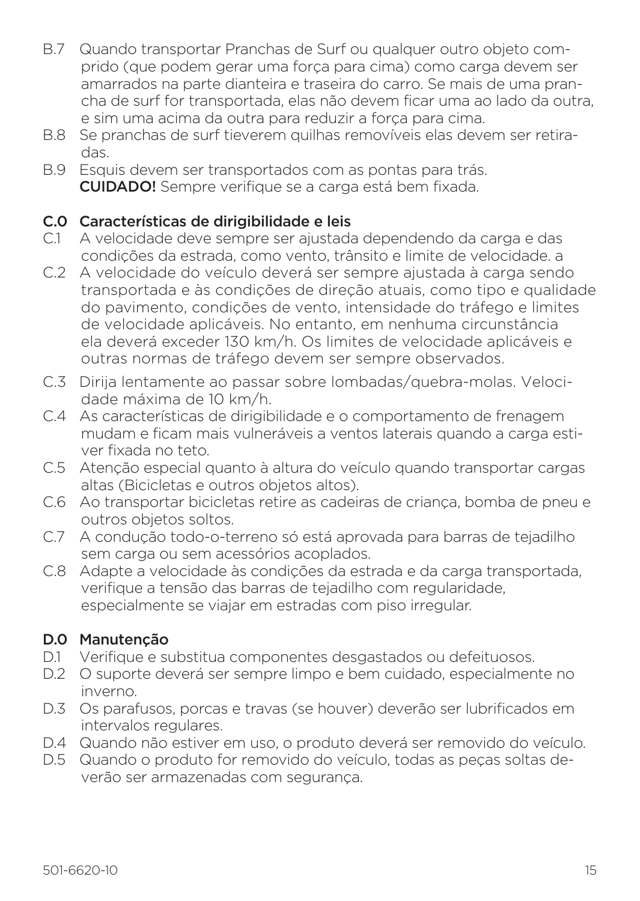B.7 Quando transportar Pranchas de Surf ou qualquer outro objeto comprido (que podem gerar uma força para cima) como carga devem ser amarrados na parte dianteira e traseira do carro. Se mais de uma prancha de surf for transportada, elas não devem ficar uma ao lado da outra, e sim uma acima da outra para reduzir a força para cima.

B.8 Se pranchas de surf tieverem quilhas removíveis elas devem ser retiradas.

B.9 Esquis devem ser transportados com as pontas para trás.
**CUIDADO!** Sempre verifique se a carga está bem fixada.

## C.0 Características de dirigibilidade e leis

C.1 A velocidade deve sempre ser ajustada dependendo da carga e das condições da estrada, como vento, trânsito e limite de velocidade. a

C.2 A velocidade do veículo deverá ser sempre ajustada à carga sendo transportada e às condições de direção atuais, como tipo e qualidade do pavimento, condições de vento, intensidade do tráfego e limites de velocidade aplicáveis. No entanto, em nenhuma circunstância ela deverá exceder 130 km/h. Os limites de velocidade aplicáveis e outras normas de tráfego devem ser sempre observados.

C.3 Dirija lentamente ao passar sobre lombadas/quebra-molas. Velocidade máxima de 10 km/h.

C.4 As características de dirigibilidade e o comportamento de frenagem mudam e ficam mais vulneráveis a ventos laterais quando a carga estiver fixada no teto.

C.5 Atenção especial quanto à altura do veículo quando transportar cargas altas (Bicicletas e outros objetos altos).

C.6 Ao transportar bicicletas retire as cadeiras de criança, bomba de pneu e outros objetos soltos.

C.7 A condução todo-o-terreno só está aprovada para barras de tejadilho sem carga ou sem acessórios acoplados.

C.8 Adapte a velocidade às condições da estrada e da carga transportada, verifique a tensão das barras de tejadilho com regularidade, especialmente se viajar em estradas com piso irregular.

## D.0 Manutenção

D.1 Verifique e substitua componentes desgastados ou defeituosos.

D.2 O suporte deverá ser sempre limpo e bem cuidado, especialmente no inverno.

D.3 Os parafusos, porcas e travas (se houver) deverão ser lubrificados em intervalos regulares.

D.4 Quando não estiver em uso, o produto deverá ser removido do veículo.

D.5 Quando o produto for removido do veículo, todas as peças soltas deverão ser armazenadas com segurança.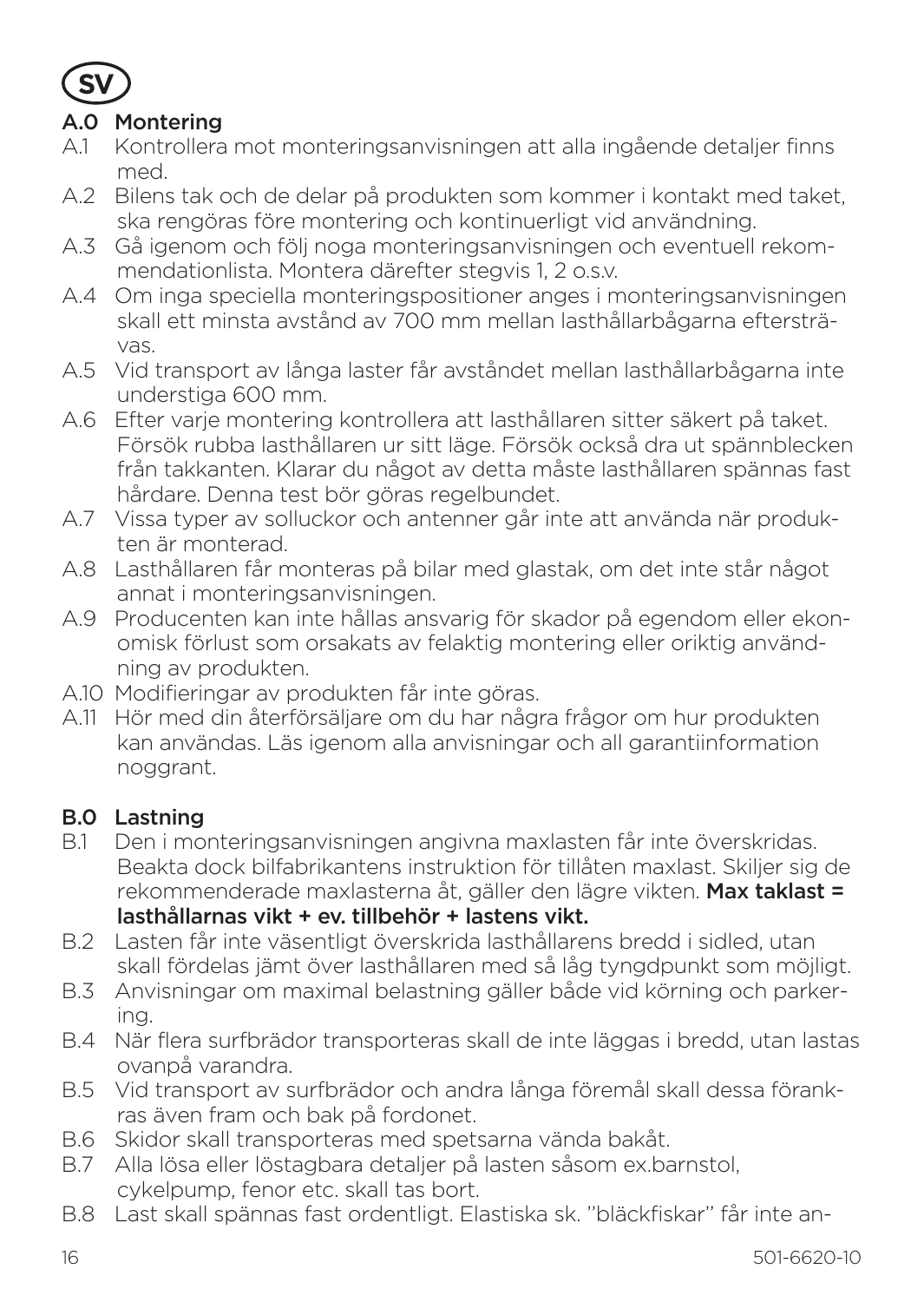**SV**

## A.0 Montering

A.1 Kontrollera mot monteringsanvisningen att alla ingående detaljer finns med.

A.2 Bilens tak och de delar på produkten som kommer i kontakt med taket, ska rengöras före montering och kontinuerligt vid användning.

A.3 Gå igenom och följ noga monteringsanvisningen och eventuell rekommendationlista. Montera därefter stegvis 1, 2 o.s.v.

A.4 Om inga speciella monteringspositioner anges i monteringsanvisningen skall ett minsta avstånd av 700 mm mellan lasthållarbågarna eftersträvas.

A.5 Vid transport av långa laster får avståndet mellan lasthållarbågarna inte understiga 600 mm.

A.6 Efter varje montering kontrollera att lasthållaren sitter säkert på taket. Försök rubba lasthållaren ur sitt läge. Försök också dra ut spännblecken från takkanten. Klarar du något av detta måste lasthållaren spännas fast hårdare. Denna test bör göras regelbundet.

A.7 Vissa typer av solluckor och antenner går inte att använda när produkten är monterad.

A.8 Lasthållaren får monteras på bilar med glastak, om det inte står något annat i monteringsanvisningen.

A.9 Producenten kan inte hållas ansvarig för skador på egendom eller ekonomisk förlust som orsakats av felaktig montering eller oriktig användning av produkten.

A.10 Modifieringar av produkten får inte göras.

A.11 Hör med din återförsäljare om du har några frågor om hur produkten kan användas. Läs igenom alla anvisningar och all garantiinformation noggrant.

## B.0 Lastning

B.1 Den i monteringsanvisningen angivna maxlasten får inte överskridas. Beakta dock bilfabrikantens instruktion för tillåten maxlast. Skiljer sig de rekommenderade maxlasterna åt, gäller den lägre vikten. **Max taklast = lasthållarnas vikt + ev. tillbehör + lastens vikt.**

B.2 Lasten får inte väsentligt överskrida lasthållarens bredd i sidled, utan skall fördelas jämt över lasthållaren med så låg tyngdpunkt som möjligt.

B.3 Anvisningar om maximal belastning gäller både vid körning och parkering.

B.4 När flera surfbrädor transporteras skall de inte läggas i bredd, utan lastas ovanpå varandra.

B.5 Vid transport av surfbrädor och andra långa föremål skall dessa förankras även fram och bak på fordonet.

B.6 Skidor skall transporteras med spetsarna vända bakåt.

B.7 Alla lösa eller löstagbara detaljer på lasten såsom ex.barnstol, cykelpump, fenor etc. skall tas bort.

B.8 Last skall spännas fast ordentligt. Elastiska sk. ”bläckfiskar” får inte an-

501-6620-10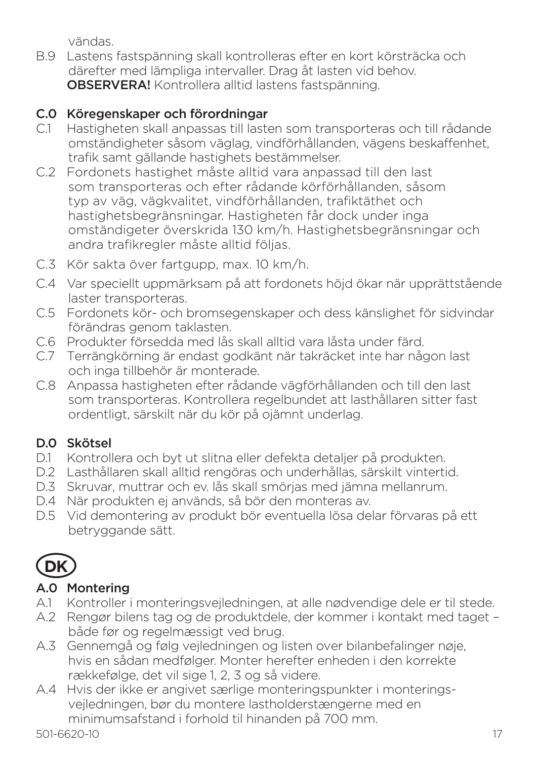vändas.

B.9 Lastens fastspänning skall kontrolleras efter en kort körsträcka och därefter med lämpliga intervaller. Drag åt lasten vid behov.
**OBSERVERA!** Kontrollera alltid lastens fastspänning.

## C.0 Köregenskaper och förordningar

C.1 Hastigheten skall anpassas till lasten som transporteras och till rådande omständigheter såsom väglag, vindförhållanden, vägens beskaffenhet, trafik samt gällande hastighets bestämmelser.

C.2 Fordonets hastighet måste alltid vara anpassad till den last som transporteras och efter rådande körförhållanden, såsom typ av väg, vägkvalitet, vindförhållanden, trafiktäthet och hastighetsbegränsningar. Hastigheten får dock under inga omständigeter överskrida 130 km/h. Hastighetsbegränsningar och andra trafikregler måste alltid följas.

C.3 Kör sakta över fartgupp, max. 10 km/h.

C.4 Var speciellt uppmärksam på att fordonets höjd ökar när upprättstående laster transporteras.

C.5 Fordonets kör- och bromsegenskaper och dess känslighet för sidvindar förändras genom taklasten.

C.6 Produkter försedda med lås skall alltid vara låsta under färd.

C.7 Terrängkörning är endast godkänt när takräcket inte har någon last och inga tillbehör är monterade.

C.8 Anpassa hastigheten efter rådande vägförhållanden och till den last som transporteras. Kontrollera regelbundet att lasthållaren sitter fast ordentligt, särskilt när du kör på ojämnt underlag.

## D.0 Skötsel

D.1 Kontrollera och byt ut slitna eller defekta detaljer på produkten.

D.2 Lasthållaren skall alltid rengöras och underhållas, särskilt vintertid.

D.3 Skruvar, muttrar och ev. lås skall smörjas med jämna mellanrum.

D.4 När produkten ej används, så bör den monteras av.

D.5 Vid demontering av produkt bör eventuella lösa delar förvaras på ett betryggande sätt.

# DK

## A.0 Montering

A.1 Kontroller i monteringsvejledningen, at alle nødvendige dele er til stede.

A.2 Rengør bilens tag og de produktdele, der kommer i kontakt med taget – både før og regelmæssigt ved brug.

A.3 Gennemgå og følg vejledningen og listen over bilanbefalinger nøje, hvis en sådan medfølger. Monter herefter enheden i den korrekte rækkefølge, det vil sige 1, 2, 3 og så videre.

A.4 Hvis der ikke er angivet særlige monteringspunkter i monterings-vejledningen, bør du montere lastholderstængerne med en minimumsafstand i forhold til hinanden på 700 mm.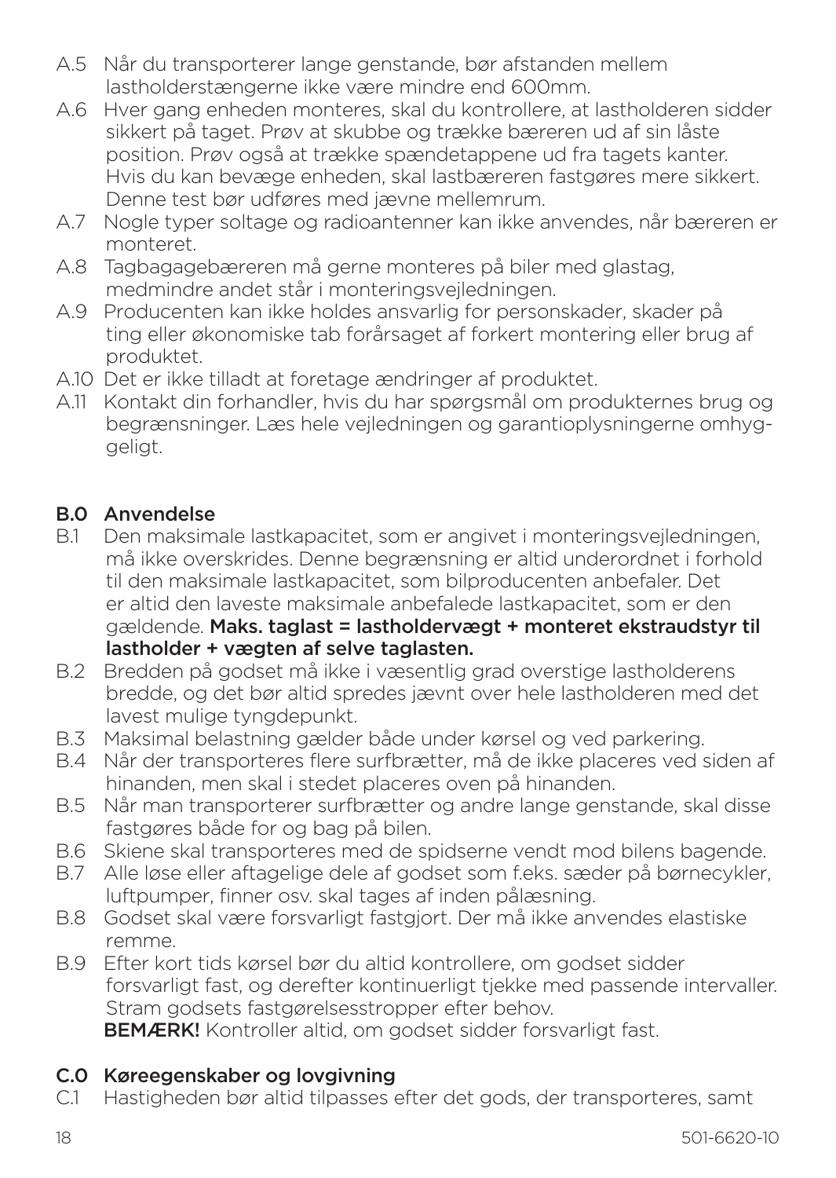A.5 Når du transporterer lange genstande, bør afstanden mellem lastholderstængerne ikke være mindre end 600mm.

A.6 Hver gang enheden monteres, skal du kontrollere, at lastholderen sidder sikkert på taget. Prøv at skubbe og trække bæreren ud af sin låste position. Prøv også at trække spændetappene ud fra tagets kanter. Hvis du kan bevæge enheden, skal lastbæreren fastgøres mere sikkert. Denne test bør udføres med jævne mellemrum.

A.7 Nogle typer soltage og radioantenner kan ikke anvendes, når bæreren er monteret.

A.8 Tagbagagebæreren må gerne monteres på biler med glastag, medmindre andet står i monteringsvejledningen.

A.9 Producenten kan ikke holdes ansvarlig for personskader, skader på ting eller økonomiske tab forårsaget af forkert montering eller brug af produktet.

A.10 Det er ikke tilladt at foretage ændringer af produktet.

A.11 Kontakt din forhandler, hvis du har spørgsmål om produkternes brug og begrænsninger. Læs hele vejledningen og garantioplysningerne omhyggeligt.

## B.0 Anvendelse

B.1 Den maksimale lastkapacitet, som er angivet i monteringsvejledningen, må ikke overskrides. Denne begrænsning er altid underordnet i forhold til den maksimale lastkapacitet, som bilproducenten anbefaler. Det er altid den laveste maksimale anbefalede lastkapacitet, som er den gældende. **Maks. taglast = lastholdervægt + monteret ekstraudstyr til lastholder + vægten af selve taglasten.**

B.2 Bredden på godset må ikke i væsentlig grad overstige lastholderens bredde, og det bør altid spredes jævnt over hele lastholderen med det lavest mulige tyngdepunkt.

B.3 Maksimal belastning gælder både under kørsel og ved parkering.

B.4 Når der transporteres flere surfbrætter, må de ikke placeres ved siden af hinanden, men skal i stedet placeres oven på hinanden.

B.5 Når man transporterer surfbrætter og andre lange genstande, skal disse fastgøres både for og bag på bilen.

B.6 Skiene skal transporteres med de spidserne vendt mod bilens bagende.

B.7 Alle løse eller aftagelige dele af godset som f.eks. sæder på børnecykler, luftpumper, finner osv. skal tages af inden pålæsning.

B.8 Godset skal være forsvarligt fastgjort. Der må ikke anvendes elastiske remme.

B.9 Efter kort tids kørsel bør du altid kontrollere, om godset sidder forsvarligt fast, og derefter kontinuerligt tjekke med passende intervaller. Stram godsets fastgørelsesstropper efter behov.
**BEMÆRK!** Kontroller altid, om godset sidder forsvarligt fast.

## C.0 Køreegenskaber og lovgivning

C.1 Hastigheden bør altid tilpasses efter det gods, der transporteres, samt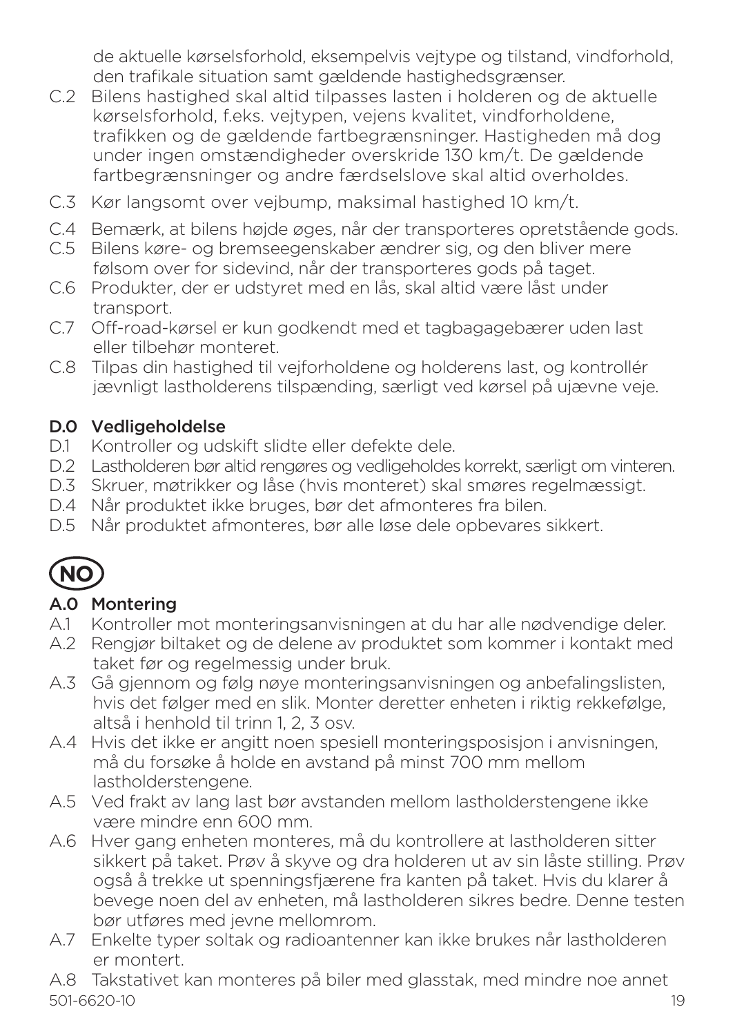de aktuelle kørselsforhold, eksempelvis vejtype og tilstand, vindforhold, den trafikale situation samt gældende hastighedsgrænser.

C.2 Bilens hastighed skal altid tilpasses lasten i holderen og de aktuelle kørselsforhold, f.eks. vejtypen, vejens kvalitet, vindforholdene, trafikken og de gældende fartbegrænsninger. Hastigheden må dog under ingen omstændigheder overskride 130 km/t. De gældende fartbegrænsninger og andre færdselslove skal altid overholdes.

C.3 Kør langsomt over vejbump, maksimal hastighed 10 km/t.

C.4 Bemærk, at bilens højde øges, når der transporteres opretstående gods.

C.5 Bilens køre- og bremseegenskaber ændrer sig, og den bliver mere følsom over for sidevind, når der transporteres gods på taget.

C.6 Produkter, der er udstyret med en lås, skal altid være låst under transport.

C.7 Off-road-kørsel er kun godkendt med et tagbagagebærer uden last eller tilbehør monteret.

C.8 Tilpas din hastighed til vejforholdene og holderens last, og kontrollér jævnligt lastholderens tilspænding, særligt ved kørsel på ujævne veje.

## D.0 Vedligeholdelse

D.1 Kontroller og udskift slidte eller defekte dele.

D.2 Lastholderen bør altid rengøres og vedligeholdes korrekt, særligt om vinteren.

D.3 Skruer, møtrikker og låse (hvis monteret) skal smøres regelmæssigt.

D.4 Når produktet ikke bruges, bør det afmonteres fra bilen.

D.5 Når produktet afmonteres, bør alle løse dele opbevares sikkert.

# NO

## A.0 Montering

A.1 Kontroller mot monteringsanvisningen at du har alle nødvendige deler.

A.2 Rengjør biltaket og de delene av produktet som kommer i kontakt med taket før og regelmessig under bruk.

A.3 Gå gjennom og følg nøye monteringsanvisningen og anbefalingslisten, hvis det følger med en slik. Monter deretter enheten i riktig rekkefølge, altså i henhold til trinn 1, 2, 3 osv.

A.4 Hvis det ikke er angitt noen spesiell monteringsposisjon i anvisningen, må du forsøke å holde en avstand på minst 700 mm mellom lastholderstengene.

A.5 Ved frakt av lang last bør avstanden mellom lastholderstengene ikke være mindre enn 600 mm.

A.6 Hver gang enheten monteres, må du kontrollere at lastholderen sitter sikkert på taket. Prøv å skyve og dra holderen ut av sin låste stilling. Prøv også å trekke ut spenningsfjærene fra kanten på taket. Hvis du klarer å bevege noen del av enheten, må lastholderen sikres bedre. Denne testen bør utføres med jevne mellomrom.

A.7 Enkelte typer soltak og radioantenner kan ikke brukes når lastholderen er montert.

A.8 Takstativet kan monteres på biler med glasstak, med mindre noe annet

501-6620-10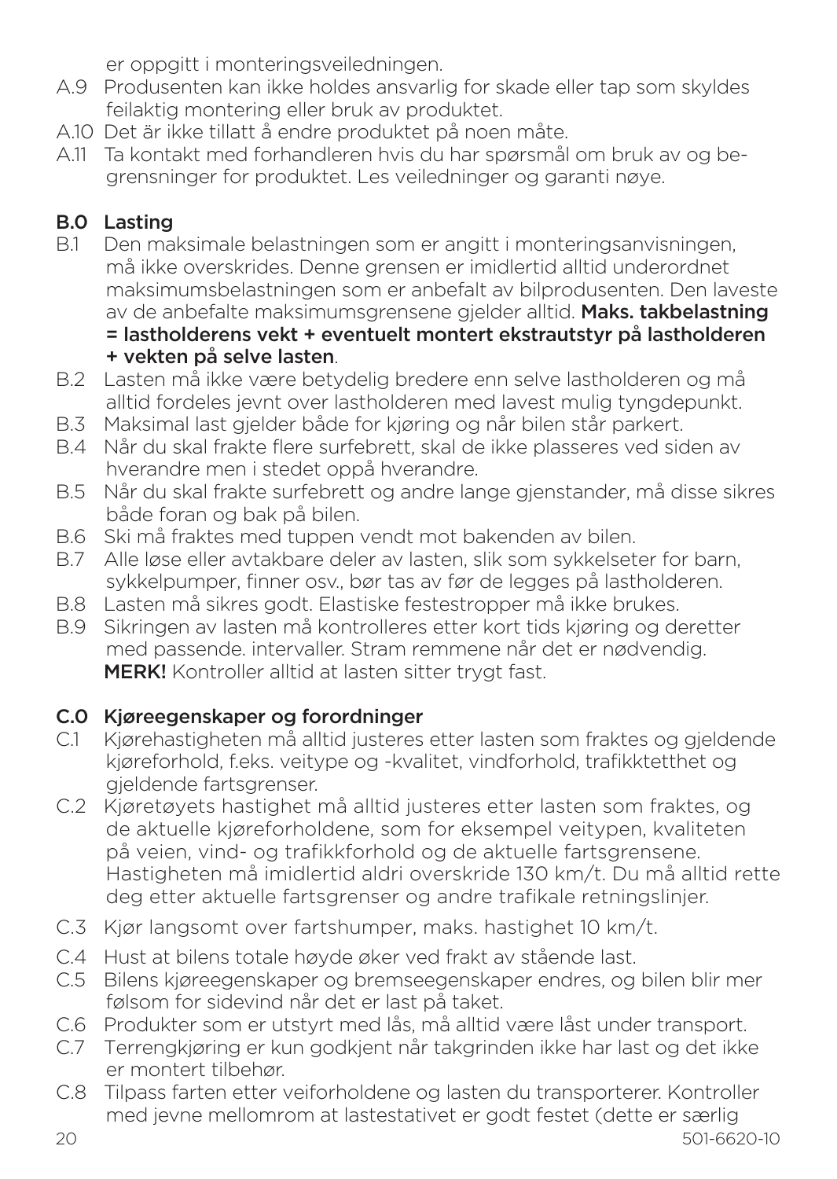er oppgitt i monteringsveiledningen.

A.9 Produsenten kan ikke holdes ansvarlig for skade eller tap som skyldes feilaktig montering eller bruk av produktet.

A.10 Det är ikke tillatt å endre produktet på noen måte.

A.11 Ta kontakt med forhandleren hvis du har spørsmål om bruk av og begrensninger for produktet. Les veiledninger og garanti nøye.

## B.0 Lasting

B.1 Den maksimale belastningen som er angitt i monteringsanvisningen, må ikke overskrides. Denne grensen er imidlertid alltid underordnet maksimumsbelastningen som er anbefalt av bilprodusenten. Den laveste av de anbefalte maksimumsgrensene gjelder alltid. **Maks. takbelastning = lastholderens vekt + eventuelt montert ekstrautstyr på lastholderen + vekten på selve lasten**.

B.2 Lasten må ikke være betydelig bredere enn selve lastholderen og må alltid fordeles jevnt over lastholderen med lavest mulig tyngdepunkt.

B.3 Maksimal last gjelder både for kjøring og når bilen står parkert.

B.4 Når du skal frakte flere surfebrett, skal de ikke plasseres ved siden av hverandre men i stedet oppå hverandre.

B.5 Når du skal frakte surfebrett og andre lange gjenstander, må disse sikres både foran og bak på bilen.

B.6 Ski må fraktes med tuppen vendt mot bakenden av bilen.

B.7 Alle løse eller avtakbare deler av lasten, slik som sykkelseter for barn, sykkelpumper, finner osv., bør tas av før de legges på lastholderen.

B.8 Lasten må sikres godt. Elastiske festestropper må ikke brukes.

B.9 Sikringen av lasten må kontrolleres etter kort tids kjøring og deretter med passende. intervaller. Stram remmene når det er nødvendig. **MERK!** Kontroller alltid at lasten sitter trygt fast.

## C.0 Kjøreegenskaper og forordninger

C.1 Kjørehastigheten må alltid justeres etter lasten som fraktes og gjeldende kjøreforhold, f.eks. veitype og -kvalitet, vindforhold, trafikktetthet og gjeldende fartsgrenser.

C.2 Kjøretøyets hastighet må alltid justeres etter lasten som fraktes, og de aktuelle kjøreforholdene, som for eksempel veitypen, kvaliteten på veien, vind- og trafikkforhold og de aktuelle fartsgrensene. Hastigheten må imidlertid aldri overskride 130 km/t. Du må alltid rette deg etter aktuelle fartsgrenser og andre trafikale retningslinjer.

C.3 Kjør langsomt over fartshumper, maks. hastighet 10 km/t.

C.4 Hust at bilens totale høyde øker ved frakt av stående last.

C.5 Bilens kjøreegenskaper og bremseegenskaper endres, og bilen blir mer følsom for sidevind når det er last på taket.

C.6 Produkter som er utstyrt med lås, må alltid være låst under transport.

C.7 Terrengkjøring er kun godkjent når takgrinden ikke har last og det ikke er montert tilbehør.

C.8 Tilpass farten etter veiforholdene og lasten du transporterer. Kontroller med jevne mellomrom at lastestativet er godt festet (dette er særlig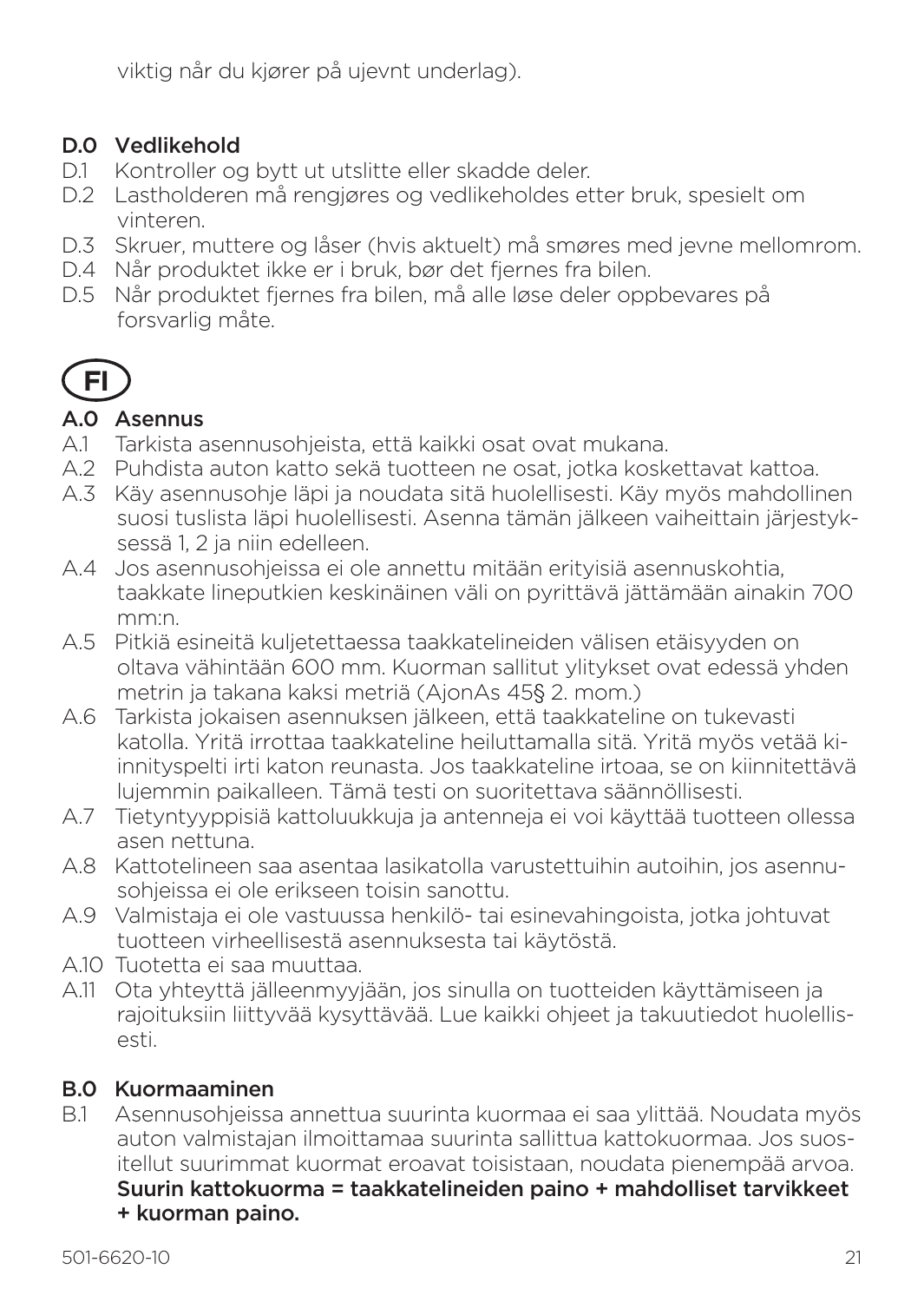viktig når du kjører på ujevnt underlag).

## D.0 Vedlikehold

D.1 Kontroller og bytt ut utslitte eller skadde deler.

D.2 Lastholderen må rengjøres og vedlikeholdes etter bruk, spesielt om vinteren.

D.3 Skruer, muttere og låser (hvis aktuelt) må smøres med jevne mellomrom.

D.4 Når produktet ikke er i bruk, bør det fjernes fra bilen.

D.5 Når produktet fjernes fra bilen, må alle løse deler oppbevares på forsvarlig måte.

# FI

## A.0 Asennus

A.1 Tarkista asennusohjeista, että kaikki osat ovat mukana.

A.2 Puhdista auton katto sekä tuotteen ne osat, jotka koskettavat kattoa.

A.3 Käy asennusohje läpi ja noudata sitä huolellisesti. Käy myös mahdollinen suosi tuslista läpi huolellisesti. Asenna tämän jälkeen vaiheittain järjestyksessä 1, 2 ja niin edelleen.

A.4 Jos asennusohjeissa ei ole annettu mitään erityisiä asennuskohtia, taakkate lineputkien keskinäinen väli on pyrittävä jättämään ainakin 700 mm:n.

A.5 Pitkiä esineitä kuljetettaessa taakkatelineiden välisen etäisyyden on oltava vähintään 600 mm. Kuorman sallitut ylitykset ovat edessä yhden metrin ja takana kaksi metriä (AjonAs 45§ 2. mom.)

A.6 Tarkista jokaisen asennuksen jälkeen, että taakkateline on tukevasti katolla. Yritä irrottaa taakkateline heiluttamalla sitä. Yritä myös vetää kiinnityspelti irti katon reunasta. Jos taakkateline irtoaa, se on kiinnitettävä lujemmin paikalleen. Tämä testi on suoritettava säännöllisesti.

A.7 Tietyntyyppisiä kattoluukkuja ja antenneja ei voi käyttää tuotteen ollessa asen nettuna.

A.8 Kattotelineen saa asentaa lasikatolla varustettuihin autoihin, jos asennusohjeissa ei ole erikseen toisin sanottu.

A.9 Valmistaja ei ole vastuussa henkilö- tai esinevahingoista, jotka johtuvat tuotteen virheellisestä asennuksesta tai käytöstä.

A.10 Tuotetta ei saa muuttaa.

A.11 Ota yhteyttä jälleenmyyjään, jos sinulla on tuotteiden käyttämiseen ja rajoituksiin liittyvää kysyttävää. Lue kaikki ohjeet ja takuutiedot huolellisesti.

## B.0 Kuormaaminen

B.1 Asennusohjeissa annettua suurinta kuormaa ei saa ylittää. Noudata myös auton valmistajan ilmoittamaa suurinta sallittua kattokuormaa. Jos suositellut suurimmat kuormat eroavat toisistaan, noudata pienempää arvoa. **Suurin kattokuorma = taakkatelineiden paino + mahdolliset tarvikkeet + kuorman paino.**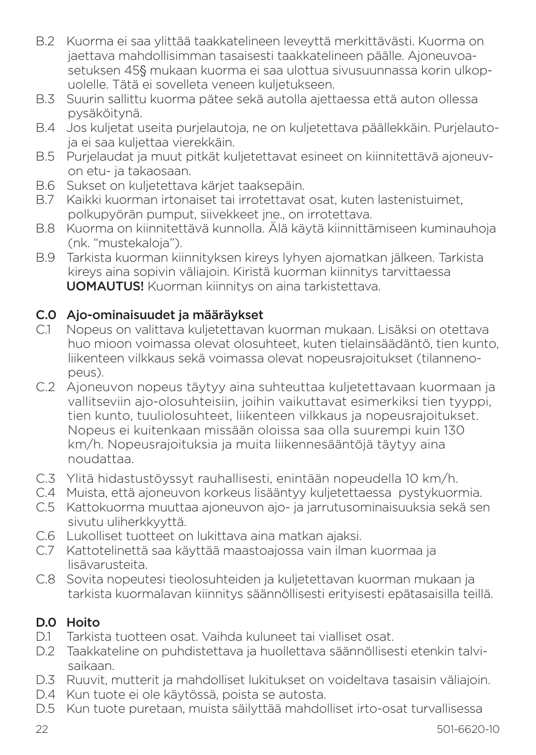B.2 Kuorma ei saa ylittää taakkatelineen leveyttä merkittävästi. Kuorma on jaettava mahdollisimman tasaisesti taakkatelineen päälle. Ajoneuvoasetuksen 45§ mukaan kuorma ei saa ulottua sivusuunnassa korin ulkopuolelle. Tätä ei sovelleta veneen kuljetukseen.

B.3 Suurin sallittu kuorma pätee sekä autolla ajettaessa että auton ollessa pysäköitynä.

B.4 Jos kuljetat useita purjelautoja, ne on kuljetettava päällekkäin. Purjelautoja ei saa kuljettaa vierekkäin.

B.5 Purjelaudat ja muut pitkät kuljetettavat esineet on kiinnitettävä ajoneuvon etu- ja takaosaan.

B.6 Sukset on kuljetettava kärjet taaksepäin.

B.7 Kaikki kuorman irtonaiset tai irrotettavat osat, kuten lastenistuimet, polkupyörän pumput, siivekkeet jne., on irrotettava.

B.8 Kuorma on kiinnitettävä kunnolla. Älä käytä kiinnittämiseen kuminauhoja (nk. "mustekaloja").

B.9 Tarkista kuorman kiinnityksen kireys lyhyen ajomatkan jälkeen. Tarkista kireys aina sopivin väliajoin. Kiristä kuorman kiinnitys tarvittaessa **UOMAUTUS!** Kuorman kiinnitys on aina tarkistettava.

## C.0 Ajo-ominaisuudet ja määräykset

C.1 Nopeus on valittava kuljetettavan kuorman mukaan. Lisäksi on otettava huo mioon voimassa olevat olosuhteet, kuten tielainsäädäntö, tien kunto, liikenteen vilkkaus sekä voimassa olevat nopeusrajoitukset (tilannenopeus).

C.2 Ajoneuvon nopeus täytyy aina suhteuttaa kuljetettavaan kuormaan ja vallitseviin ajo-olosuhteisiin, joihin vaikuttavat esimerkiksi tien tyyppi, tien kunto, tuuliolosuhteet, liikenteen vilkkaus ja nopeusrajoitukset. Nopeus ei kuitenkaan missään oloissa saa olla suurempi kuin 130 km/h. Nopeusrajoituksia ja muita liikennesääntöjä täytyy aina noudattaa.

C.3 Ylitä hidastustöyssyt rauhallisesti, enintään nopeudella 10 km/h.

C.4 Muista, että ajoneuvon korkeus lisääntyy kuljetettaessa pystykuormia.

C.5 Kattokuorma muuttaa ajoneuvon ajo- ja jarrutusominaisuuksia sekä sen sivutu uliherkkyyttä.

C.6 Lukolliset tuotteet on lukittava aina matkan ajaksi.

C.7 Kattotelinettä saa käyttää maastoajossa vain ilman kuormaa ja lisävarusteita.

C.8 Sovita nopeutesi tieolosuhteiden ja kuljetettavan kuorman mukaan ja tarkista kuormalavan kiinnitys säännöllisesti erityisesti epätasaisilla teillä.

## D.0 Hoito

D.1 Tarkista tuotteen osat. Vaihda kuluneet tai vialliset osat.

D.2 Taakkateline on puhdistettava ja huollettava säännöllisesti etenkin talvisaikaan.

D.3 Ruuvit, mutterit ja mahdolliset lukitukset on voideltava tasaisin väliajoin.

D.4 Kun tuote ei ole käytössä, poista se autosta.

D.5 Kun tuote puretaan, muista säilyttää mahdolliset irto-osat turvallisessa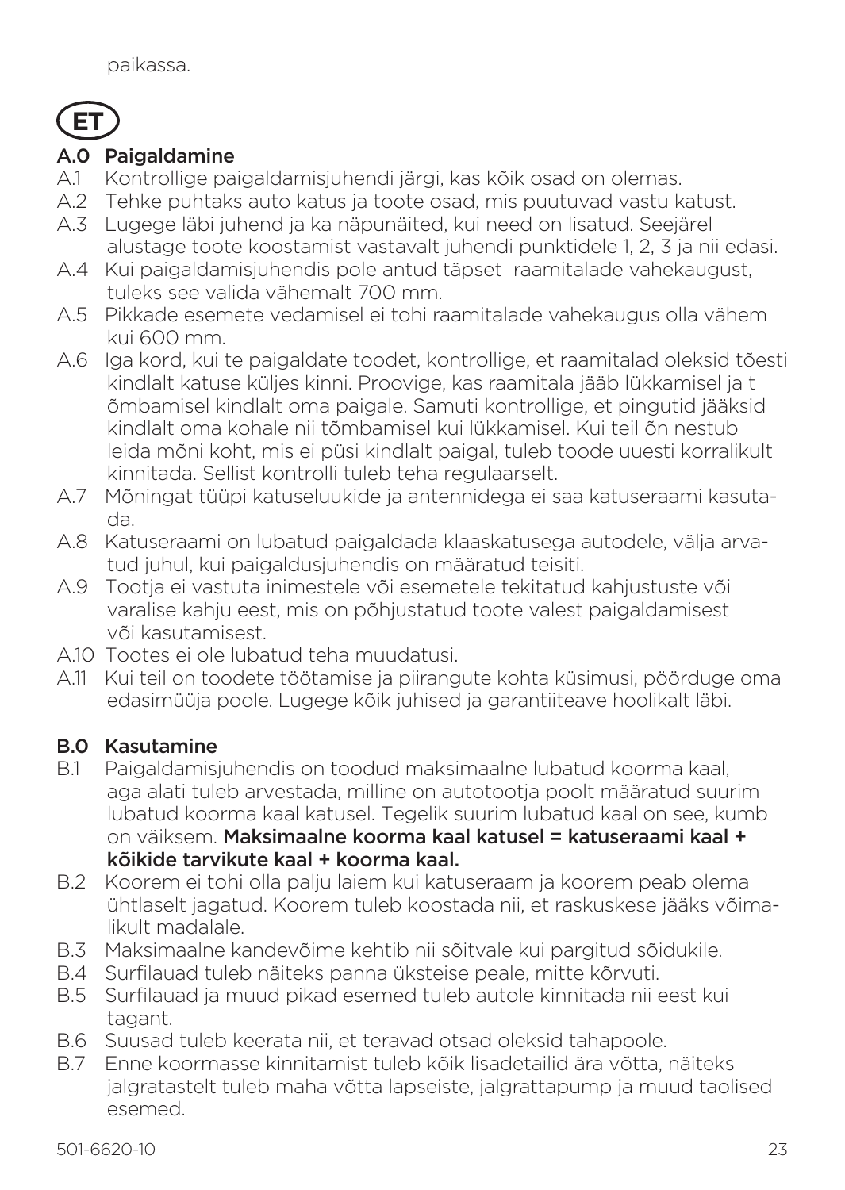paikassa.

# ET

## A.0 Paigaldamine

A.1 Kontrollige paigaldamisjuhendi järgi, kas kõik osad on olemas.

A.2 Tehke puhtaks auto katus ja toote osad, mis puutuvad vastu katust.

A.3 Lugege läbi juhend ja ka näpunäited, kui need on lisatud. Seejärel alustage toote koostamist vastavalt juhendi punktidele 1, 2, 3 ja nii edasi.

A.4 Kui paigaldamisjuhendis pole antud täpset raamitalade vahekaugust, tuleks see valida vähemalt 700 mm.

A.5 Pikkade esemete vedamisel ei tohi raamitalade vahekaugus olla vähem kui 600 mm.

A.6 Iga kord, kui te paigaldate toodet, kontrollige, et raamitalad oleksid tõesti kindlalt katuse küljes kinni. Proovige, kas raamitala jääb lükkamisel ja t õmbamisel kindlalt oma paigale. Samuti kontrollige, et pingutid jääksid kindlalt oma kohale nii tõmbamisel kui lükkamisel. Kui teil õn nestub leida mõni koht, mis ei püsi kindlalt paigal, tuleb toode uuesti korralikult kinnitada. Sellist kontrolli tuleb teha regulaarselt.

A.7 Mõningat tüüpi katuseluukide ja antennidega ei saa katuseraami kasutada.

A.8 Katuseraami on lubatud paigaldada klaaskatusega autodele, välja arvatud juhul, kui paigaldusjuhendis on määratud teisiti.

A.9 Tootja ei vastuta inimestele või esemetele tekitatud kahjustuste või varalise kahju eest, mis on põhjustatud toote valest paigaldamisest või kasutamisest.

A.10 Tootes ei ole lubatud teha muudatusi.

A.11 Kui teil on toodete töötamise ja piirangute kohta küsimusi, pöörduge oma edasimüüja poole. Lugege kõik juhised ja garantiiteave hoolikalt läbi.

## B.0 Kasutamine

B.1 Paigaldamisjuhendis on toodud maksimaalne lubatud koorma kaal, aga alati tuleb arvestada, milline on autotootja poolt määratud suurim lubatud koorma kaal katusel. Tegelik suurim lubatud kaal on see, kumb on väiksem. **Maksimaalne koorma kaal katusel = katuseraami kaal + kõikide tarvikute kaal + koorma kaal.**

B.2 Koorem ei tohi olla palju laiem kui katuseraam ja koorem peab olema ühtlaselt jagatud. Koorem tuleb koostada nii, et raskuskese jääks võimalikult madalale.

B.3 Maksimaalne kandevõime kehtib nii sõitvale kui pargitud sõidukile.

B.4 Surfilauad tuleb näiteks panna üksteise peale, mitte kõrvuti.

B.5 Surfilauad ja muud pikad esemed tuleb autole kinnitada nii eest kui tagant.

B.6 Suusad tuleb keerata nii, et teravad otsad oleksid tahapoole.

B.7 Enne koormasse kinnitamist tuleb kõik lisadetailid ära võtta, näiteks jalgratastelt tuleb maha võtta lapseiste, jalgrattapump ja muud taolised esemed.

501-6620-10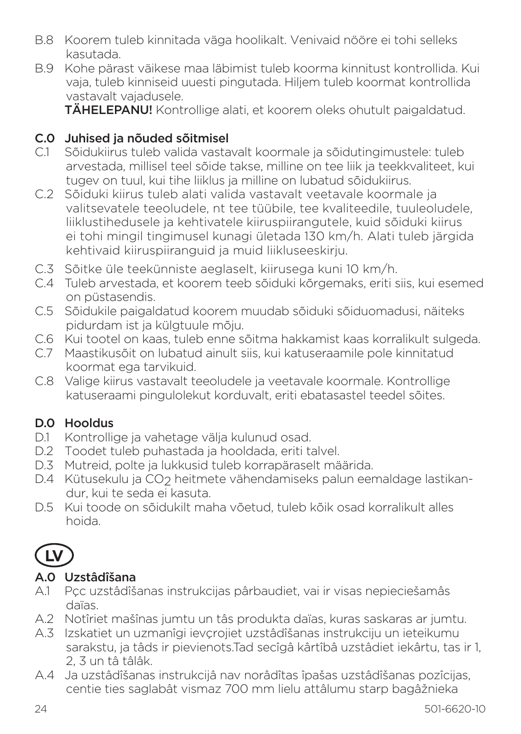B.8 Koorem tuleb kinnitada väga hoolikalt. Venivaid nööre ei tohi selleks kasutada.

B.9 Kohe pärast väikese maa läbimist tuleb koorma kinnitust kontrollida. Kui vaja, tuleb kinniseid uuesti pingutada. Hiljem tuleb koormat kontrollida vastavalt vajadusele.
**TÄHELEPANU!** Kontrollige alati, et koorem oleks ohutult paigaldatud.

## C.0 Juhised ja nõuded sõitmisel

C.1 Sõidukiirus tuleb valida vastavalt koormale ja sõidutingimustele: tuleb arvestada, millisel teel sõide takse, milline on tee liik ja teekkvaliteet, kui tugev on tuul, kui tihe liiklus ja milline on lubatud sõidukiirus.

C.2 Sõiduki kiirus tuleb alati valida vastavalt veetavale koormale ja valitsevatele teeoludele, nt tee tüübile, tee kvaliteedile, tuuleoludele, liiklustihedusele ja kehtivatele kiiruspiirangutele, kuid sõiduki kiirus ei tohi mingil tingimusel kunagi ületada 130 km/h. Alati tuleb järgida kehtivaid kiiruspiiranguid ja muid liikluseeskirju.

C.3 Sõitke üle teekünniste aeglaselt, kiirusega kuni 10 km/h.

C.4 Tuleb arvestada, et koorem teeb sõiduki kõrgemaks, eriti siis, kui esemed on püstasendis.

C.5 Sõidukile paigaldatud koorem muudab sõiduki sõiduomadusi, näiteks pidurdam ist ja külgtuule mõju.

C.6 Kui tootel on kaas, tuleb enne sõitma hakkamist kaas korralikult sulgeda.

C.7 Maastikusõit on lubatud ainult siis, kui katuseraamile pole kinnitatud koormat ega tarvikuid.

C.8 Valige kiirus vastavalt teeoludele ja veetavale koormale. Kontrollige katuseraami pingulolekut korduvalt, eriti ebatasastel teedel sõites.

## D.0 Hooldus

D.1 Kontrollige ja vahetage välja kulunud osad.

D.2 Toodet tuleb puhastada ja hooldada, eriti talvel.

D.3 Mutreid, polte ja lukkusid tuleb korrapäraselt määrida.

D.4 Kütusekulu ja $CO_2$ heitmete vähendamiseks palun eemaldage lastikandur, kui te seda ei kasuta.

D.5 Kui toode on sõidukilt maha võetud, tuleb kõik osad korralikult alles hoida.

# LV

## A.0 Uzstâdîšana

A.1 Pçc uzstâdîšanas instrukcijas pârbaudiet, vai ir visas nepieciešamâs daïas.

A.2 Notîriet mašînas jumtu un tâs produkta daïas, kuras saskaras ar jumtu.

A.3 Izskatiet un uzmanîgi ievçrojiet uzstâdîšanas instrukciju un ieteikumu sarakstu, ja tâds ir pievienots.Tad secîgâ kârtîbâ uzstâdiet iekârtu, tas ir 1, 2, 3 un tâ tâlâk.

A.4 Ja uzstâdîšanas instrukcijâ nav norâdîtas îpašas uzstâdîšanas pozîcijas, centie ties saglabât vismaz 700 mm lielu attâlumu starp bagâžnieka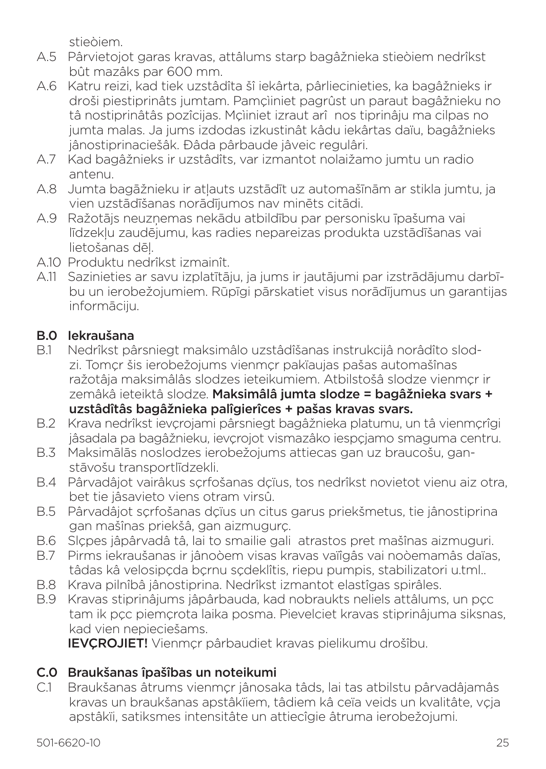stieòiem.

A.5 Pârvietojot garas kravas, attālums starp bagâžnieka stieòiem nedrîkst bût mazâks par 600 mm.

A.6 Katru reizi, kad tiek uzstâdîta šî iekârta, pârliecinieties, ka bagâžnieks ir droši piestiprinâts jumtam. Pamçìiniet pagrûst un paraut bagâžnieku no tâ nostiprinâtâs pozîcijas. Mçìiniet izraut arî nos tiprinâju ma cilpas no jumta malas. Ja jums izdodas izkustinât kâdu iekârtas daïu, bagâžnieks jânostiprinaciešâk. Ðâda pârbaude jâveic regulâri.

A.7 Kad bagâžnieks ir uzstâdîts, var izmantot nolaižamo jumtu un radio antenu.

A.8 Jumta bagāžnieku ir atļauts uzstādīt uz automašīnām ar stikla jumtu, ja vien uzstādīšanas norādījumos nav minēts citādi.

A.9 Ražotājs neuzņemas nekādu atbildību par personisku īpašuma vai līdzekļu zaudējumu, kas radies nepareizas produkta uzstādīšanas vai lietošanas dēļ.

A.10 Produktu nedrîkst izmainît.

A.11 Sazinieties ar savu izplatītāju, ja jums ir jautājumi par izstrādājumu darbību un ierobežojumiem. Rūpīgi pārskatiet visus norādījumus un garantijas informāciju.

## B.0 Iekraušana

B.1 Nedrîkst pârsniegt maksimâlo uzstâdîšanas instrukcijâ norâdîto slodzi. Tomçr šis ierobežojums vienmçr pakïaujas pašas automašînas ražotâja maksimâlâs slodzes ieteikumiem. Atbilstošâ slodze vienmçr ir zemâkâ ieteiktâ slodze. **Maksimâlâ jumta slodze = bagâžnieka svars + uzstâdîtâs bagâžnieka palîgierîces + pašas kravas svars.**

B.2 Krava nedrîkst ievçrojami pârsniegt bagâžnieka platumu, un tâ vienmçrîgi jâsadala pa bagâžnieku, ievçrojot vismazâko iespçjamo smaguma centru.

B.3 Maksimālās noslodzes ierobežojums attiecas gan uz braucošu, gan stāvošu transportlīdzekli.

B.4 Pârvadâjot vairâkus sçrfošanas dçïus, tos nedrîkst novietot vienu aiz otra, bet tie jâsavieto viens otram virsû.

B.5 Pârvadâjot sçrfošanas dçïus un citus garus priekšmetus, tie jânostiprina gan mašînas priekšâ, gan aizmugurç.

B.6 Slçpes jâpârvadâ tâ, lai to smailie gali atrastos pret mašînas aizmuguri.

B.7 Pirms iekraušanas ir jânoòem visas kravas vaïîgâs vai noòemamâs daïas, tâdas kâ velosipçda bçrnu sçdeklîtis, riepu pumpis, stabilizatori u.tml..

B.8 Krava pilnîbâ jânostiprina. Nedrîkst izmantot elastîgas spirâles.

B.9 Kravas stiprinâjums jâpârbauda, kad nobraukts neliels attâlums, un pçc tam ik pçc piemçrota laika posma. Pievelciet kravas stiprinâjuma siksnas, kad vien nepieciešams.
**IEVÇROJIET!** Vienmçr pârbaudiet kravas pielikumu drošîbu.

## C.0 Braukšanas îpašîbas un noteikumi

C.1 Braukšanas âtrums vienmçr jânosaka tâds, lai tas atbilstu pârvadâjamâs kravas un braukšanas apstâkïiem, tâdiem kâ ceïa veids un kvalitâte, vçja apstâkïi, satiksmes intensitâte un attiecîgie âtruma ierobežojumi.

501-6620-10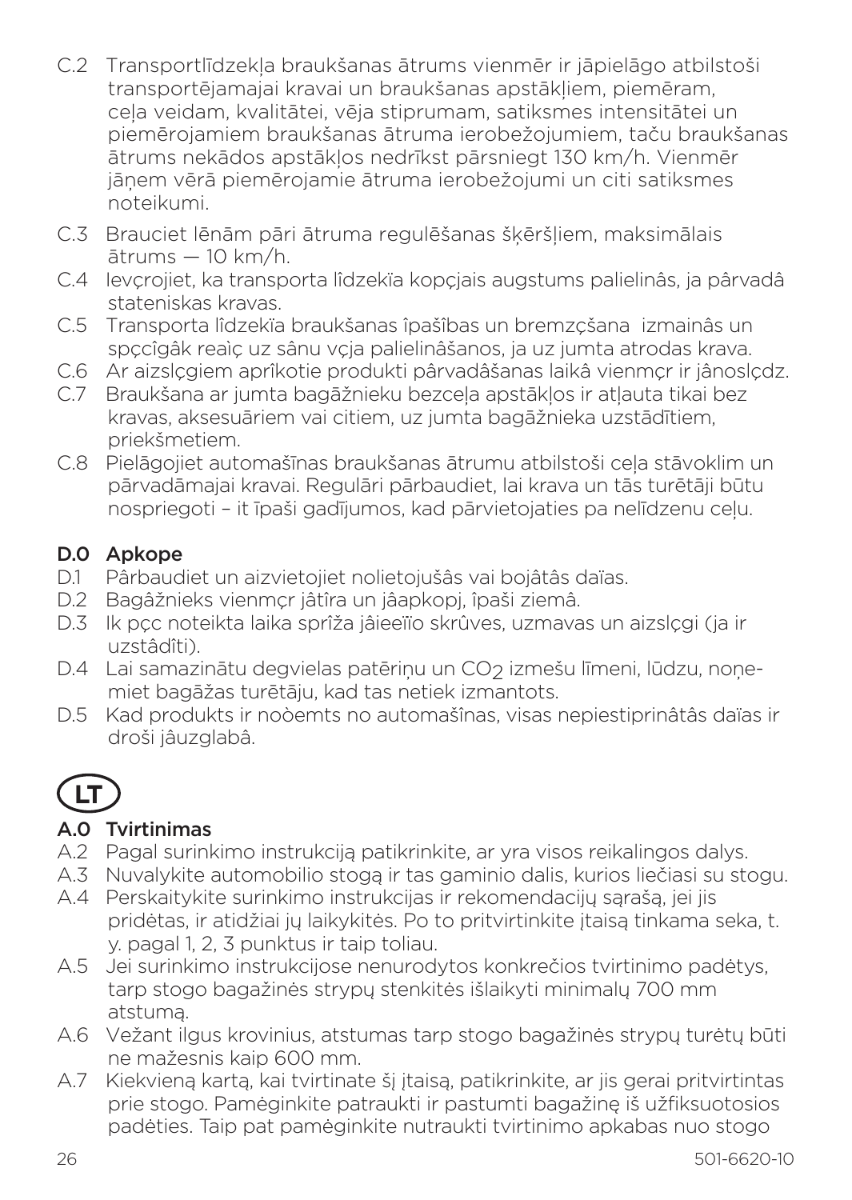C.2 Transportlīdzekļa braukšanas ātrums vienmēr ir jāpielāgo atbilstoši transportējamajai kravai un braukšanas apstākļiem, piemēram, ceļa veidam, kvalitātei, vēja stiprumam, satiksmes intensitātei un piemērojamiem braukšanas ātruma ierobežojumiem, taču braukšanas ātrums nekādos apstākļos nedrīkst pārsniegt 130 km/h. Vienmēr jāņem vērā piemērojamie ātruma ierobežojumi un citi satiksmes noteikumi.

C.3 Brauciet lēnām pāri ātruma regulēšanas šķēršļiem, maksimālais ātrums — 10 km/h.

C.4 Ievçrojiet, ka transporta lîdzekïa kopçjais augstums palielinâs, ja pârvadâ stateniskas kravas.

C.5 Transporta lîdzekïa braukšanas îpašîbas un bremzçšana izmainâs un spçcîgâk reaìç uz sânu vçja palielinâšanos, ja uz jumta atrodas krava.

C.6 Ar aizslçgiem aprîkotie produkti pârvadâšanas laikâ vienmçr ir jânoslçdz.

C.7 Braukšana ar jumta bagāžnieku bezceļa apstākļos ir atļauta tikai bez kravas, aksesuāriem vai citiem, uz jumta bagāžnieka uzstādītiem, priekšmetiem.

C.8 Pielāgojiet automašīnas braukšanas ātrumu atbilstoši ceļa stāvoklim un pārvadāmajai kravai. Regulāri pārbaudiet, lai krava un tās turētāji būtu nospriegoti – it īpaši gadījumos, kad pārvietojaties pa nelīdzenu ceļu.

## D.0 Apkope

D.1 Pârbaudiet un aizvietojiet nolietojušâs vai bojâtâs daïas.

D.2 Bagâžnieks vienmçr jâtîra un jâapkopj, îpaši ziemâ.

D.3 Ik pçc noteikta laika sprîža jâieeïïo skrûves, uzmavas un aizslçgi (ja ir uzstâdîti).

D.4 Lai samazinātu degvielas patēriņu un $CO_2$ izmešu līmeni, lūdzu, noņemiet bagāžas turētāju, kad tas netiek izmantots.

D.5 Kad produkts ir noòemts no automašînas, visas nepiestiprinâtâs daïas ir droši jâuzglabâ.

# LT

## A.0 Tvirtinimas

A.2 Pagal surinkimo instrukciją patikrinkite, ar yra visos reikalingos dalys.

A.3 Nuvalykite automobilio stogą ir tas gaminio dalis, kurios liečiasi su stogu.

A.4 Perskaitykite surinkimo instrukcijas ir rekomendacijų sąrašą, jei jis pridėtas, ir atidžiai jų laikykitės. Po to pritvirtinkite įtaisą tinkama seka, t. y. pagal 1, 2, 3 punktus ir taip toliau.

A.5 Jei surinkimo instrukcijose nenurodytos konkrečios tvirtinimo padėtys, tarp stogo bagažinės strypų stenkitės išlaikyti minimalų 700 mm atstumą.

A.6 Vežant ilgus krovinius, atstumas tarp stogo bagažinės strypų turėtų būti ne mažesnis kaip 600 mm.

A.7 Kiekvieną kartą, kai tvirtinate šį įtaisą, patikrinkite, ar jis gerai pritvirtintas prie stogo. Pamėginkite patraukti ir pastumti bagažinę iš užfiksuotosios padėties. Taip pat pamėginkite nutraukti tvirtinimo apkabas nuo stogo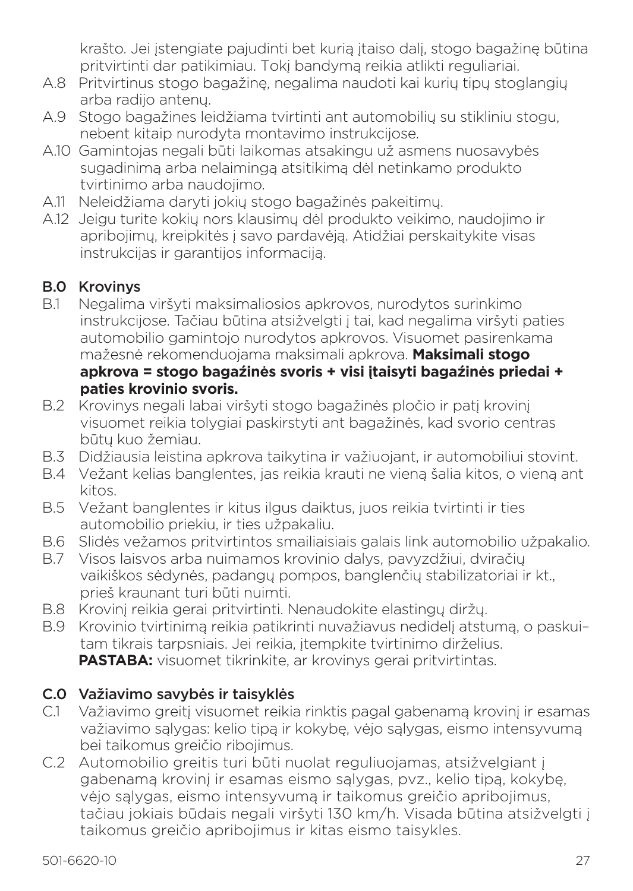krašto. Jei įstengiate pajudinti bet kurią įtaiso dalį, stogo bagažinę būtina pritvirtinti dar patikimiau. Tokį bandymą reikia atlikti reguliariai.

A.8 Pritvirtinus stogo bagažinę, negalima naudoti kai kurių tipų stoglangių arba radijo antenų.

A.9 Stogo bagažines leidžiama tvirtinti ant automobilių su stikliniu stogu, nebent kitaip nurodyta montavimo instrukcijose.

A.10 Gamintojas negali būti laikomas atsakingu už asmens nuosavybės sugadinimą arba nelaimingą atsitikimą dėl netinkamo produkto tvirtinimo arba naudojimo.

A.11 Neleidžiama daryti jokių stogo bagažinės pakeitimų.

A.12 Jeigu turite kokių nors klausimų dėl produkto veikimo, naudojimo ir apribojimų, kreipkitės į savo pardavėją. Atidžiai perskaitykite visas instrukcijas ir garantijos informaciją.

## B.0 Krovinys

B.1 Negalima viršyti maksimaliosios apkrovos, nurodytos surinkimo instrukcijose. Tačiau būtina atsižvelgti į tai, kad negalima viršyti paties automobilio gamintojo nurodytos apkrovos. Visuomet pasirenkama mažesnė rekomenduojama maksimali apkrova. **Maksimali stogo apkrova = stogo bagažinės svoris + visi įtaisyti bagažinės priedai + paties krovinio svoris.**

B.2 Krovinys negali labai viršyti stogo bagažinės pločio ir patį krovinį visuomet reikia tolygiai paskirstyti ant bagažinės, kad svorio centras būtų kuo žemiau.

B.3 Didžiausia leistina apkrova taikytina ir važiuojant, ir automobiliui stovint.

B.4 Vežant kelias banglentes, jas reikia krauti ne vieną šalia kitos, o vieną ant kitos.

B.5 Vežant banglentes ir kitus ilgus daiktus, juos reikia tvirtinti ir ties automobilio priekiu, ir ties užpakaliu.

B.6 Slidės vežamos pritvirtintos smailiaisiais galais link automobilio užpakalio.

B.7 Visos laisvos arba nuimamos krovinio dalys, pavyzdžiui, dviračių vaikiškos sėdynės, padangų pompos, banglenčių stabilizatoriai ir kt., prieš kraunant turi būti nuimti.

B.8 Krovinį reikia gerai pritvirtinti. Nenaudokite elastingų diržų.

B.9 Krovinio tvirtinimą reikia patikrinti nuvažiavus nedidelį atstumą, o paskui– tam tikrais tarpsniais. Jei reikia, įtempkite tvirtinimo dirželius. **PASTABA:** visuomet tikrinkite, ar krovinys gerai pritvirtintas.

## C.0 Važiavimo savybės ir taisyklės

C.1 Važiavimo greitį visuomet reikia rinktis pagal gabenamą krovinį ir esamas važiavimo sąlygas: kelio tipą ir kokybę, vėjo sąlygas, eismo intensyvumą bei taikomus greičio ribojimus.

C.2 Automobilio greitis turi būti nuolat reguliuojamas, atsižvelgiant į gabenamą krovinį ir esamas eismo sąlygas, pvz., kelio tipą, kokybę, vėjo sąlygas, eismo intensyvumą ir taikomus greičio apribojimus, tačiau jokiais būdais negali viršyti 130 km/h. Visada būtina atsižvelgti į taikomus greičio apribojimus ir kitas eismo taisykles.

501-6620-10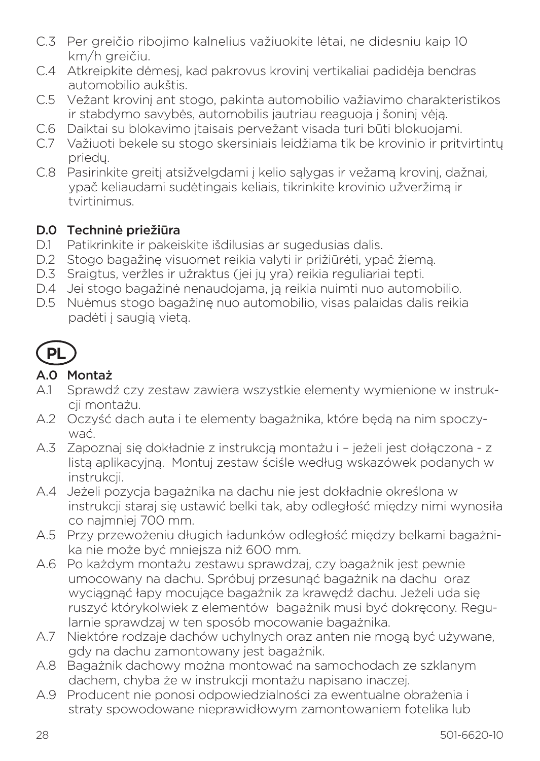C.3 Per greičio ribojimo kalnelius važiuokite lėtai, ne didesniu kaip 10 km/h greičiu.

C.4 Atkreipkite dėmesį, kad pakrovus krovinį vertikaliai padidėja bendras automobilio aukštis.

C.5 Vežant krovinį ant stogo, pakinta automobilio važiavimo charakteristikos ir stabdymo savybės, automobilis jautriau reaguoja į šoninį vėją.

C.6 Daiktai su blokavimo įtaisais pervežant visada turi būti blokuojami.

C.7 Važiuoti bekele su stogo skersiniais leidžiama tik be krovinio ir pritvirtintų priedų.

C.8 Pasirinkite greitį atsižvelgdami į kelio sąlygas ir vežamą krovinį, dažnai, ypač keliaudami sudėtingais keliais, tikrinkite krovinio užveržimą ir tvirtinimus.

## D.0 Techninė priežiūra

D.1 Patikrinkite ir pakeiskite išdilusias ar sugedusias dalis.

D.2 Stogo bagažinę visuomet reikia valyti ir prižiūrėti, ypač žiemą.

D.3 Sraigtus, veržles ir užraktus (jei jų yra) reikia reguliariai tepti.

D.4 Jei stogo bagažinė nenaudojama, ją reikia nuimti nuo automobilio.

D.5 Nuėmus stogo bagažinę nuo automobilio, visas palaidas dalis reikia padėti į saugią vietą.

# PL

## A.0 Montaż

A.1 Sprawdź czy zestaw zawiera wszystkie elementy wymienione w instrukcji montażu.

A.2 Oczyść dach auta i te elementy bagażnika, które będą na nim spoczywać.

A.3 Zapoznaj się dokładnie z instrukcją montażu i – jeżeli jest dołączona - z listą aplikacyjną. Montuj zestaw ściśle według wskazówek podanych w instrukcji.

A.4 Jeżeli pozycja bagażnika na dachu nie jest dokładnie określona w instrukcji staraj się ustawić belki tak, aby odległość między nimi wynosiła co najmniej 700 mm.

A.5 Przy przewożeniu długich ładunków odległość między belkami bagażnika nie może być mniejsza niż 600 mm.

A.6 Po każdym montażu zestawu sprawdzaj, czy bagażnik jest pewnie umocowany na dachu. Spróbuj przesunąć bagażnik na dachu oraz wyciągnąć łapy mocujące bagażnik za krawędź dachu. Jeżeli uda się ruszyć którykolwiek z elementów bagażnik musi być dokręcony. Regularnie sprawdzaj w ten sposób mocowanie bagażnika.

A.7 Niektóre rodzaje dachów uchylnych oraz anten nie mogą być używane, gdy na dachu zamontowany jest bagażnik.

A.8 Bagażnik dachowy można montować na samochodach ze szklanym dachem, chyba że w instrukcji montażu napisano inaczej.

A.9 Producent nie ponosi odpowiedzialności za ewentualne obrażenia i straty spowodowane nieprawidłowym zamontowaniem fotelika lub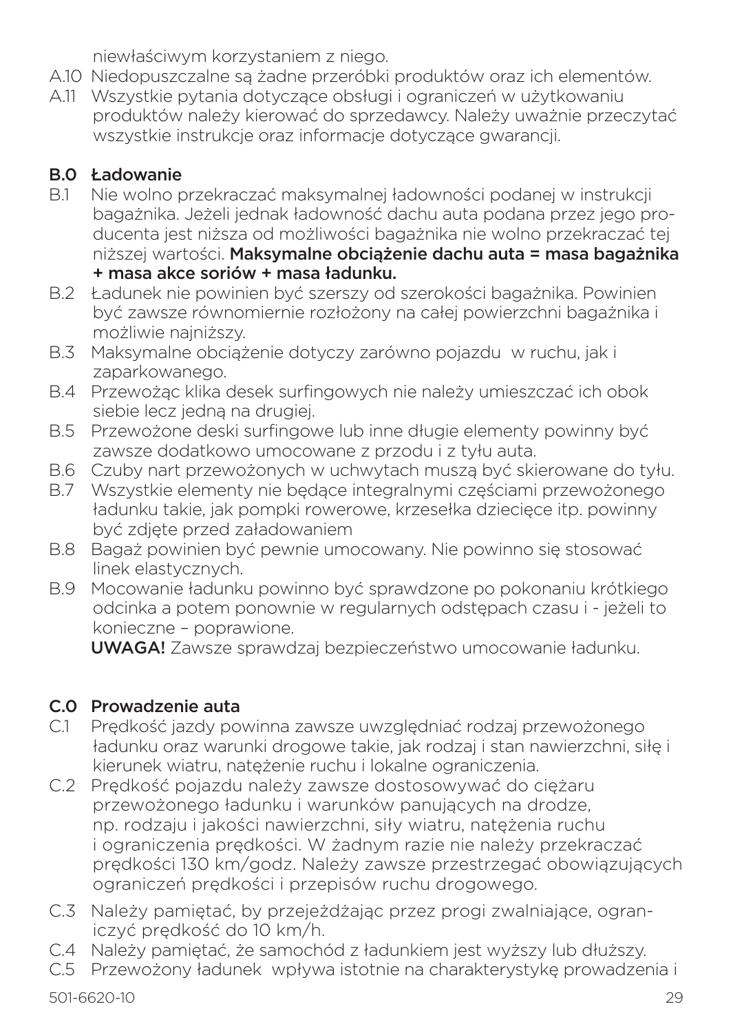niewłaściwym korzystaniem z niego.

A.10 Niedopuszczalne są żadne przeróbki produktów oraz ich elementów.

A.11 Wszystkie pytania dotyczące obsługi i ograniczeń w użytkowaniu produktów należy kierować do sprzedawcy. Należy uważnie przeczytać wszystkie instrukcje oraz informacje dotyczące gwarancji.

## B.0 Ładowanie

B.1 Nie wolno przekraczać maksymalnej ładowności podanej w instrukcji bagażnika. Jeżeli jednak ładowność dachu auta podana przez jego producenta jest niższa od możliwości bagażnika nie wolno przekraczać tej niższej wartości. **Maksymalne obciążenie dachu auta = masa bagażnika + masa akce soriów + masa ładunku.**

B.2 Ładunek nie powinien być szerszy od szerokości bagażnika. Powinien być zawsze równomiernie rozłożony na całej powierzchni bagażnika i możliwie najniższy.

B.3 Maksymalne obciążenie dotyczy zarówno pojazdu w ruchu, jak i zaparkowanego.

B.4 Przewożąc klika desek surfingowych nie należy umieszczać ich obok siebie lecz jedną na drugiej.

B.5 Przewożone deski surfingowe lub inne długie elementy powinny być zawsze dodatkowo umocowane z przodu i z tyłu auta.

B.6 Czuby nart przewożonych w uchwytach muszą być skierowane do tyłu.

B.7 Wszystkie elementy nie będące integralnymi częściami przewożonego ładunku takie, jak pompki rowerowe, krzesełka dziecięce itp. powinny być zdjęte przed załadowaniem

B.8 Bagaż powinien być pewnie umocowany. Nie powinno się stosować linek elastycznych.

B.9 Mocowanie ładunku powinno być sprawdzone po pokonaniu krótkiego odcinka a potem ponownie w regularnych odstępach czasu i - jeżeli to konieczne – poprawione.

**UWAGA!** Zawsze sprawdzaj bezpieczeństwo umocowanie ładunku.

## C.0 Prowadzenie auta

C.1 Prędkość jazdy powinna zawsze uwzględniać rodzaj przewożonego ładunku oraz warunki drogowe takie, jak rodzaj i stan nawierzchni, siłę i kierunek wiatru, natężenie ruchu i lokalne ograniczenia.

C.2 Prędkość pojazdu należy zawsze dostosowywać do ciężaru przewożonego ładunku i warunków panujących na drodze, np. rodzaju i jakości nawierzchni, siły wiatru, natężenia ruchu i ograniczenia prędkości. W żadnym razie nie należy przekraczać prędkości 130 km/godz. Należy zawsze przestrzegać obowiązujących ograniczeń prędkości i przepisów ruchu drogowego.

C.3 Należy pamiętać, by przejeżdżając przez progi zwalniające, ograniczyć prędkość do 10 km/h.

C.4 Należy pamiętać, że samochód z ładunkiem jest wyższy lub dłuższy.

C.5 Przewożony ładunek wpływa istotnie na charakterystykę prowadzenia i

501-6620-10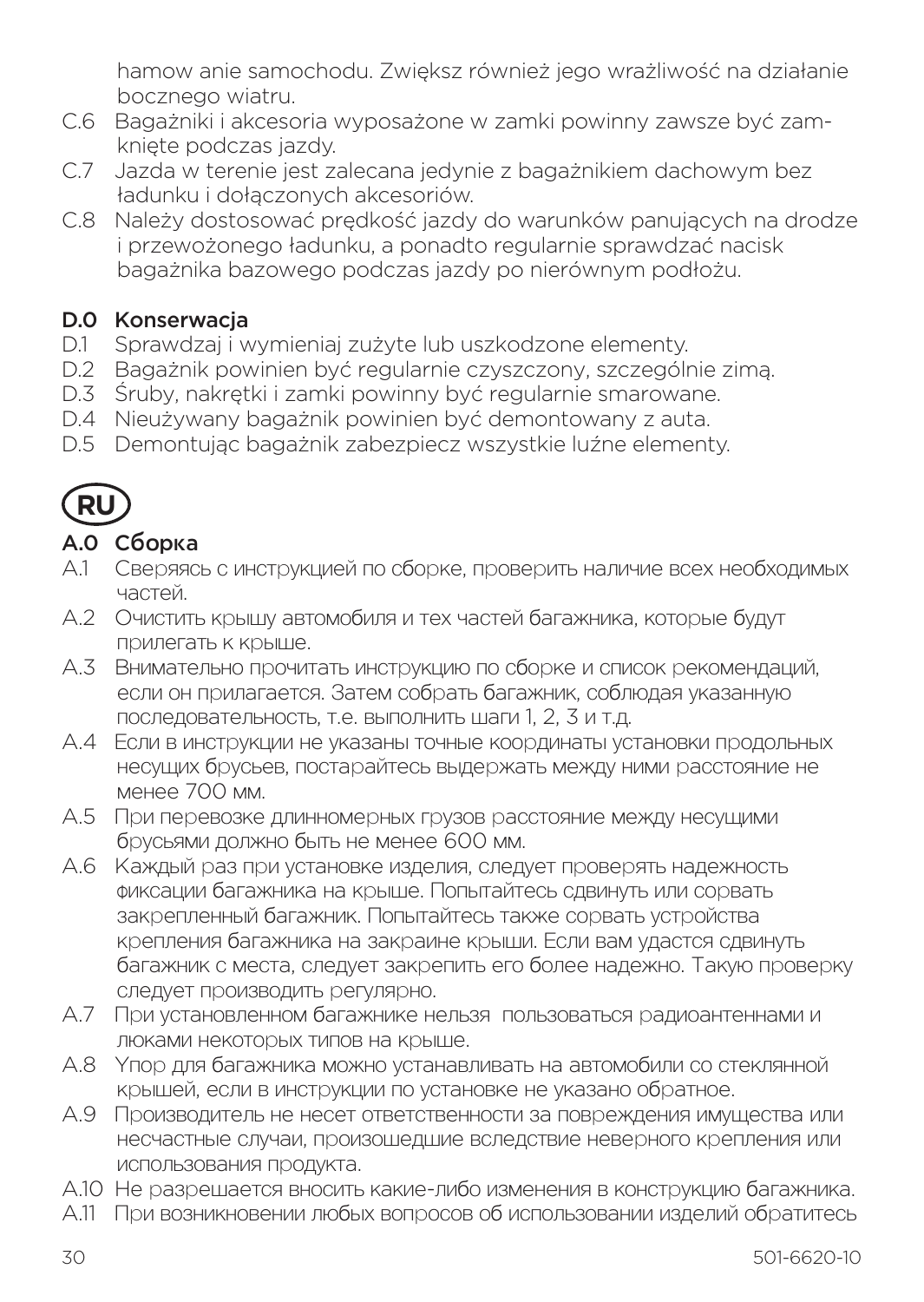hamow anie samochodu. Zwiększ również jego wrażliwość na działanie bocznego wiatru.

C.6 Bagażniki i akcesoria wyposażone w zamki powinny zawsze być zamknięte podczas jazdy.

C.7 Jazda w terenie jest zalecana jedynie z bagażnikiem dachowym bez ładunku i dołączonych akcesoriów.

C.8 Należy dostosować prędkość jazdy do warunków panujących na drodze i przewożonego ładunku, a ponadto regularnie sprawdzać nacisk bagażnika bazowego podczas jazdy po nierównym podłożu.

## D.0 Konserwacja

D.1 Sprawdzaj i wymieniaj zużyte lub uszkodzone elementy.

D.2 Bagażnik powinien być regularnie czyszczony, szczególnie zimą.

D.3 Śruby, nakrętki i zamki powinny być regularnie smarowane.

D.4 Nieużywany bagażnik powinien być demontowany z auta.

D.5 Demontując bagażnik zabezpiecz wszystkie luźne elementy.

# RU

## A.0 Сборка

A.1 Сверяясь с инструкцией по сборке, проверить наличие всех необходимых частей.

A.2 Очистить крышу автомобиля и тех частей багажника, которые будут прилегать к крыше.

A.3 Внимательно прочитать инструкцию по сборке и список рекомендаций, если он прилагается. Затем собрать багажник, соблюдая указанную последовательность, т.е. выполнить шаги 1, 2, 3 и т.д.

A.4 Если в инструкции не указаны точные координаты установки продольных несущих брусьев, постарайтесь выдержать между ними расстояние не менее 700 мм.

A.5 При перевозке длинномерных грузов расстояние между несущими брусьями должно быть не менее 600 мм.

A.6 Каждый раз при установке изделия, следует проверять надежность фиксации багажника на крыше. Попытайтесь сдвинуть или сорвать закрепленный багажник. Попытайтесь также сорвать устройства крепления багажника на закраине крыши. Если вам удастся сдвинуть багажник с места, следует закрепить его более надежно. Такую проверку следует производить регулярно.

A.7 При установленном багажнике нельзя пользоваться радиоантеннами и люками некоторых типов на крыше.

A.8 Упор для багажника можно устанавливать на автомобили со стеклянной крышей, если в инструкции по установке не указано обратное.

A.9 Производитель не несет ответственности за повреждения имущества или несчастные случаи, произошедшие вследствие неверного крепления или использования продукта.

A.10 Не разрешается вносить какие-либо изменения в конструкцию багажника.

A.11 При возникновении любых вопросов об использовании изделий обратитесь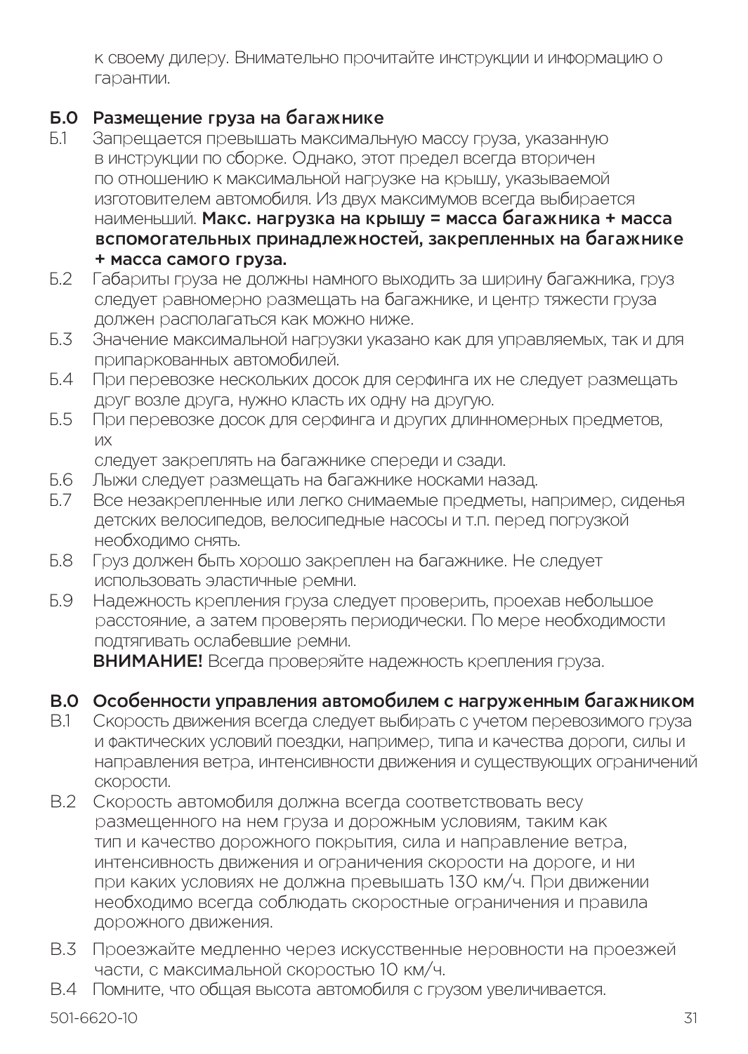к своему дилеру. Внимательно прочитайте инструкции и информацию о гарантии.

## Б.0 Размещение груза на багажнике

Б.1 Запрещается превышать максимальную массу груза, указанную в инструкции по сборке. Однако, этот предел всегда вторичен по отношению к максимальной нагрузке на крышу, указываемой изготовителем автомобиля. Из двух максимумов всегда выбирается наименьший. **Макс. нагрузка на крышу = масса багажника + масса вспомогательных принадлежностей, закрепленных на багажнике + масса самого груза.**

Б.2 Габариты груза не должны намного выходить за ширину багажника, груз следует равномерно размещать на багажнике, и центр тяжести груза должен располагаться как можно ниже.

Б.3 Значение максимальной нагрузки указано как для управляемых, так и для припаркованных автомобилей.

Б.4 При перевозке нескольких досок для серфинга их не следует размещать друг возле друга, нужно класть их одну на другую.

Б.5 При перевозке досок для серфинга и других длинномерных предметов, их следует закреплять на багажнике спереди и сзади.

Б.6 Лыжи следует размещать на багажнике носками назад.

Б.7 Все незакрепленные или легко снимаемые предметы, например, сиденья детских велосипедов, велосипедные насосы и т.п. перед погрузкой необходимо снять.

Б.8 Груз должен быть хорошо закреплен на багажнике. Не следует использовать эластичные ремни.

Б.9 Надежность крепления груза следует проверить, проехав небольшое расстояние, а затем проверять периодически. По мере необходимости подтягивать ослабевшие ремни.

**ВНИМАНИЕ!** Всегда проверяйте надежность крепления груза.

## В.0 Особенности управления автомобилем с нагруженным багажником

В.1 Скорость движения всегда следует выбирать с учетом перевозимого груза и фактических условий поездки, например, типа и качества дороги, силы и направления ветра, интенсивности движения и существующих ограничений скорости.

В.2 Скорость автомобиля должна всегда соответствовать весу размещенного на нем груза и дорожным условиям, таким как тип и качество дорожного покрытия, сила и направление ветра, интенсивность движения и ограничения скорости на дороге, и ни при каких условиях не должна превышать 130 км/ч. При движении необходимо всегда соблюдать скоростные ограничения и правила дорожного движения.

В.3 Проезжайте медленно через искусственные неровности на проезжей части, с максимальной скоростью 10 км/ч.

В.4 Помните, что общая высота автомобиля с грузом увеличивается.

501-6620-10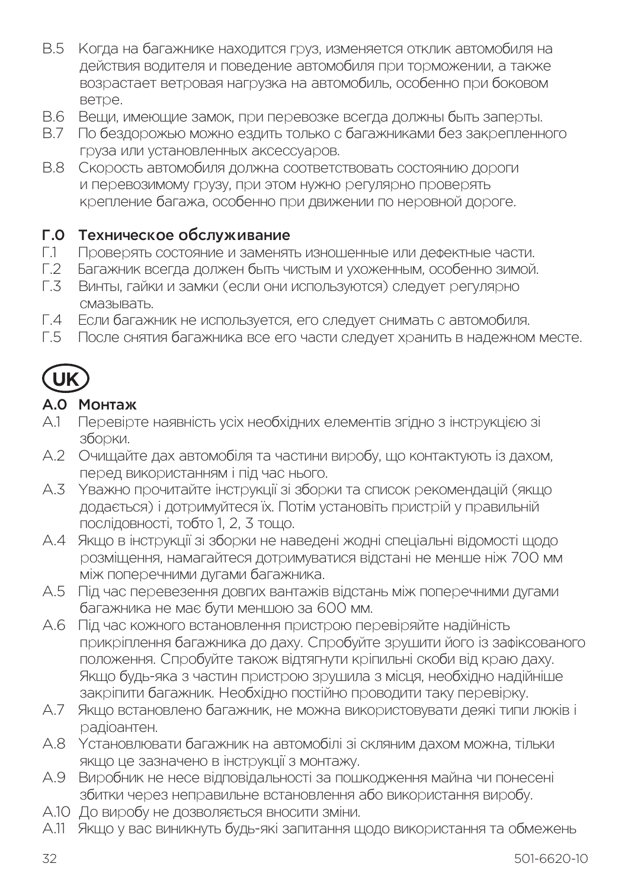В.5 Когда на багажнике находится груз, изменяется отклик автомобиля на действия водителя и поведение автомобиля при торможении, а также возрастает ветровая нагрузка на автомобиль, особенно при боковом ветре.

В.6 Вещи, имеющие замок, при перевозке всегда должны быть заперты.

В.7 По бездорожью можно ездить только с багажниками без закрепленного груза или установленных аксессуаров.

В.8 Скорость автомобиля должна соответствовать состоянию дороги и перевозимому грузу, при этом нужно регулярно проверять крепление багажа, особенно при движении по неровной дороге.

## Г.0 Техническое обслуживание

Г.1 Проверять состояние и заменять изношенные или дефектные части.

Г.2 Багажник всегда должен быть чистым и ухоженным, особенно зимой.

Г.3 Винты, гайки и замки (если они используются) следует регулярно смазывать.

Г.4 Если багажник не используется, его следует снимать с автомобиля.

Г.5 После снятия багажника все его части следует хранить в надежном месте.

# UK

## A.0 Монтаж

A.1 Перевірте наявність усіх необхідних елементів згідно з інструкцією зі зборки.

A.2 Очищайте дах автомобіля та частини виробу, що контактують із дахом, перед використанням і під час нього.

A.3 Уважно прочитайте інструкції зі зборки та список рекомендацій (якщо додається) і дотримуйтеся їх. Потім установіть пристрій у правильній послідовності, тобто 1, 2, 3 тощо.

A.4 Якщо в інструкції зі зборки не наведені жодні спеціальні відомості щодо розміщення, намагайтеся дотримуватися відстані не менше ніж 700 мм між поперечними дугами багажника.

A.5 Під час перевезення довгих вантажів відстань між поперечними дугами багажника не має бути меншою за 600 мм.

A.6 Під час кожного встановлення пристрою перевіряйте надійність прикріплення багажника до даху. Спробуйте зрушити його із зафіксованого положення. Спробуйте також відтягнути кріпильні скоби від краю даху. Якщо будь-яка з частин пристрою зрушила з місця, необхідно надійніше закріпити багажник. Необхідно постійно проводити таку перевірку.

A.7 Якщо встановлено багажник, не можна використовувати деякі типи люків і радіоантен.

A.8 Установлювати багажник на автомобілі зі скляним дахом можна, тільки якщо це зазначено в інструкції з монтажу.

A.9 Виробник не несе відповідальності за пошкодження майна чи понесені збитки через неправильне встановлення або використання виробу.

A.10 До виробу не дозволяється вносити зміни.

A.11 Якщо у вас виникнуть будь-які запитання щодо використання та обмежень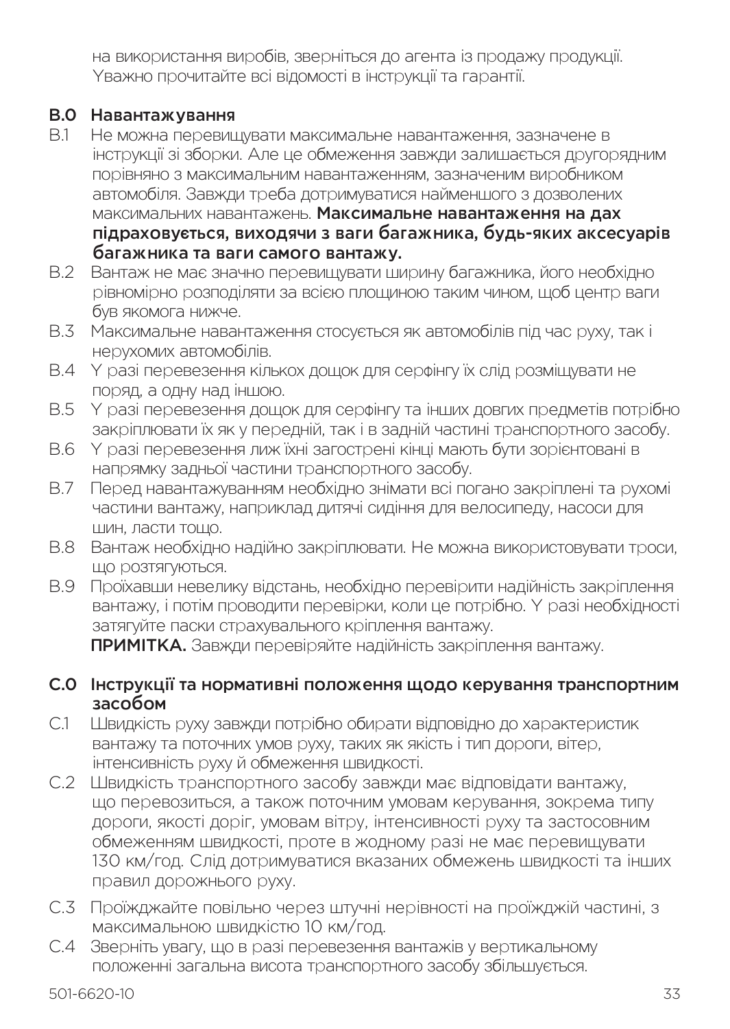на використання виробів, зверніться до агента із продажу продукції. Уважно прочитайте всі відомості в інструкції та гарантії.

## B.0 Навантажування

B.1 Не можна перевищувати максимальне навантаження, зазначене в інструкції зі зборки. Але це обмеження завжди залишається другорядним порівняно з максимальним навантаженням, зазначеним виробником автомобіля. Завжди треба дотримуватися найменшого з дозволених максимальних навантажень. **Максимальне навантаження на дах підраховується, виходячи з ваги багажника, будь-яких аксесуарів багажника та ваги самого вантажу.**

B.2 Вантаж не має значно перевищувати ширину багажника, його необхідно рівномірно розподіляти за всією площиною таким чином, щоб центр ваги був якомога нижче.

B.3 Максимальне навантаження стосується як автомобілів під час руху, так і нерухомих автомобілів.

B.4 У разі перевезення кількох дощок для серфінгу їх слід розміщувати не поряд, а одну над іншою.

B.5 У разі перевезення дощок для серфінгу та інших довгих предметів потрібно закріплювати їх як у передній, так і в задній частині транспортного засобу.

B.6 У разі перевезення лиж їхні загострені кінці мають бути зорієнтовані в напрямку задньої частини транспортного засобу.

B.7 Перед навантажуванням необхідно знімати всі погано закріплені та рухомі частини вантажу, наприклад дитячі сидіння для велосипеду, насоси для шин, ласти тощо.

B.8 Вантаж необхідно надійно закріплювати. Не можна використовувати троси, що розтягуються.

B.9 Проїхавши невелику відстань, необхідно перевірити надійність закріплення вантажу, і потім проводити перевірки, коли це потрібно. У разі необхідності затягуйте паски страхувального кріплення вантажу.
**ПРИМІТКА.** Завжди перевіряйте надійність закріплення вантажу.

## C.0 Інструкції та нормативні положення щодо керування транспортним засобом

C.1 Швидкість руху завжди потрібно обирати відповідно до характеристик вантажу та поточних умов руху, таких як якість і тип дороги, вітер, інтенсивність руху й обмеження швидкості.

C.2 Швидкість транспортного засобу завжди має відповідати вантажу, що перевозиться, а також поточним умовам керування, зокрема типу дороги, якості доріг, умовам вітру, інтенсивності руху та застосовним обмеженням швидкості, проте в жодному разі не має перевищувати 130 км/год. Слід дотримуватися вказаних обмежень швидкості та інших правил дорожнього руху.

C.3 Проїжджайте повільно через штучні нерівності на проїжджій частині, з максимальною швидкістю 10 км/год.

C.4 Зверніть увагу, що в разі перевезення вантажів у вертикальному положенні загальна висота транспортного засобу збільшується.

501-6620-10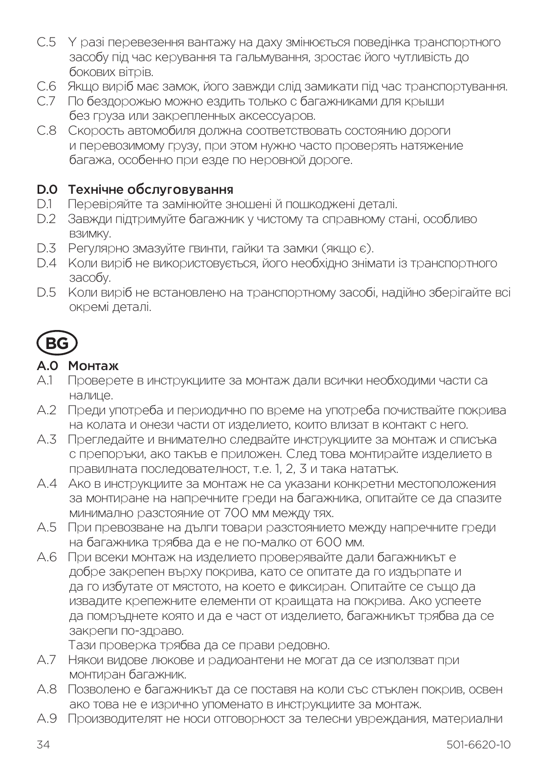C.5 У разі перевезення вантажу на даху змінюється поведінка транспортного засобу під час керування та гальмування, зростає його чутливість до бокових вітрів.

C.6 Якщо виріб має замок, його завжди слід замикати під час транспортування.

C.7 По бездорожью можно ездить только с багажниками для крыши без груза или закрепленных аксессуаров.

C.8 Скорость автомобиля должна соответствовать состоянию дороги и перевозимому грузу, при этом нужно часто проверять натяжение багажа, особенно при езде по неровной дороге.

### D.0 Технічне обслуговування

D.1 Перевіряйте та замінюйте зношені й пошкоджені деталі.

D.2 Завжди підтримуйте багажник у чистому та справному стані, особливо взимку.

D.3 Регулярно змазуйте гвинти, гайки та замки (якщо є).

D.4 Коли виріб не використовується, його необхідно знімати із транспортного засобу.

D.5 Коли виріб не встановлено на транспортному засобі, надійно зберігайте всі окремі деталі.

## BG

### A.0 Монтаж

A.1 Проверете в инструкциите за монтаж дали всички необходими части са налице.

A.2 Преди употреба и периодично по време на употреба почиствайте покрива на колата и онези части от изделието, които влизат в контакт с него.

A.3 Прегледайте и внимателно следвайте инструкциите за монтаж и списъка с препоръки, ако такъв е приложен. След това монтирайте изделието в правилната последователност, т.е. 1, 2, 3 и така нататък.

A.4 Ако в инструкциите за монтаж не са указани конкретни местоположения за монтиране на напречните греди на багажника, опитайте се да спазите минимално разстояние от 700 мм между тях.

A.5 При превозване на дълги товари разстоянието между напречните греди на багажника трябва да е не по-малко от 600 мм.

A.6 При всеки монтаж на изделието проверявайте дали багажникът е добре закрепен върху покрива, като се опитате да го издърпате и да го избутате от мястото, на което е фиксиран. Опитайте се също да извадите крепежните елементи от краищата на покрива. Ако успеете да помръднете която и да е част от изделието, багажникът трябва да се закрепи по-здраво.
Тази проверка трябва да се прави редовно.

A.7 Някои видове люкове и радиоантени не могат да се използват при монтиран багажник.

A.8 Позволено е багажникът да се поставя на коли със стъклен покрив, освен ако това не е изрично упоменато в инструкциите за монтаж.

A.9 Производителят не носи отговорност за телесни увреждания, материални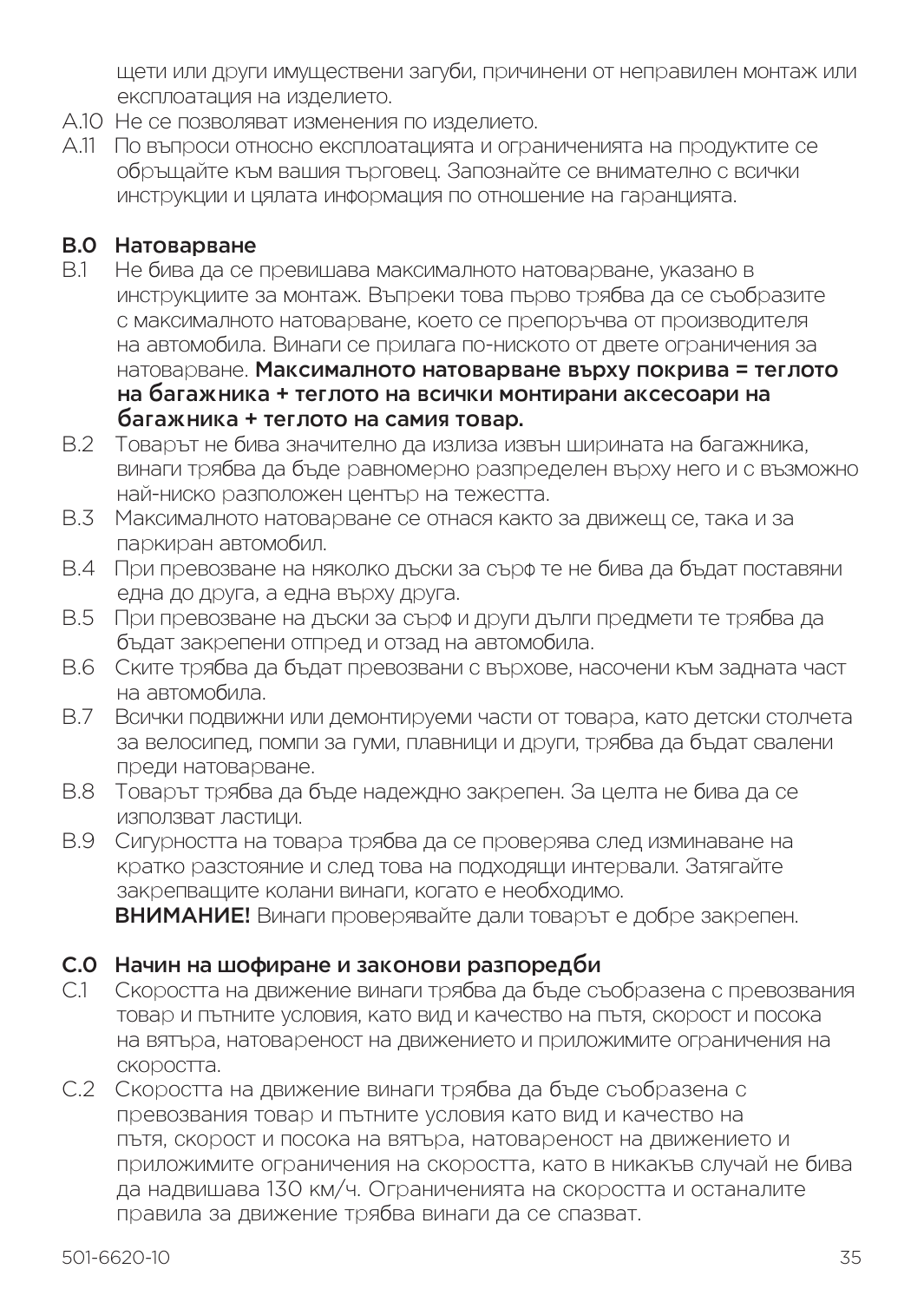щети или други имуществени загуби, причинени от неправилен монтаж или експлоатация на изделието.

A.10 Не се позволяват изменения по изделието.

A.11 По въпроси относно експлоатацията и ограниченията на продуктите се обръщайте към вашия търговец. Запознайте се внимателно с всички инструкции и цялата информация по отношение на гаранцията.

## B.0 Натоварване

B.1 Не бива да се превишава максималното натоварване, указано в инструкциите за монтаж. Въпреки това първо трябва да се съобразите с максималното натоварване, което се препоръчва от производителя на автомобила. Винаги се прилага по-ниското от двете ограничения за натоварване. **Максималното натоварване върху покрива = теглото на багажника + теглото на всички монтирани аксесоари на багажника + теглото на самия товар.**

B.2 Товарът не бива значително да излиза извън ширината на багажника, винаги трябва да бъде равномерно разпределен върху него и с възможно най-ниско разположен център на тежестта.

B.3 Максималното натоварване се отнася както за движещ се, така и за паркиран автомобил.

B.4 При превозване на няколко дъски за сърф те не бива да бъдат поставяни една до друга, а една върху друга.

B.5 При превозване на дъски за сърф и други дълги предмети те трябва да бъдат закрепени отпред и отзад на автомобила.

B.6 Ските трябва да бъдат превозвани с върхове, насочени към задната част на автомобила.

B.7 Всички подвижни или демонтируеми части от товара, като детски столчета за велосипед, помпи за гуми, плавници и други, трябва да бъдат свалени преди натоварване.

B.8 Товарът трябва да бъде надеждно закрепен. За целта не бива да се използват ластици.

B.9 Сигурността на товара трябва да се проверява след изминаване на кратко разстояние и след това на подходящи интервали. Затягайте закрепващите колани винаги, когато е необходимо.
**ВНИМАНИЕ!** Винаги проверявайте дали товарът е добре закрепен.

## C.0 Начин на шофиране и законови разпоредби

C.1 Скоростта на движение винаги трябва да бъде съобразена с превозвания товар и пътните условия, като вид и качество на пътя, скорост и посока на вятъра, натовареност на движението и приложимите ограничения на скоростта.

C.2 Скоростта на движение винаги трябва да бъде съобразена с превозвания товар и пътните условия като вид и качество на пътя, скорост и посока на вятъра, натовареност на движението и приложимите ограничения на скоростта, като в никакъв случай не бива да надвишава 130 км/ч. Ограниченията на скоростта и останалите правила за движение трябва винаги да се спазват.

501-6620-10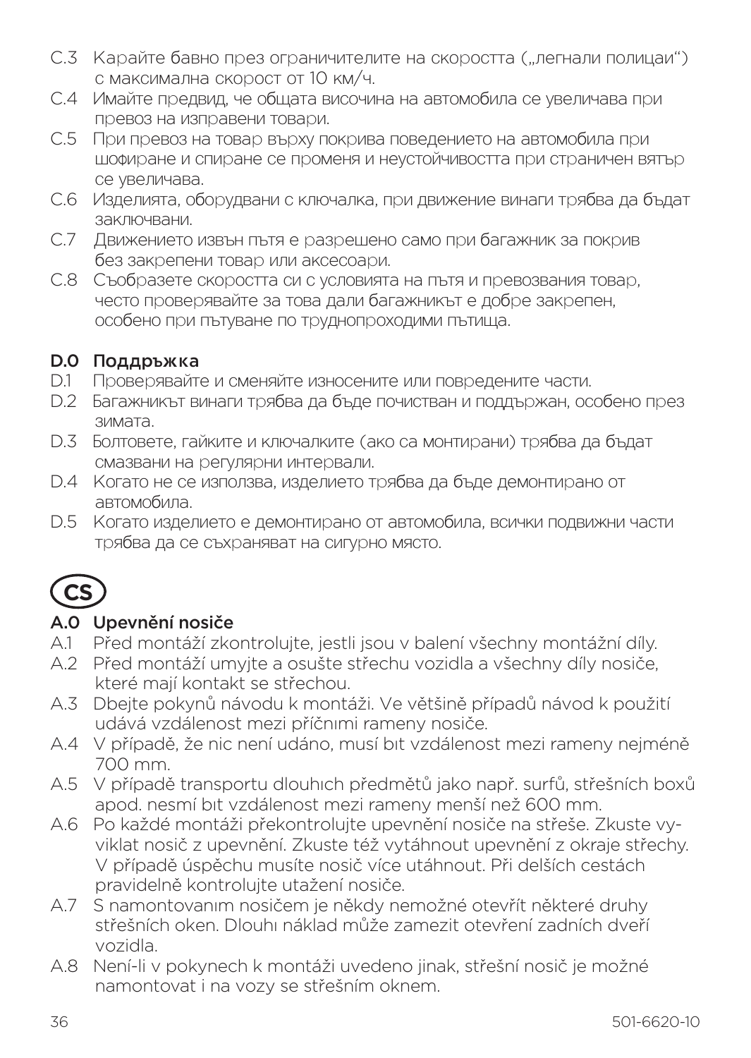C.3 Карайте бавно през ограничителите на скоростта („легнали полицаи“) с максимална скорост от 10 км/ч.

C.4 Имайте предвид, че общата височина на автомобила се увеличава при превоз на изправени товари.

C.5 При превоз на товар върху покрива поведението на автомобила при шофиране и спиране се променя и неустойчивостта при страничен вятър се увеличава.

C.6 Изделията, оборудвани с ключалка, при движение винаги трябва да бъдат заключвани.

C.7 Движението извън пътя е разрешено само при багажник за покрив без закрепени товар или аксесоари.

C.8 Съобразете скоростта си с условията на пътя и превозвания товар, често проверявайте за това дали багажникът е добре закрепен, особено при пътуване по труднопроходими пътища.

## D.0 Поддръжка

D.1 Проверявайте и сменяйте износените или повредените части.

D.2 Багажникът винаги трябва да бъде почистван и поддържан, особено през зимата.

D.3 Болтовете, гайките и ключалките (ако са монтирани) трябва да бъдат смазвани на регулярни интервали.

D.4 Когато не се използва, изделието трябва да бъде демонтирано от автомобила.

D.5 Когато изделието е демонтирано от автомобила, всички подвижни части трябва да се съхраняват на сигурно място.

# CS

## A.0 Upevnění nosiče

A.1 Před montáží zkontrolujte, jestli jsou v balení všechny montážní díly.

A.2 Před montáží umyjte a osušte střechu vozidla a všechny díly nosiče, které mají kontakt se střechou.

A.3 Dbejte pokynů návodu k montáži. Ve většině případů návod k použití udává vzdálenost mezi příčnimi rameny nosiče.

A.4 V případě, že nic není udáno, musí bıt vzdálenost mezi rameny nejméně 700 mm.

A.5 V případě transportu dlouhıch předmětů jako např. surfů, střešních boxů apod. nesmí bıt vzdálenost mezi rameny menší než 600 mm.

A.6 Po každé montáži překontrolujte upevnění nosiče na střeše. Zkuste vyviklat nosič z upevnění. Zkuste též vytáhnout upevnění z okraje střechy. V případě úspěchu musíte nosič více utáhnout. Při delších cestách pravidelně kontrolujte utažení nosiče.

A.7 S namontovanım nosičem je někdy nemožné otevřít některé druhy střešních oken. Dlouhı náklad může zamezit otevření zadních dveří vozidla.

A.8 Není-li v pokynech k montáži uvedeno jinak, střešní nosič je možné namontovat i na vozy se střešním oknem.

501-6620-10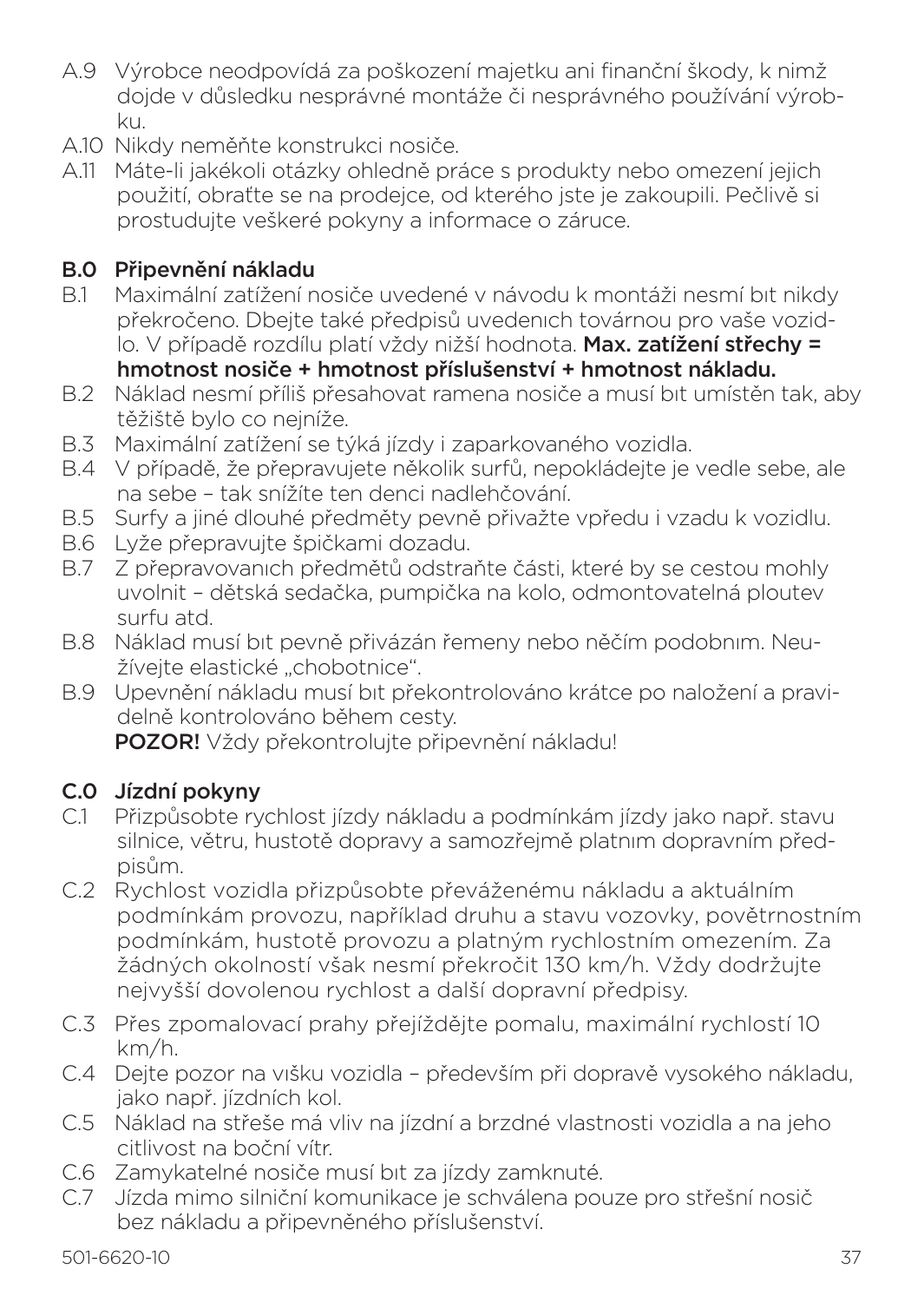A.9 Výrobce neodpovídá za poškození majetku ani finanční škody, k nimž dojde v důsledku nesprávné montáže či nesprávného používání výrobku.

A.10 Nikdy neměňte konstrukci nosiče.

A.11 Máte-li jakékoli otázky ohledně práce s produkty nebo omezení jejich použití, obraťte se na prodejce, od kterého jste je zakoupili. Pečlivě si prostudujte veškeré pokyny a informace o záruce.

## B.0 Připevnění nákladu

B.1 Maximální zatížení nosiče uvedené v návodu k montáži nesmí bıt nikdy překročeno. Dbejte také předpisů uvedenıch továrnou pro vaše vozidlo. V případě rozdílu platí vždy nižší hodnota. **Max. zatížení střechy = hmotnost nosiče + hmotnost příslušenství + hmotnost nákladu.**

B.2 Náklad nesmí příliš přesahovat ramena nosiče a musí bıt umístěn tak, aby těžiště bylo co nejníže.

B.3 Maximální zatížení se týká jízdy i zaparkovaného vozidla.

B.4 V případě, že přepravujete několik surfů, nepokládejte je vedle sebe, ale na sebe – tak snížíte ten denci nadlehčování.

B.5 Surfy a jiné dlouhé předměty pevně přivažte vpředu i vzadu k vozidlu.

B.6 Lyže přepravujte špičkami dozadu.

B.7 Z přepravovanıch předmětů odstraňte části, které by se cestou mohly uvolnit – dětská sedačka, pumpička na kolo, odmontovatelná ploutev surfu atd.

B.8 Náklad musí bıt pevně přivázán řemeny nebo něčím podobnım. Neužívejte elastické „chobotnice".

B.9 Upevnění nákladu musí bıt překontrolováno krátce po naložení a pravidelně kontrolováno během cesty.
**POZOR!** Vždy překontrolujte připevnění nákladu!

## C.0 Jízdní pokyny

C.1 Přizpůsobte rychlost jízdy nákladu a podmínkám jízdy jako např. stavu silnice, větru, hustotě dopravy a samozřejmě platnım dopravním předpisům.

C.2 Rychlost vozidla přizpůsobte převáženému nákladu a aktuálním podmínkám provozu, například druhu a stavu vozovky, povětrnostním podmínkám, hustotě provozu a platným rychlostním omezením. Za žádných okolností však nesmí překročit 130 km/h. Vždy dodržujte nejvyšší dovolenou rychlost a další dopravní předpisy.

C.3 Přes zpomalovací prahy přejíždějte pomalu, maximální rychlostí 10 km/h.

C.4 Dejte pozor na vıšku vozidla – především při dopravě vysokého nákladu, jako např. jízdních kol.

C.5 Náklad na střeše má vliv na jízdní a brzdné vlastnosti vozidla a na jeho citlivost na boční vítr.

C.6 Zamykatelné nosiče musí bıt za jízdy zamknuté.

C.7 Jízda mimo silniční komunikace je schválena pouze pro střešní nosič bez nákladu a připevněného příslušenství.

501-6620-10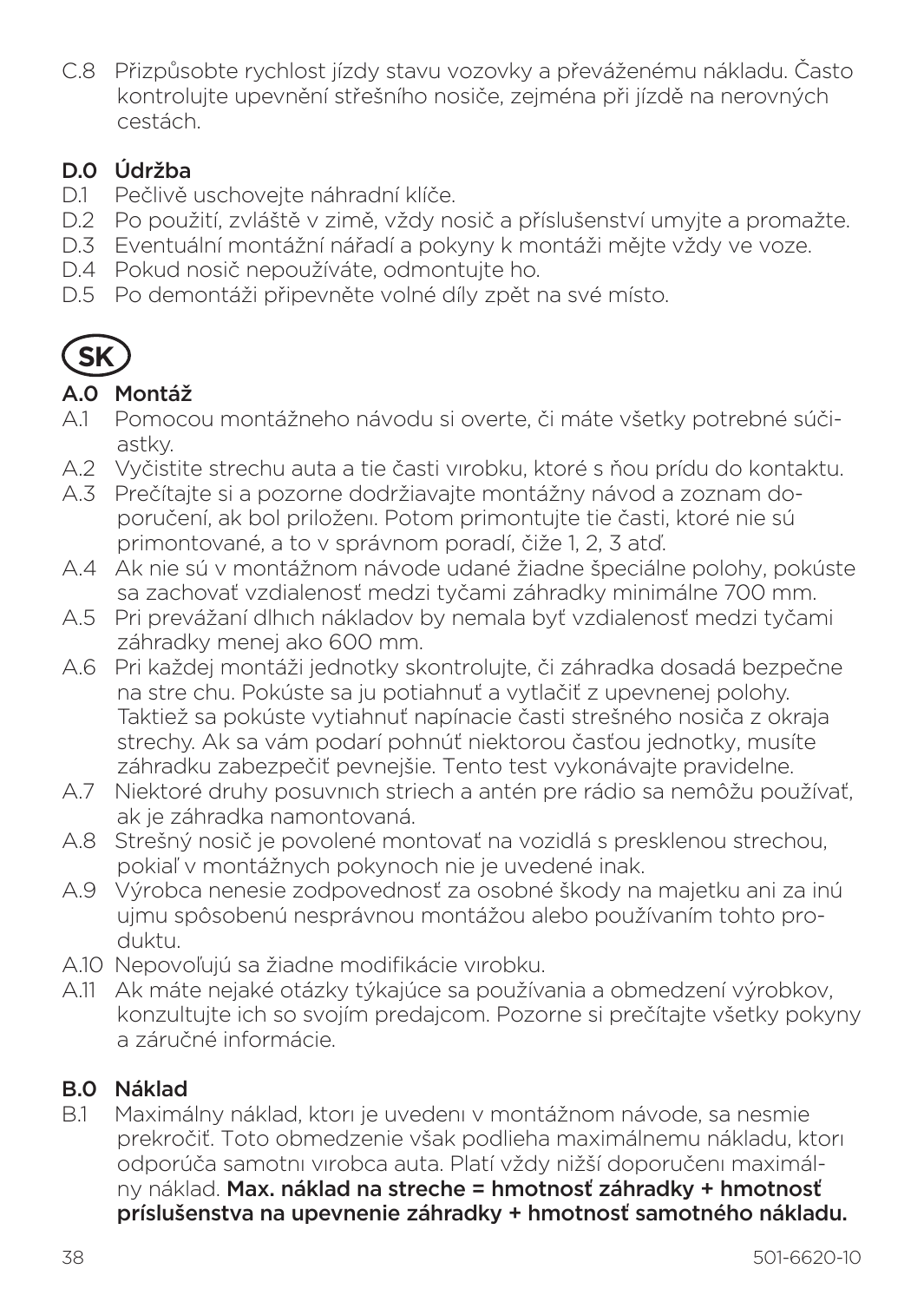C.8 Přizpůsobte rychlost jízdy stavu vozovky a převáženému nákladu. Často kontrolujte upevnění střešního nosiče, zejména při jízdě na nerovných cestách.

## D.0 Údržba

D.1 Pečlivě uschovejte náhradní klíče.
D.2 Po použití, zvláště v zimě, vždy nosič a příslušenství umyjte a promažte.
D.3 Eventuální montážní nářadí a pokyny k montáži mějte vždy ve voze.
D.4 Pokud nosič nepoužíváte, odmontujte ho.
D.5 Po demontáži připevněte volné díly zpět na své místo.

# SK

## A.0 Montáž

A.1 Pomocou montážneho návodu si overte, či máte všetky potrebné súčiastky.
A.2 Vyčistite strechu auta a tie časti vırobku, ktoré s ňou prídu do kontaktu.
A.3 Prečítajte si a pozorne dodržiavajte montážny návod a zoznam doporučení, ak bol priloženı. Potom primontujte tie časti, ktoré nie sú primontované, a to v správnom poradí, čiže 1, 2, 3 atď.
A.4 Ak nie sú v montážnom návode udané žiadne špeciálne polohy, pokúste sa zachovať vzdialenosť medzi tyčami záhradky minimálne 700 mm.
A.5 Pri prevážaní dlhıch nákladov by nemala byť vzdialenosť medzi tyčami záhradky menej ako 600 mm.
A.6 Pri každej montáži jednotky skontrolujte, či záhradka dosadá bezpečne na stre chu. Pokúste sa ju potiahnuť a vytlačiť z upevnenej polohy. Taktiež sa pokúste vytiahnuť napínacie časti strešného nosiča z okraja strechy. Ak sa vám podarí pohnúť niektorou časťou jednotky, musíte záhradku zabezpečiť pevnejšie. Tento test vykonávajte pravidelne.
A.7 Niektoré druhy posuvnıch striech a antén pre rádio sa nemôžu používať, ak je záhradka namontovaná.
A.8 Strešný nosič je povolené montovať na vozidlá s presklenou strechou, pokiaľ v montážnych pokynoch nie je uvedené inak.
A.9 Výrobca nenesie zodpovednosť za osobné škody na majetku ani za inú ujmu spôsobenú nesprávnou montážou alebo používaním tohto produktu.
A.10 Nepovoľujú sa žiadne modifikácie vırobku.
A.11 Ak máte nejaké otázky týkajúce sa používania a obmedzení výrobkov, konzultujte ich so svojím predajcom. Pozorne si prečítajte všetky pokyny a záručné informácie.

## B.0 Náklad

B.1 Maximálny náklad, ktorı je uvedenı v montážnom návode, sa nesmie prekročiť. Toto obmedzenie však podlieha maximálnemu nákladu, ktorı odporúča samotnı vırobca auta. Platí vždy nižší doporučenı maximálny náklad. **Max. náklad na streche = hmotnosť záhradky + hmotnosť príslušenstva na upevnenie záhradky + hmotnosť samotného nákladu.**

501-6620-10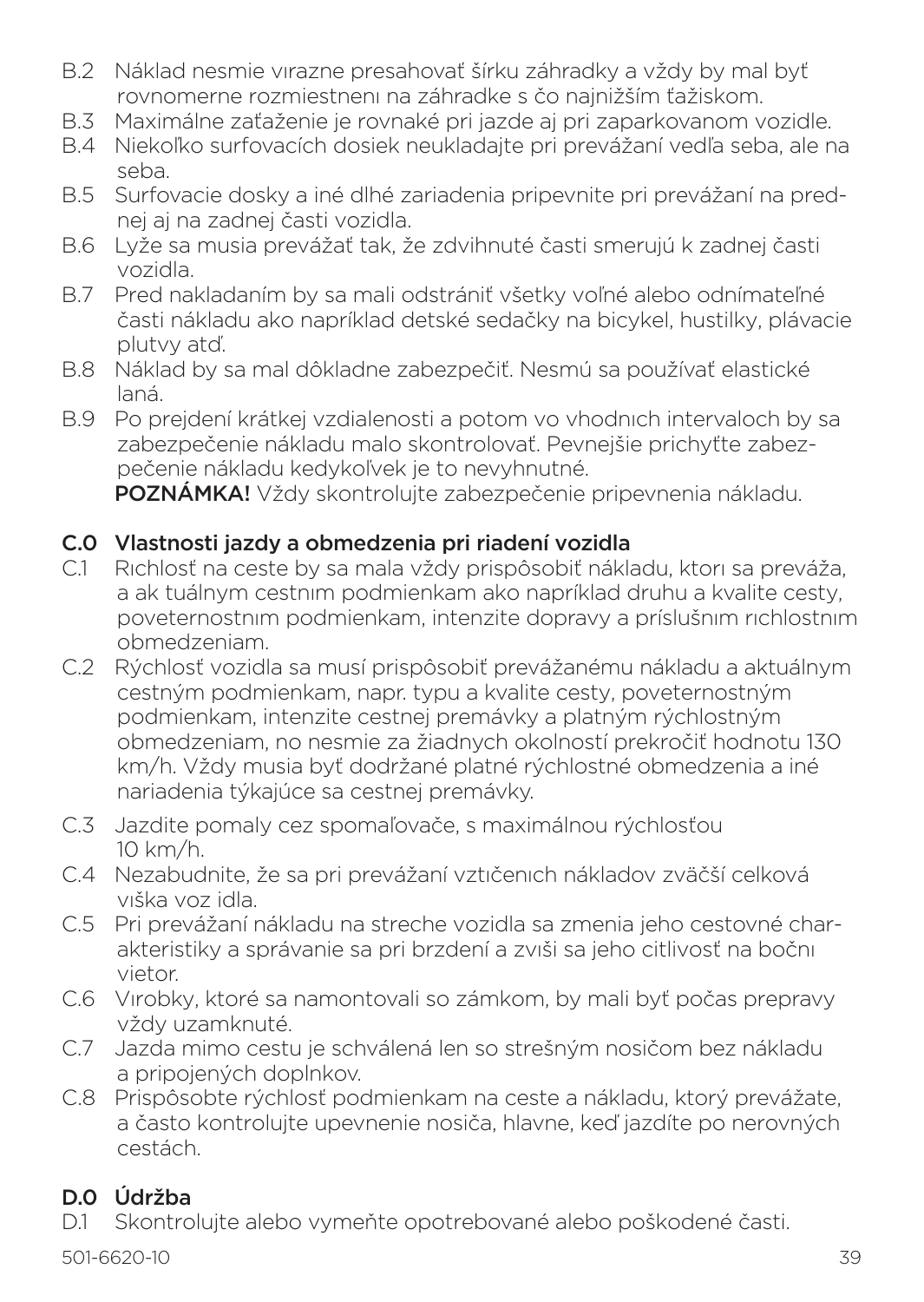B.2 Náklad nesmie vırazne presahovať šírku záhradky a vždy by mal byť rovnomerne rozmiestnenı na záhradke s čo najnižším ťažiskom.

B.3 Maximálne zaťaženie je rovnaké pri jazde aj pri zaparkovanom vozidle.

B.4 Niekoľko surfovacích dosiek neukladajte pri prevážaní vedľa seba, ale na seba.

B.5 Surfovacie dosky a iné dlhé zariadenia pripevnite pri prevážaní na prednej aj na zadnej časti vozidla.

B.6 Lyže sa musia prevážať tak, že zdvihnuté časti smerujú k zadnej časti vozidla.

B.7 Pred nakladaním by sa mali odstrániť všetky voľné alebo odnímateľné časti nákladu ako napríklad detské sedačky na bicykel, hustilky, plávacie plutvy atď.

B.8 Náklad by sa mal dôkladne zabezpečiť. Nesmú sa používať elastické laná.

B.9 Po prejdení krátkej vzdialenosti a potom vo vhodnıch intervaloch by sa zabezpečenie nákladu malo skontrolovať. Pevnejšie prichyťte zabezpečenie nákladu kedykoľvek je to nevyhnutné.
**POZNÁMKA!** Vždy skontrolujte zabezpečenie pripevnenia nákladu.

## C.0 Vlastnosti jazdy a obmedzenia pri riadení vozidla

C.1 Rıchlosť na ceste by sa mala vždy prispôsobiť nákladu, ktorı sa preváža, a ak tuálnym cestnım podmienkam ako napríklad druhu a kvalite cesty, poveternostnım podmienkam, intenzite dopravy a príslušnım rıchlostnım obmedzeniam.

C.2 Rýchlosť vozidla sa musí prispôsobiť prevážanému nákladu a aktuálnym cestným podmienkam, napr. typu a kvalite cesty, poveternostným podmienkam, intenzite cestnej premávky a platným rýchlostným obmedzeniam, no nesmie za žiadnych okolností prekročiť hodnotu 130 km/h. Vždy musia byť dodržané platné rýchlostné obmedzenia a iné nariadenia týkajúce sa cestnej premávky.

C.3 Jazdite pomaly cez spomaľovače, s maximálnou rýchlosťou 10 km/h.

C.4 Nezabudnite, že sa pri prevážaní vztıčenıch nákladov zväčší celková vıška voz idla.

C.5 Pri prevážaní nákladu na streche vozidla sa zmenia jeho cestovné charakteristiky a správanie sa pri brzdení a zvıši sa jeho citlivosť na bočnı vietor.

C.6 Vırobky, ktoré sa namontovali so zámkom, by mali byť počas prepravy vždy uzamknuté.

C.7 Jazda mimo cestu je schválená len so strešným nosičom bez nákladu a pripojených doplnkov.

C.8 Prispôsobte rýchlosť podmienkam na ceste a nákladu, ktorý prevážate, a často kontrolujte upevnenie nosiča, hlavne, keď jazdíte po nerovných cestách.

## D.0 Údržba

D.1 Skontrolujte alebo vymeňte opotrebované alebo poškodené časti.

501-6620-10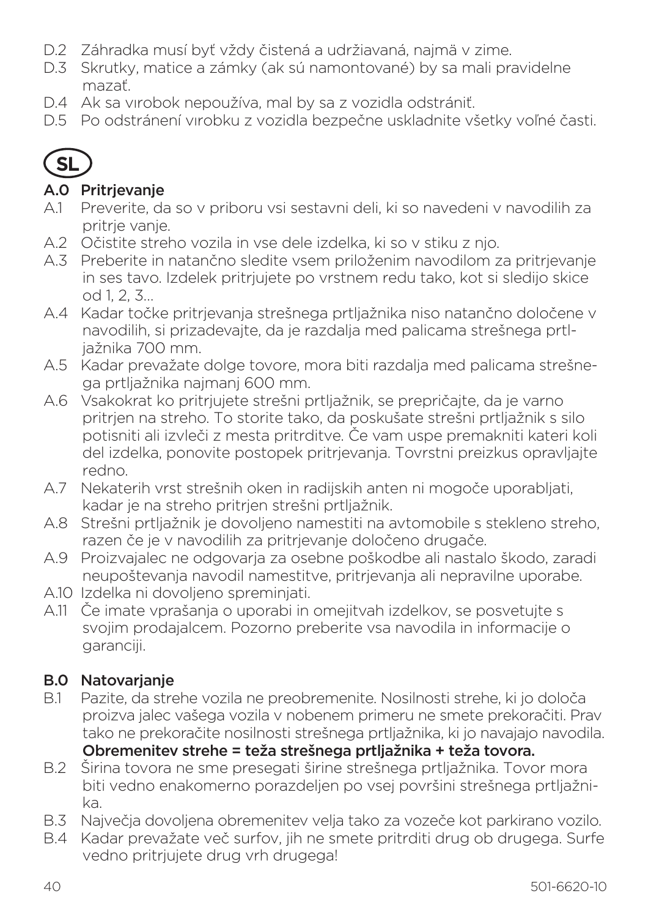D.2 Záhradka musí byť vždy čistená a udržiavaná, najmä v zime.
D.3 Skrutky, matice a zámky (ak sú namontované) by sa mali pravidelne mazať.
D.4 Ak sa vırobok nepoužíva, mal by sa z vozidla odstrániť.
D.5 Po odstránení vırobku z vozidla bezpečne uskladnite všetky voľné časti.

# SL

## A.0 Pritrjevanje

A.1 Preverite, da so v priboru vsi sestavni deli, ki so navedeni v navodilih za pritrje vanje.
A.2 Očistite streho vozila in vse dele izdelka, ki so v stiku z njo.
A.3 Preberite in natančno sledite vsem priloženim navodilom za pritrjevanje in ses tavo. Izdelek pritrjujete po vrstnem redu tako, kot si sledijo skice od 1, 2, 3...
A.4 Kadar točke pritrjevanja strešnega prtljažnika niso natančno določene v navodilih, si prizadevajte, da je razdalja med palicama strešnega prtljažnika 700 mm.
A.5 Kadar prevažate dolge tovore, mora biti razdalja med palicama strešnega prtljažnika najmanj 600 mm.
A.6 Vsakokrat ko pritrjujete strešni prtljažnik, se prepričajte, da je varno pritrjen na streho. To storite tako, da poskušate strešni prtljažnik s silo potisniti ali izvleči z mesta pritrditve. Če vam uspe premakniti kateri koli del izdelka, ponovite postopek pritrjevanja. Tovrstni preizkus opravljajte redno.
A.7 Nekaterih vrst strešnih oken in radijskih anten ni mogoče uporabljati, kadar je na streho pritrjen strešni prtljažnik.
A.8 Strešni prtljažnik je dovoljeno namestiti na avtomobile s stekleno streho, razen če je v navodilih za pritrjevanje določeno drugače.
A.9 Proizvajalec ne odgovarja za osebne poškodbe ali nastalo škodo, zaradi neupoštevanja navodil namestitve, pritrjevanja ali nepravilne uporabe.
A.10 Izdelka ni dovoljeno spreminjati.
A.11 Če imate vprašanja o uporabi in omejitvah izdelkov, se posvetujte s svojim prodajalcem. Pozorno preberite vsa navodila in informacije o garanciji.

## B.0 Natovarjanje

B.1 Pazite, da strehe vozila ne preobremenite. Nosilnosti strehe, ki jo določa proizva jalec vašega vozila v nobenem primeru ne smete prekoračiti. Prav tako ne prekoračite nosilnosti strešnega prtljažnika, ki jo navajajo navodila.
**Obremenitev strehe = teža strešnega prtljažnika + teža tovora.**
B.2 Širina tovora ne sme presegati širine strešnega prtljažnika. Tovor mora biti vedno enakomerno porazdeljen po vsej površini strešnega prtljažnika.
B.3 Največja dovoljena obremenitev velja tako za vozeče kot parkirano vozilo.
B.4 Kadar prevažate več surfov, jih ne smete pritrditi drug ob drugega. Surfe vedno pritrjujete drug vrh drugega!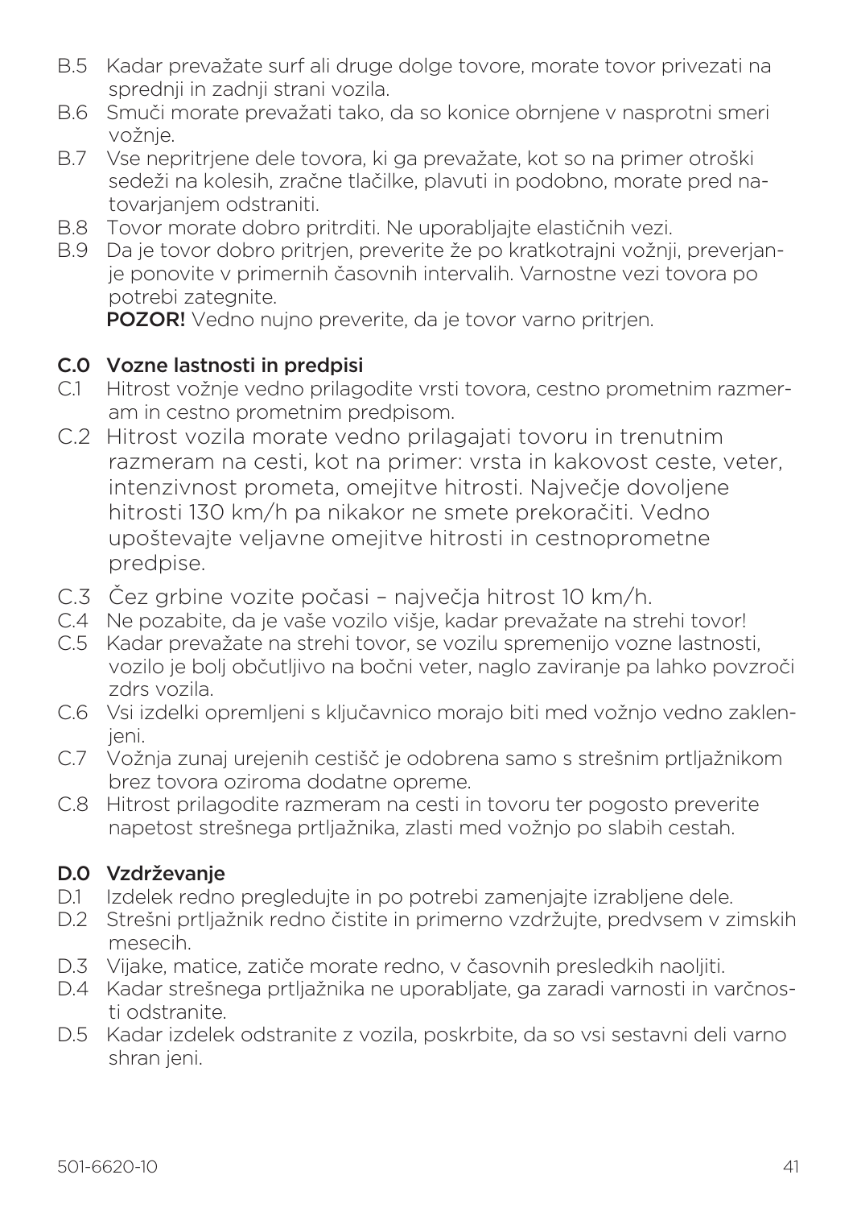B.5 Kadar prevažate surf ali druge dolge tovore, morate tovor privezati na sprednji in zadnji strani vozila.

B.6 Smuči morate prevažati tako, da so konice obrnjene v nasprotni smeri vožnje.

B.7 Vse nepritrjene dele tovora, ki ga prevažate, kot so na primer otroški sedeži na kolesih, zračne tlačilke, plavuti in podobno, morate pred natovarjanjem odstraniti.

B.8 Tovor morate dobro pritrditi. Ne uporabljajte elastičnih vezi.

B.9 Da je tovor dobro pritrjen, preverite že po kratkotrajni vožnji, preverjanje ponovite v primernih časovnih intervalih. Varnostne vezi tovora po potrebi zategnite.
**POZOR!** Vedno nujno preverite, da je tovor varno pritrjen.

## C.0 Vozne lastnosti in predpisi

C.1 Hitrost vožnje vedno prilagodite vrsti tovora, cestno prometnim razmeram in cestno prometnim predpisom.

C.2 Hitrost vozila morate vedno prilagajati tovoru in trenutnim razmeram na cesti, kot na primer: vrsta in kakovost ceste, veter, intenzivnost prometa, omejitve hitrosti. Največje dovoljene hitrosti 130 km/h pa nikakor ne smete prekoračiti. Vedno upoštevajte veljavne omejitve hitrosti in cestnoprometne predpise.

C.3 Čez grbine vozite počasi – največja hitrost 10 km/h.

C.4 Ne pozabite, da je vaše vozilo višje, kadar prevažate na strehi tovor!

C.5 Kadar prevažate na strehi tovor, se vozilu spremenijo vozne lastnosti, vozilo je bolj občutljivo na bočni veter, naglo zaviranje pa lahko povzroči zdrs vozila.

C.6 Vsi izdelki opremljeni s ključavnico morajo biti med vožnjo vedno zaklenjeni.

C.7 Vožnja zunaj urejenih cestišč je odobrena samo s strešnim prtljažnikom brez tovora oziroma dodatne opreme.

C.8 Hitrost prilagodite razmeram na cesti in tovoru ter pogosto preverite napetost strešnega prtljažnika, zlasti med vožnjo po slabih cestah.

## D.0 Vzdrževanje

D.1 Izdelek redno pregledujte in po potrebi zamenjajte izrabljene dele.

D.2 Strešni prtljažnik redno čistite in primerno vzdržujte, predvsem v zimskih mesecih.

D.3 Vijake, matice, zatiče morate redno, v časovnih presledkih naoljiti.

D.4 Kadar strešnega prtljažnika ne uporabljate, ga zaradi varnosti in varčnosti odstranite.

D.5 Kadar izdelek odstranite z vozila, poskrbite, da so vsi sestavni deli varno shran jeni.

501-6620-10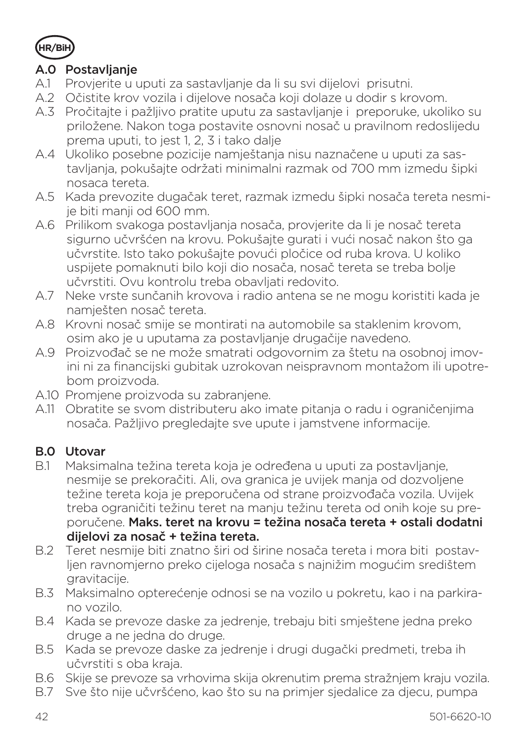HR/BiH

## A.0 Postavljanje

A.1 Provjerite u uputi za sastavljanje da li su svi dijelovi prisutni.

A.2 Očistite krov vozila i dijelove nosača koji dolaze u dodir s krovom.

A.3 Pročitajte i pažljivo pratite uputu za sastavljanje i preporuke, ukoliko su priložene. Nakon toga postavite osnovni nosač u pravilnom redoslijedu prema uputi, to jest 1, 2, 3 i tako dalje

A.4 Ukoliko posebne pozicije namještanja nisu naznačene u uputi za sastavljanja, pokušajte održati minimalni razmak od 700 mm izmedu šipki nosaca tereta.

A.5 Kada prevozite dugačak teret, razmak izmedu šipki nosača tereta nesmije biti manji od 600 mm.

A.6 Prilikom svakoga postavljanja nosača, provjerite da li je nosač tereta sigurno učvršćen na krovu. Pokušajte gurati i vući nosač nakon što ga učvrstite. Isto tako pokušajte povući pločice od ruba krova. U koliko uspijete pomaknuti bilo koji dio nosača, nosač tereta se treba bolje učvrstiti. Ovu kontrolu treba obavljati redovito.

A.7 Neke vrste sunčanih krovova i radio antena se ne mogu koristiti kada je namješten nosač tereta.

A.8 Krovni nosač smije se montirati na automobile sa staklenim krovom, osim ako je u uputama za postavljanje drugačije navedeno.

A.9 Proizvođač se ne može smatrati odgovornim za štetu na osobnoj imovini ni za financijski gubitak uzrokovan neispravnom montažom ili upotrebom proizvoda.

A.10 Promjene proizvoda su zabranjene.

A.11 Obratite se svom distributeru ako imate pitanja o radu i ograničenjima nosača. Pažljivo pregledajte sve upute i jamstvene informacije.

## B.0 Utovar

B.1 Maksimalna težina tereta koja je određena u uputi za postavljanje, nesmije se prekoračiti. Ali, ova granica je uvijek manja od dozvoljene težine tereta koja je preporučena od strane proizvođača vozila. Uvijek treba ograničiti težinu teret na manju težinu tereta od onih koje su preporučene. **Maks. teret na krovu = težina nosača tereta + ostali dodatni dijelovi za nosač + težina tereta.**

B.2 Teret nesmije biti znatno širi od širine nosača tereta i mora biti postavljen ravnomjerno preko cijeloga nosača s najnižim mogućim središtem gravitacije.

B.3 Maksimalno opterećenje odnosi se na vozilo u pokretu, kao i na parkirano vozilo.

B.4 Kada se prevoze daske za jedrenje, trebaju biti smještene jedna preko druge a ne jedna do druge.

B.5 Kada se prevoze daske za jedrenje i drugi dugački predmeti, treba ih učvrstiti s oba kraja.

B.6 Skije se prevoze sa vrhovima skija okrenutim prema stražnjem kraju vozila.

B.7 Sve što nije učvršćeno, kao što su na primjer sjedalice za djecu, pumpa

501-6620-10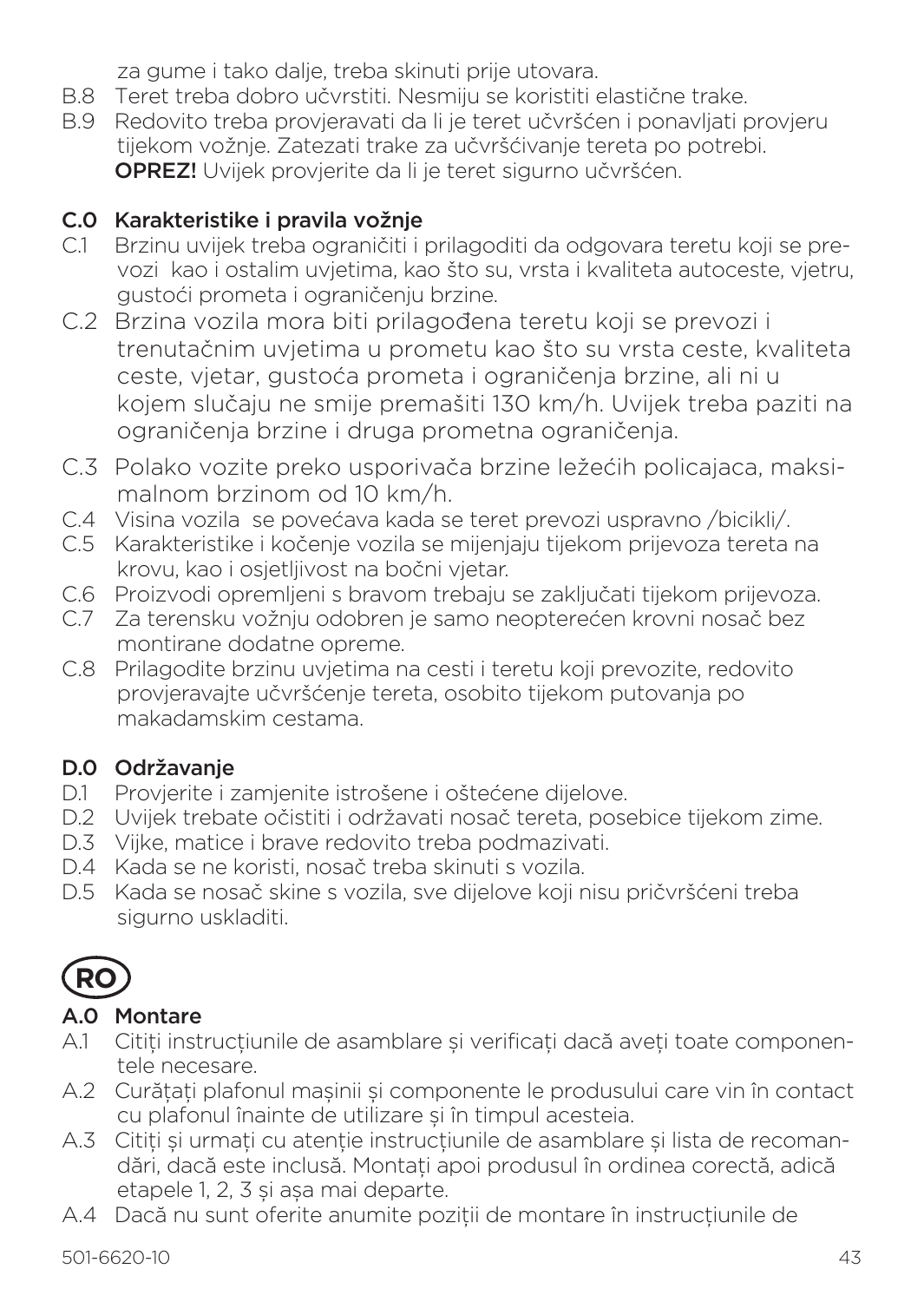za gume i tako dalje, treba skinuti prije utovara.

B.8 Teret treba dobro učvrstiti. Nesmiju se koristiti elastične trake.

B.9 Redovito treba provjeravati da li je teret učvršćen i ponavljati provjeru tijekom vožnje. Zatezati trake za učvršćivanje tereta po potrebi. **OPREZ!** Uvijek provjerite da li je teret sigurno učvršćen.

## C.0 Karakteristike i pravila vožnje

C.1 Brzinu uvijek treba ograničiti i prilagoditi da odgovara teretu koji se prevozi kao i ostalim uvjetima, kao što su, vrsta i kvaliteta autoceste, vjetru, gustoći prometa i ograničenju brzine.

C.2 Brzina vozila mora biti prilagođena teretu koji se prevozi i trenutačnim uvjetima u prometu kao što su vrsta ceste, kvaliteta ceste, vjetar, gustoća prometa i ograničenja brzine, ali ni u kojem slučaju ne smije premašiti 130 km/h. Uvijek treba paziti na ograničenja brzine i druga prometna ograničenja.

C.3 Polako vozite preko usporivača brzine ležećih policajaca, maksimalnom brzinom od 10 km/h.

C.4 Visina vozila se povećava kada se teret prevozi uspravno /bicikli/.

C.5 Karakteristike i kočenje vozila se mijenjaju tijekom prijevoza tereta na krovu, kao i osjetljivost na bočni vjetar.

C.6 Proizvodi opremljeni s bravom trebaju se zaključati tijekom prijevoza.

C.7 Za terensku vožnju odobren je samo neopterećen krovni nosač bez montirane dodatne opreme.

C.8 Prilagodite brzinu uvjetima na cesti i teretu koji prevozite, redovito provjeravajte učvršćenje tereta, osobito tijekom putovanja po makadamskim cestama.

## D.0 Održavanje

D.1 Provjerite i zamjenite istrošene i oštećene dijelove.

D.2 Uvijek trebate očistiti i održavati nosač tereta, posebice tijekom zime.

D.3 Vijke, matice i brave redovito treba podmazivati.

D.4 Kada se ne koristi, nosač treba skinuti s vozila.

D.5 Kada se nosač skine s vozila, sve dijelove koji nisu pričvršćeni treba sigurno uskladiti.

# RO

## A.0 Montare

A.1 Citiți instrucțiunile de asamblare și verificați dacă aveți toate componentele necesare.

A.2 Curățați plafonul mașinii și componente le produsului care vin în contact cu plafonul înainte de utilizare și în timpul acesteia.

A.3 Citiți și urmați cu atenție instrucțiunile de asamblare și lista de recomandări, dacă este inclusă. Montați apoi produsul în ordinea corectă, adică etapele 1, 2, 3 și așa mai departe.

A.4 Dacă nu sunt oferite anumite poziții de montare în instrucțiunile de

501-6620-10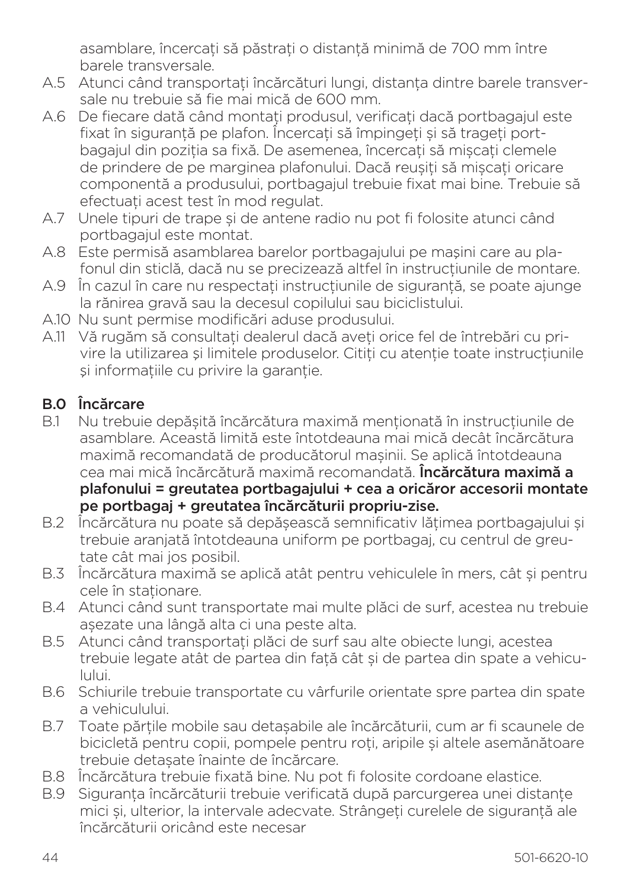asamblare, încercați să păstrați o distanță minimă de 700 mm între barele transversale.

A.5 Atunci când transportați încărcături lungi, distanța dintre barele transversale nu trebuie să fie mai mică de 600 mm.

A.6 De fiecare dată când montați produsul, verificați dacă portbagajul este fixat în siguranță pe plafon. Încercați să împingeți și să trageți portbagajul din poziția sa fixă. De asemenea, încercați să mișcați clemele de prindere de pe marginea plafonului. Dacă reușiți să mișcați oricare componentă a produsului, portbagajul trebuie fixat mai bine. Trebuie să efectuați acest test în mod regulat.

A.7 Unele tipuri de trape și de antene radio nu pot fi folosite atunci când portbagajul este montat.

A.8 Este permisă asamblarea barelor portbagajului pe mașini care au plafonul din sticlă, dacă nu se precizează altfel în instrucțiunile de montare.

A.9 În cazul în care nu respectați instrucțiunile de siguranță, se poate ajunge la rănirea gravă sau la decesul copilului sau biciclistului.

A.10 Nu sunt permise modificări aduse produsului.

A.11 Vă rugăm să consultați dealerul dacă aveți orice fel de întrebări cu privire la utilizarea și limitele produselor. Citiți cu atenție toate instrucțiunile și informațiile cu privire la garanție.

## B.0 Încărcare

B.1 Nu trebuie depășită încărcătura maximă menționată în instrucțiunile de asamblare. Această limită este întotdeauna mai mică decât încărcătura maximă recomandată de producătorul mașinii. Se aplică întotdeauna cea mai mică încărcătură maximă recomandată. **Încărcătura maximă a plafonului = greutatea portbagajului + cea a oricăror accesorii montate pe portbagaj + greutatea încărcăturii propriu-zise.**

B.2 Încărcătura nu poate să depășească semnificativ lățimea portbagajului și trebuie aranjată întotdeauna uniform pe portbagaj, cu centrul de greutate cât mai jos posibil.

B.3 Încărcătura maximă se aplică atât pentru vehiculele în mers, cât și pentru cele în staționare.

B.4 Atunci când sunt transportate mai multe plăci de surf, acestea nu trebuie așezate una lângă alta ci una peste alta.

B.5 Atunci când transportați plăci de surf sau alte obiecte lungi, acestea trebuie legate atât de partea din față cât și de partea din spate a vehiculului.

B.6 Schiurile trebuie transportate cu vârfurile orientate spre partea din spate a vehiculului.

B.7 Toate părțile mobile sau detașabile ale încărcăturii, cum ar fi scaunele de bicicletă pentru copii, pompele pentru roți, aripile și altele asemănătoare trebuie detașate înainte de încărcare.

B.8 Încărcătura trebuie fixată bine. Nu pot fi folosite cordoane elastice.

B.9 Siguranța încărcăturii trebuie verificată după parcurgerea unei distanțe mici și, ulterior, la intervale adecvate. Strângeți curelele de siguranță ale încărcăturii oricând este necesar

501-6620-10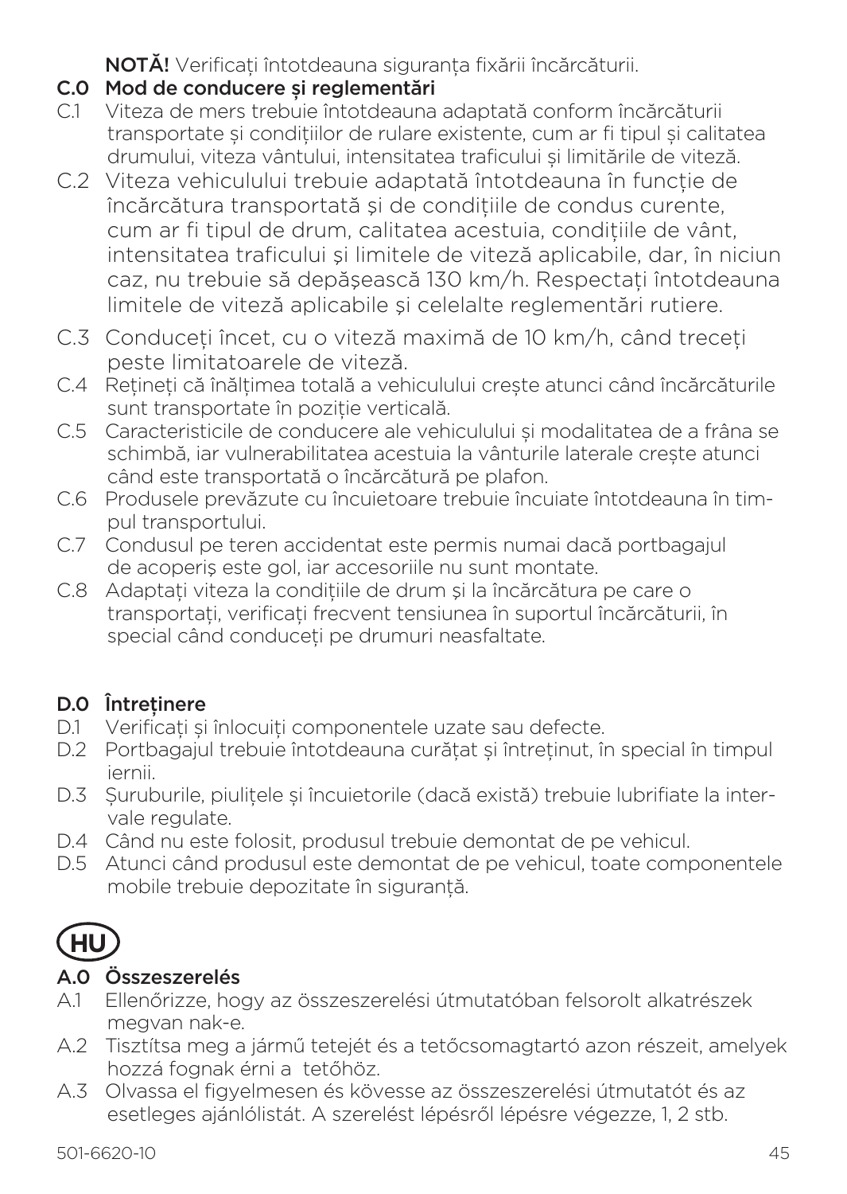**NOTĂ!** Verificați întotdeauna siguranța fixării încărcăturii.

## C.0 Mod de conducere și reglementări

C.1 Viteza de mers trebuie întotdeauna adaptată conform încărcăturii transportate și condițiilor de rulare existente, cum ar fi tipul și calitatea drumului, viteza vântului, intensitatea traficului și limitările de viteză.

C.2 Viteza vehiculului trebuie adaptată întotdeauna în funcție de încărcătura transportată și de condițiile de condus curente, cum ar fi tipul de drum, calitatea acestuia, condițiile de vânt, intensitatea traficului și limitele de viteză aplicabile, dar, în niciun caz, nu trebuie să depășească 130 km/h. Respectați întotdeauna limitele de viteză aplicabile și celelalte reglementări rutiere.

C.3 Conduceți încet, cu o viteză maximă de 10 km/h, când treceți peste limitatoarele de viteză.

C.4 Rețineți că înălțimea totală a vehiculului crește atunci când încărcăturile sunt transportate în poziție verticală.

C.5 Caracteristicile de conducere ale vehiculului și modalitatea de a frâna se schimbă, iar vulnerabilitatea acestuia la vânturile laterale crește atunci când este transportată o încărcătură pe plafon.

C.6 Produsele prevăzute cu încuietoare trebuie încuiate întotdeauna în timpul transportului.

C.7 Condusul pe teren accidentat este permis numai dacă portbagajul de acoperiș este gol, iar accesoriile nu sunt montate.

C.8 Adaptați viteza la condițiile de drum și la încărcătura pe care o transportați, verificați frecvent tensiunea în suportul încărcăturii, în special când conduceți pe drumuri neasfaltate.

## D.0 Întreținere

D.1 Verificați și înlocuiți componentele uzate sau defecte.

D.2 Portbagajul trebuie întotdeauna curățat și întreținut, în special în timpul iernii.

D.3 Șuruburile, piulițele și încuietorile (dacă există) trebuie lubrifiate la intervale regulate.

D.4 Când nu este folosit, produsul trebuie demontat de pe vehicul.

D.5 Atunci când produsul este demontat de pe vehicul, toate componentele mobile trebuie depozitate în siguranță.

# HU

## A.0 Összeszerelés

A.1 Ellenőrizze, hogy az összeszerelési útmutatóban felsorolt alkatrészek megvan nak-e.

A.2 Tisztítsa meg a jármű tetejét és a tetőcsomagtartó azon részeit, amelyek hozzá fognak érni a tetőhöz.

A.3 Olvassa el figyelmesen és kövesse az összeszerelési útmutatót és az esetleges ajánlólistát. A szerelést lépésről lépésre végezze, 1, 2 stb.

501-6620-10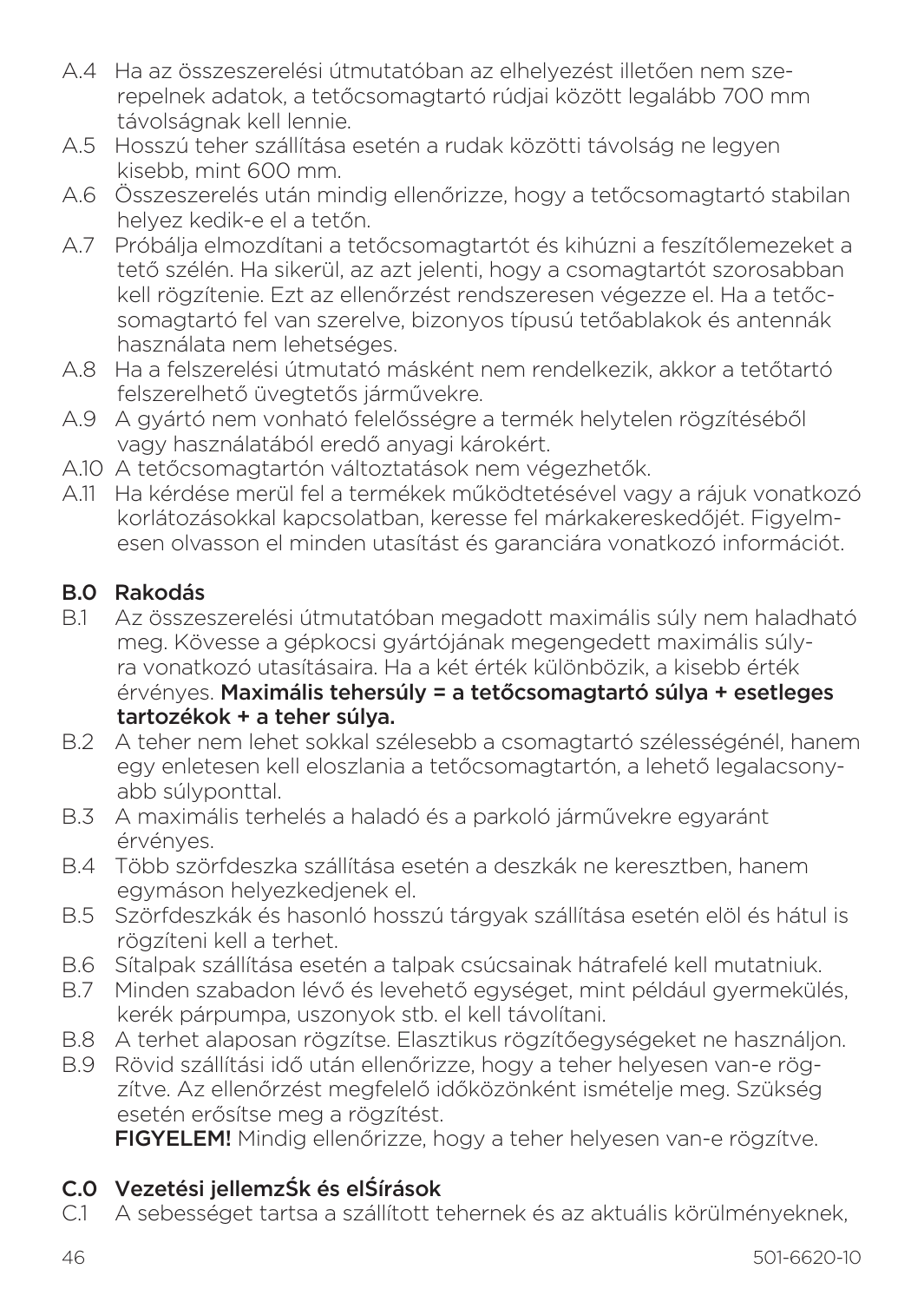A.4 Ha az összeszerelési útmutatóban az elhelyezést illetően nem szerepelnek adatok, a tetőcsomagtartó rúdjai között legalább 700 mm távolságnak kell lennie.

A.5 Hosszú teher szállítása esetén a rudak közötti távolság ne legyen kisebb, mint 600 mm.

A.6 Összeszerelés után mindig ellenőrizze, hogy a tetőcsomagtartó stabilan helyez kedik-e el a tetőn.

A.7 Próbálja elmozdítani a tetőcsomagtartót és kihúzni a feszítőlemezeket a tető szélén. Ha sikerül, az azt jelenti, hogy a csomagtartót szorosabban kell rögzítenie. Ezt az ellenőrzést rendszeresen végezze el. Ha a tetőcsomagtartó fel van szerelve, bizonyos típusú tetőablakok és antennák használata nem lehetséges.

A.8 Ha a felszerelési útmutató másként nem rendelkezik, akkor a tetőtartó felszerelhető üvegtetős járművekre.

A.9 A gyártó nem vonható felelősségre a termék helytelen rögzítéséből vagy használatából eredő anyagi károkért.

A.10 A tetőcsomagtartón változtatások nem végezhetők.

A.11 Ha kérdése merül fel a termékek működtetésével vagy a rájuk vonatkozó korlátozásokkal kapcsolatban, keresse fel márkakereskedőjét. Figyelmesen olvasson el minden utasítást és garanciára vonatkozó információt.

## B.0 Rakodás

B.1 Az összeszerelési útmutatóban megadott maximális súly nem haladható meg. Kövesse a gépkocsi gyártójának megengedett maximális súlyra vonatkozó utasításaira. Ha a két érték különbözik, a kisebb érték érvényes. **Maximális tehersúly = a tetőcsomagtartó súlya + esetleges tartozékok + a teher súlya.**

B.2 A teher nem lehet sokkal szélesebb a csomagtartó szélességénél, hanem egy enletesen kell eloszlania a tetőcsomagtartón, a lehető legalacsonyabb súlyponttal.

B.3 A maximális terhelés a haladó és a parkoló járművekre egyaránt érvényes.

B.4 Több szörfdeszka szállítása esetén a deszkák ne keresztben, hanem egymáson helyezkedjenek el.

B.5 Szörfdeszkák és hasonló hosszú tárgyak szállítása esetén elöl és hátul is rögzíteni kell a terhet.

B.6 Sítalpak szállítása esetén a talpak csúcsainak hátrafelé kell mutatniuk.

B.7 Minden szabadon lévő és levehető egységet, mint például gyermekülés, kerék párpumpa, uszonyok stb. el kell távolítani.

B.8 A terhet alaposan rögzítse. Elasztikus rögzítőegységeket ne használjon.

B.9 Rövid szállítási idő után ellenőrizze, hogy a teher helyesen van-e rögzítve. Az ellenőrzést megfelelő időközönként ismételje meg. Szükség esetén erősítse meg a rögzítést.
**FIGYELEM!** Mindig ellenőrizze, hogy a teher helyesen van-e rögzítve.

## C.0 Vezetési jellemzŚk és elŚírások

C.1 A sebességet tartsa a szállított tehernek és az aktuális körülményeknek,

501-6620-10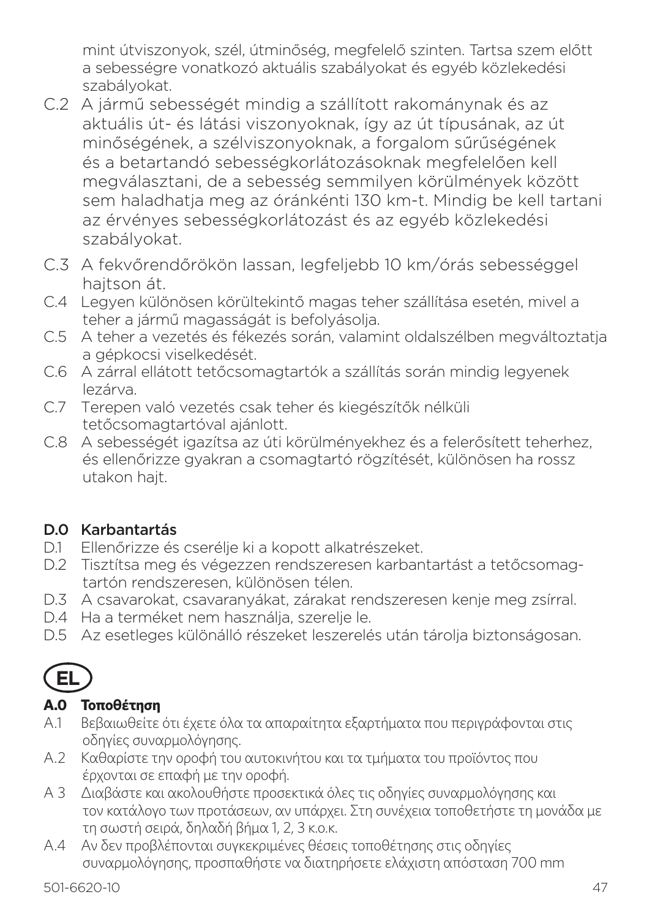mint útviszonyok, szél, útminőség, megfelelő szinten. Tartsa szem előtt a sebességre vonatkozó aktuális szabályokat és egyéb közlekedési szabályokat.

C.2 A jármű sebességét mindig a szállított rakománynak és az aktuális út- és látási viszonyoknak, így az út típusának, az út minőségének, a szélviszonyoknak, a forgalom sűrűségének és a betartandó sebességkorlátozásoknak megfelelően kell megválasztani, de a sebesség semmilyen körülmények között sem haladhatja meg az óránkénti 130 km-t. Mindig be kell tartani az érvényes sebességkorlátozást és az egyéb közlekedési szabályokat.

C.3 A fekvőrendőrökön lassan, legfeljebb 10 km/órás sebességgel hajtson át.

C.4 Legyen különösen körültekintő magas teher szállítása esetén, mivel a teher a jármű magasságát is befolyásolja.

C.5 A teher a vezetés és fékezés során, valamint oldalszélben megváltoztatja a gépkocsi viselkedését.

C.6 A zárral ellátott tetőcsomagtartók a szállítás során mindig legyenek lezárva.

C.7 Terepen való vezetés csak teher és kiegészítők nélküli tetőcsomagtartóval ajánlott.

C.8 A sebességét igazítsa az úti körülményekhez és a felerősített teherhez, és ellenőrizze gyakran a csomagtartó rögzítését, különösen ha rossz utakon hajt.

## D.0 Karbantartás

D.1 Ellenőrizze és cserélje ki a kopott alkatrészeket.

D.2 Tisztítsa meg és végezzen rendszeresen karbantartást a tetőcsomag-tartón rendszeresen, különösen télen.

D.3 A csavarokat, csavaranyákat, zárakat rendszeresen kenje meg zsírral.

D.4 Ha a terméket nem használja, szerelje le.

D.5 Az esetleges különálló részeket leszerelés után tárolja biztonságosan.

# EL

## A.0 Τοποθέτηση

A.1 Βεβαιωθείτε ότι έχετε όλα τα απαραίτητα εξαρτήματα που περιγράφονται στις οδηγίες συναρμολόγησης.

A.2 Καθαρίστε την οροφή του αυτοκινήτου και τα τμήματα του προϊόντος που έρχονται σε επαφή με την οροφή.

A 3 Διαβάστε και ακολουθήστε προσεκτικά όλες τις οδηγίες συναρμολόγησης και τον κατάλογο των προτάσεων, αν υπάρχει. Στη συνέχεια τοποθετήστε τη μονάδα με τη σωστή σειρά, δηλαδή βήμα 1, 2, 3 κ.ο.κ.

A.4 Αν δεν προβλέπονται συγκεκριμένες θέσεις τοποθέτησης στις οδηγίες συναρμολόγησης, προσπαθήστε να διατηρήσετε ελάχιστη απόσταση 700 mm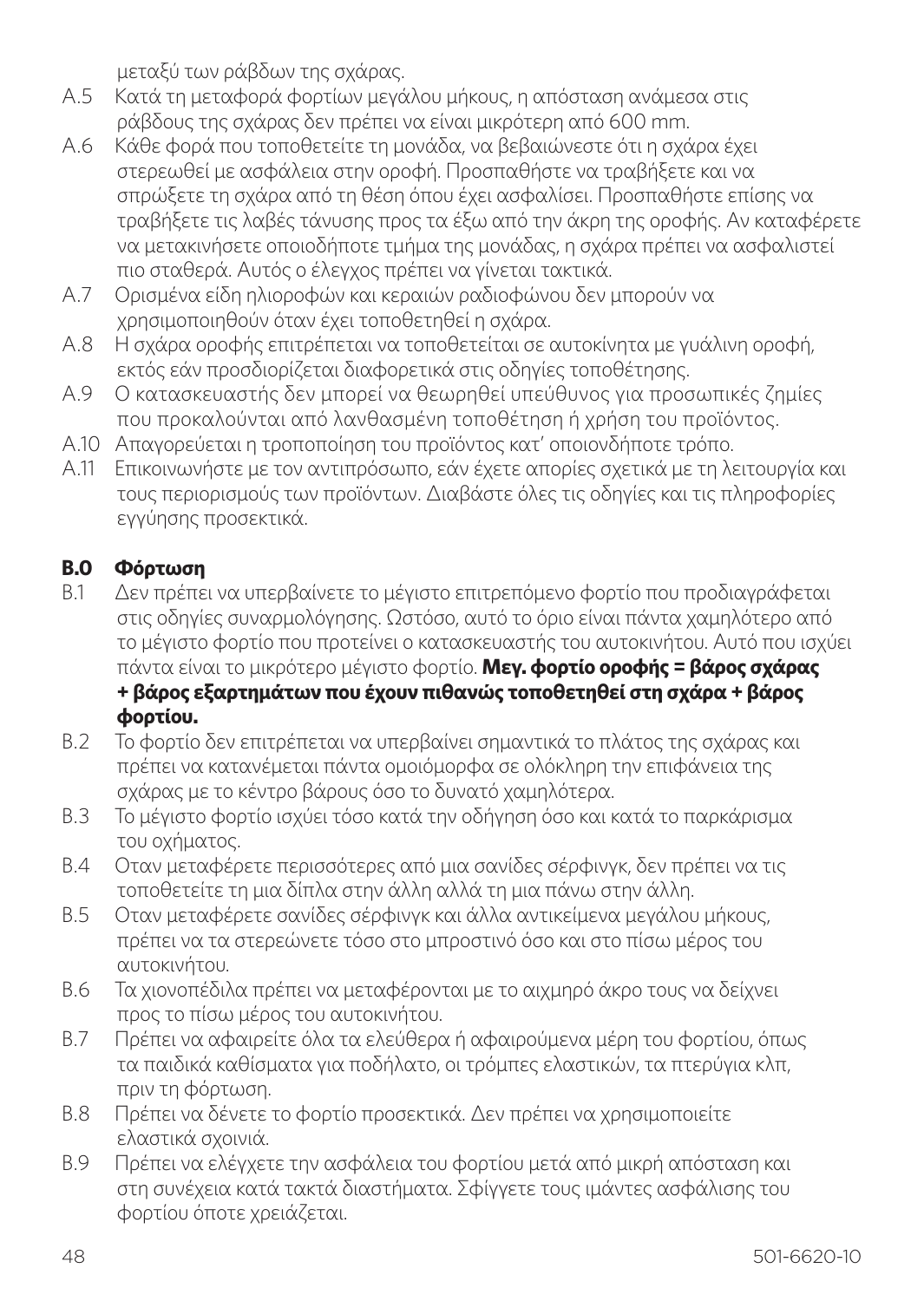μεταξύ των ράβδων της σχάρας.

A.5 Κατά τη μεταφορά φορτίων μεγάλου μήκους, η απόσταση ανάμεσα στις ράβδους της σχάρας δεν πρέπει να είναι μικρότερη από 600 mm.

A.6 Κάθε φορά που τοποθετείτε τη μονάδα, να βεβαιώνεστε ότι η σχάρα έχει στερεωθεί με ασφάλεια στην οροφή. Προσπαθήστε να τραβήξετε και να σπρώξετε τη σχάρα από τη θέση όπου έχει ασφαλίσει. Προσπαθήστε επίσης να τραβήξετε τις λαβές τάνυσης προς τα έξω από την άκρη της οροφής. Αν καταφέρετε να μετακινήσετε οποιοδήποτε τμήμα της μονάδας, η σχάρα πρέπει να ασφαλιστεί πιο σταθερά. Αυτός ο έλεγχος πρέπει να γίνεται τακτικά.

A.7 Ορισμένα είδη ηλιοροφών και κεραιών ραδιοφώνου δεν μπορούν να χρησιμοποιηθούν όταν έχει τοποθετηθεί η σχάρα.

A.8 Η σχάρα οροφής επιτρέπεται να τοποθετείται σε αυτοκίνητα με γυάλινη οροφή, εκτός εάν προσδιορίζεται διαφορετικά στις οδηγίες τοποθέτησης.

A.9 Ο κατασκευαστής δεν μπορεί να θεωρηθεί υπεύθυνος για προσωπικές ζημίες που προκαλούνται από λανθασμένη τοποθέτηση ή χρήση του προϊόντος.

A.10 Απαγορεύεται η τροποποίηση του προϊόντος κατ' οποιονδήποτε τρόπο.

A.11 Επικοινωνήστε με τον αντιπρόσωπο, εάν έχετε απορίες σχετικά με τη λειτουργία και τους περιορισμούς των προϊόντων. Διαβάστε όλες τις οδηγίες και τις πληροφορίες εγγύησης προσεκτικά.

## B.0 Φόρτωση

B.1 Δεν πρέπει να υπερβαίνετε το μέγιστο επιτρεπόμενο φορτίο που προδιαγράφεται στις οδηγίες συναρμολόγησης. Ωστόσο, αυτό το όριο είναι πάντα χαμηλότερο από το μέγιστο φορτίο που προτείνει ο κατασκευαστής του αυτοκινήτου. Αυτό που ισχύει πάντα είναι το μικρότερο μέγιστο φορτίο. **Μεγ. φορτίο οροφής = βάρος σχάρας + βάρος εξαρτημάτων που έχουν πιθανώς τοποθετηθεί στη σχάρα + βάρος φορτίου.**

B.2 Το φορτίο δεν επιτρέπεται να υπερβαίνει σημαντικά το πλάτος της σχάρας και πρέπει να κατανέμεται πάντα ομοιόμορφα σε ολόκληρη την επιφάνεια της σχάρας με το κέντρο βάρους όσο το δυνατό χαμηλότερα.

B.3 Το μέγιστο φορτίο ισχύει τόσο κατά την οδήγηση όσο και κατά το παρκάρισμα του οχήματος.

B.4 Οταν μεταφέρετε περισσότερες από μια σανίδες σέρφινγκ, δεν πρέπει να τις τοποθετείτε τη μια δίπλα στην άλλη αλλά τη μια πάνω στην άλλη.

B.5 Οταν μεταφέρετε σανίδες σέρφινγκ και άλλα αντικείμενα μεγάλου μήκους, πρέπει να τα στερεώνετε τόσο στο μπροστινό όσο και στο πίσω μέρος του αυτοκινήτου.

B.6 Τα χιονοπέδιλα πρέπει να μεταφέρονται με το αιχμηρό άκρο τους να δείχνει προς το πίσω μέρος του αυτοκινήτου.

B.7 Πρέπει να αφαιρείτε όλα τα ελεύθερα ή αφαιρούμενα μέρη του φορτίου, όπως τα παιδικά καθίσματα για ποδήλατο, οι τρόμπες ελαστικών, τα πτερύγια κλπ, πριν τη φόρτωση.

B.8 Πρέπει να δένετε το φορτίο προσεκτικά. Δεν πρέπει να χρησιμοποιείτε ελαστικά σχοινιά.

B.9 Πρέπει να ελέγχετε την ασφάλεια του φορτίου μετά από μικρή απόσταση και στη συνέχεια κατά τακτά διαστήματα. Σφίγγετε τους ιμάντες ασφάλισης του φορτίου όποτε χρειάζεται.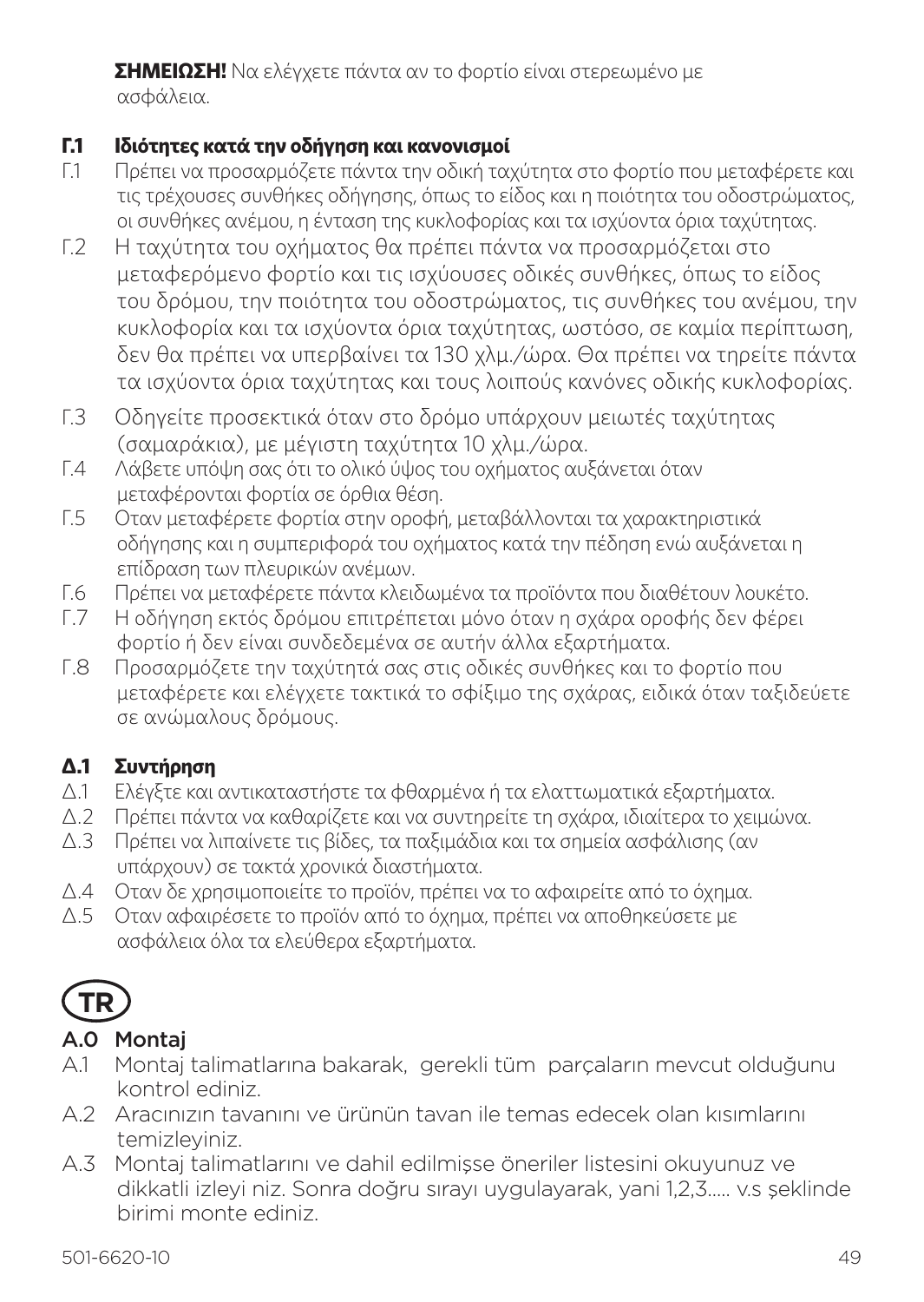**ΣΗΜΕΙΩΣΗ!** Να ελέγχετε πάντα αν το φορτίο είναι στερεωμένο με ασφάλεια.

### Γ.1 Ιδιότητες κατά την οδήγηση και κανονισμοί

Γ.1 Πρέπει να προσαρμόζετε πάντα την οδική ταχύτητα στο φορτίο που μεταφέρετε και τις τρέχουσες συνθήκες οδήγησης, όπως το είδος και η ποιότητα του οδοστρώματος, οι συνθήκες ανέμου, η ένταση της κυκλοφορίας και τα ισχύοντα όρια ταχύτητας.

Γ.2 Η ταχύτητα του οχήματος θα πρέπει πάντα να προσαρμόζεται στο μεταφερόμενο φορτίο και τις ισχύουσες οδικές συνθήκες, όπως το είδος του δρόμου, την ποιότητα του οδοστρώματος, τις συνθήκες του ανέμου, την κυκλοφορία και τα ισχύοντα όρια ταχύτητας, ωστόσο, σε καμία περίπτωση, δεν θα πρέπει να υπερβαίνει τα 130 χλμ./ώρα. Θα πρέπει να τηρείτε πάντα τα ισχύοντα όρια ταχύτητας και τους λοιπούς κανόνες οδικής κυκλοφορίας.

Γ.3 Οδηγείτε προσεκτικά όταν στο δρόμο υπάρχουν μειωτές ταχύτητας (σαμαράκια), με μέγιστη ταχύτητα 10 χλμ./ώρα.

Γ.4 Λάβετε υπόψη σας ότι το ολικό ύψος του οχήματος αυξάνεται όταν μεταφέρονται φορτία σε όρθια θέση.

Γ.5 Οταν μεταφέρετε φορτία στην οροφή, μεταβάλλονται τα χαρακτηριστικά οδήγησης και η συμπεριφορά του οχήματος κατά την πέδηση ενώ αυξάνεται η επίδραση των πλευρικών ανέμων.

Γ.6 Πρέπει να μεταφέρετε πάντα κλειδωμένα τα προϊόντα που διαθέτουν λουκέτο.

Γ.7 Η οδήγηση εκτός δρόμου επιτρέπεται μόνο όταν η σχάρα οροφής δεν φέρει φορτίο ή δεν είναι συνδεδεμένα σε αυτήν άλλα εξαρτήματα.

Γ.8 Προσαρμόζετε την ταχύτητά σας στις οδικές συνθήκες και το φορτίο που μεταφέρετε και ελέγχετε τακτικά το σφίξιμο της σχάρας, ειδικά όταν ταξιδεύετε σε ανώμαλους δρόμους.

### Δ.1 Συντήρηση

Δ.1 Ελέγξτε και αντικαταστήστε τα φθαρμένα ή τα ελαττωματικά εξαρτήματα.

Δ.2 Πρέπει πάντα να καθαρίζετε και να συντηρείτε τη σχάρα, ιδιαίτερα το χειμώνα.

Δ.3 Πρέπει να λιπαίνετε τις βίδες, τα παξιμάδια και τα σημεία ασφάλισης (αν υπάρχουν) σε τακτά χρονικά διαστήματα.

Δ.4 Οταν δε χρησιμοποιείτε το προϊόν, πρέπει να το αφαιρείτε από το όχημα.

Δ.5 Οταν αφαιρέσετε το προϊόν από το όχημα, πρέπει να αποθηκεύσετε με ασφάλεια όλα τα ελεύθερα εξαρτήματα.

## TR

### A.0 Montaj

A.1 Montaj talimatlarına bakarak, gerekli tüm parçaların mevcut olduğunu kontrol ediniz.

A.2 Aracınızın tavanını ve ürünün tavan ile temas edecek olan kısımlarını temizleyiniz.

A.3 Montaj talimatlarını ve dahil edilmişse öneriler listesini okuyunuz ve dikkatli izleyi niz. Sonra doğru sırayı uygulayarak, yani 1,2,3..... v.s şeklinde birimi monte ediniz.

501-6620-10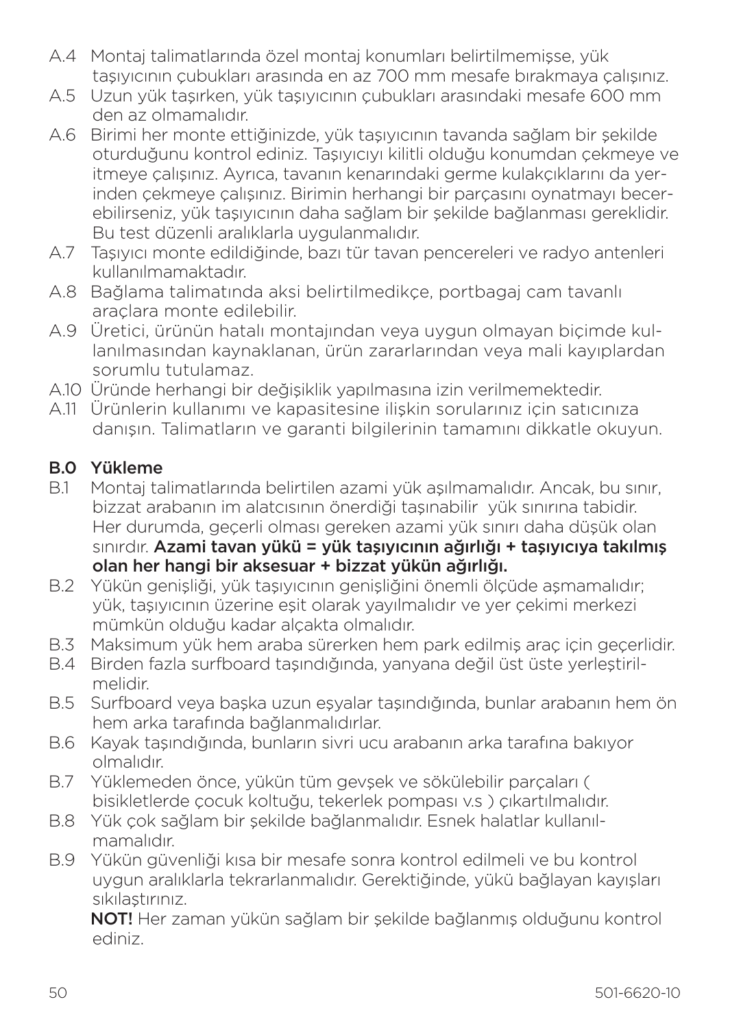A.4 Montaj talimatlarında özel montaj konumları belirtilmemişse, yük taşıyıcının çubukları arasında en az 700 mm mesafe bırakmaya çalışınız.

A.5 Uzun yük taşırken, yük taşıyıcının çubukları arasındaki mesafe 600 mm den az olmamalıdır.

A.6 Birimi her monte ettiğinizde, yük taşıyıcının tavanda sağlam bir şekilde oturduğunu kontrol ediniz. Taşıyıcıyı kilitli olduğu konumdan çekmeye ve itmeye çalışınız. Ayrıca, tavanın kenarındaki germe kulakçıklarını da yerinden çekmeye çalışınız. Birimin herhangi bir parçasını oynatmayı becerebilirseniz, yük taşıyıcının daha sağlam bir şekilde bağlanması gereklidir. Bu test düzenli aralıklarla uygulanmalıdır.

A.7 Taşıyıcı monte edildiğinde, bazı tür tavan pencereleri ve radyo antenleri kullanılmamaktadır.

A.8 Bağlama talimatında aksi belirtilmedikçe, portbagaj cam tavanlı araçlara monte edilebilir.

A.9 Üretici, ürünün hatalı montajından veya uygun olmayan biçimde kullanılmasından kaynaklanan, ürün zararlarından veya mali kayıplardan sorumlu tutulamaz.

A.10 Üründe herhangi bir değişiklik yapılmasına izin verilmemektedir.

A.11 Ürünlerin kullanımı ve kapasitesine ilişkin sorularınız için satıcınıza danışın. Talimatların ve garanti bilgilerinin tamamını dikkatle okuyun.

## B.0 Yükleme

B.1 Montaj talimatlarında belirtilen azami yük aşılmamalıdır. Ancak, bu sınır, bizzat arabanın im alatcısının önerdiği taşınabilir yük sınırına tabidir. Her durumda, geçerli olması gereken azami yük sınırı daha düşük olan sınırdır. **Azami tavan yükü = yük taşıyıcının ağırlığı + taşıyıcıya takılmış olan her hangi bir aksesuar + bizzat yükün ağırlığı.**

B.2 Yükün genişliği, yük taşıyıcının genişliğini önemli ölçüde aşmamalıdır; yük, taşıyıcının üzerine eşit olarak yayılmalıdır ve yer çekimi merkezi mümkün olduğu kadar alçakta olmalıdır.

B.3 Maksimum yük hem araba sürerken hem park edilmiş araç için geçerlidir.

B.4 Birden fazla surfboard taşındığında, yanyana değil üst üste yerleştirilmelidir.

B.5 Surfboard veya başka uzun eşyalar taşındığında, bunlar arabanın hem ön hem arka tarafında bağlanmalıdırlar.

B.6 Kayak taşındığında, bunların sivri ucu arabanın arka tarafına bakıyor olmalıdır.

B.7 Yüklemeden önce, yükün tüm gevşek ve sökülebilir parçaları ( bisikletlerde çocuk koltuğu, tekerlek pompası v.s ) çıkartılmalıdır.

B.8 Yük çok sağlam bir şekilde bağlanmalıdır. Esnek halatlar kullanılmamalıdır.

B.9 Yükün güvenliği kısa bir mesafe sonra kontrol edilmeli ve bu kontrol uygun aralıklarla tekrarlanmalıdır. Gerektiğinde, yükü bağlayan kayışları sıkılaştırınız.

**NOT!** Her zaman yükün sağlam bir şekilde bağlanmış olduğunu kontrol ediniz.

501-6620-10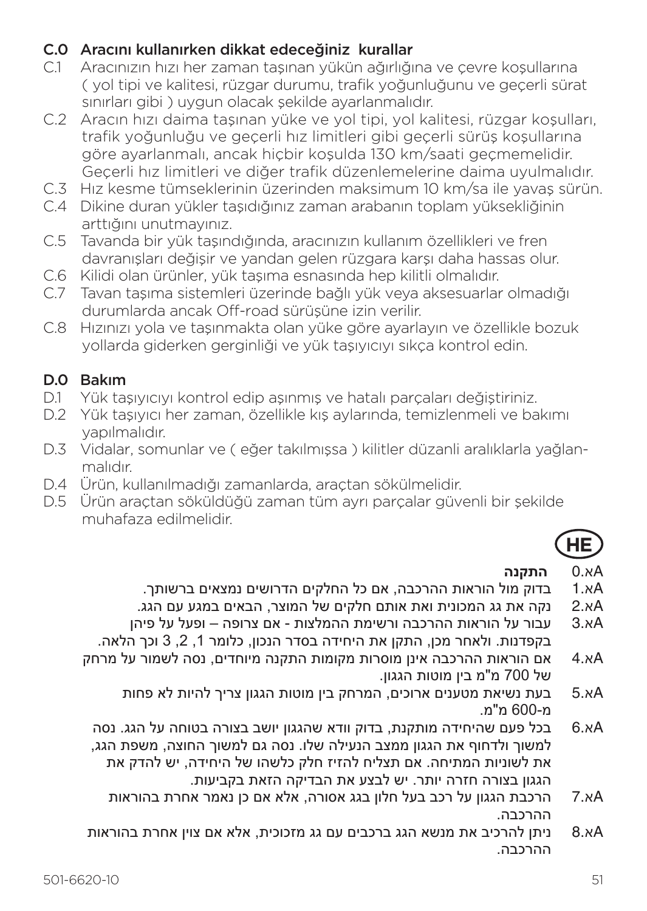## C.0 Aracını kullanırken dikkat edeceğiniz kurallar

C.1 Aracınızın hızı her zaman taşınan yükün ağırlığına ve çevre koşullarına ( yol tipi ve kalitesi, rüzgar durumu, trafik yoğunluğunu ve geçerli sürat sınırları gibi ) uygun olacak şekilde ayarlanmalıdır.

C.2 Aracın hızı daima taşınan yüke ve yol tipi, yol kalitesi, rüzgar koşulları, trafik yoğunluğu ve geçerli hız limitleri gibi geçerli sürüş koşullarına göre ayarlanmalı, ancak hiçbir koşulda 130 km/saati geçmemelidir. Geçerli hız limitleri ve diğer trafik düzenlemelerine daima uyulmalıdır.

C.3 Hız kesme tümseklerinin üzerinden maksimum 10 km/sa ile yavaş sürün.

C.4 Dikine duran yükler taşıdığınız zaman arabanın toplam yüksekliğinin arttığını unutmayınız.

C.5 Tavanda bir yük taşındığında, aracınızın kullanım özellikleri ve fren davranışları değişir ve yandan gelen rüzgara karşı daha hassas olur.

C.6 Kilidi olan ürünler, yük taşıma esnasında hep kilitli olmalıdır.

C.7 Tavan taşıma sistemleri üzerinde bağlı yük veya aksesuarlar olmadığı durumlarda ancak Off-road sürüşüne izin verilir.

C.8 Hızınızı yola ve taşınmakta olan yüke göre ayarlayın ve özellikle bozuk yollarda giderken gerginliği ve yük taşıyıcıyı sıkça kontrol edin.

## D.0 Bakım

D.1 Yük taşıyıcıyı kontrol edip aşınmış ve hatalı parçaları değiştiriniz.

D.2 Yük taşıyıcı her zaman, özellikle kış aylarında, temizlenmeli ve bakımı yapılmalıdır.

D.3 Vidalar, somunlar ve ( eğer takılmışsa ) kilitler düzanli aralıklarla yağlanmalıdır.

D.4 Ürün, kullanılmadığı zamanlarda, araçtan sökülmelidir.

D.5 Ürün araçtan söküldüğü zaman tüm ayrı parçalar güvenli bir şekilde muhafaza edilmelidir.

**HE**

A.0 **התקנה**

A.1 בדוק מול הוראות ההרכבה, אם כל החלקים הדרושים נמצאים ברשותך.

A.2 נקה את גג המכונית ואת אותם חלקים של המוצר, הבאים במגע עם הגג.

A.3 עבור על הוראות ההרכבה ורשימת ההמלצות - אם צרופה – ופעל על פיהן בקפדנות. ולאחר מכן, התקן את היחידה בסדר הנכון, כלומר 1, 2, 3 וכך הלאה.

A.4 אם הוראות ההרכבה אינן מוסרות מקומות התקנה מיוחדים, נסה לשמור על מרחק של 700 מ"מ בין מוטות הגגון.

A.5 בעת נשיאת מטענים ארוכים, המרחק בין מוטות הגגון צריך להיות לא פחות מ-600 מ"מ.

A.6 בכל פעם שהיחידה מותקנת, בדוק וודא שהגגון יושב בצורה בטוחה על הגג. נסה למשוך ולדחוף את הגגון ממצב הנעילה שלו. נסה גם למשוך החוצה, משפת הגג, את לשוניות המתיחה. אם תצליח להזיז חלק כלשהו של היחידה, יש להדק את הגגון בצורה חזרה יותר. יש לבצע את הבדיקה הזאת בקביעות.

A.7 הרכבת הגגון על רכב בעל חלון בגג אסורה, אלא אם כן נאמר אחרת בהוראות ההרכבה.

A.8 ניתן להרכיב את מנשא הגג ברכבים עם גג מזכוכית, אלא אם צוין אחרת בהוראות ההרכבה.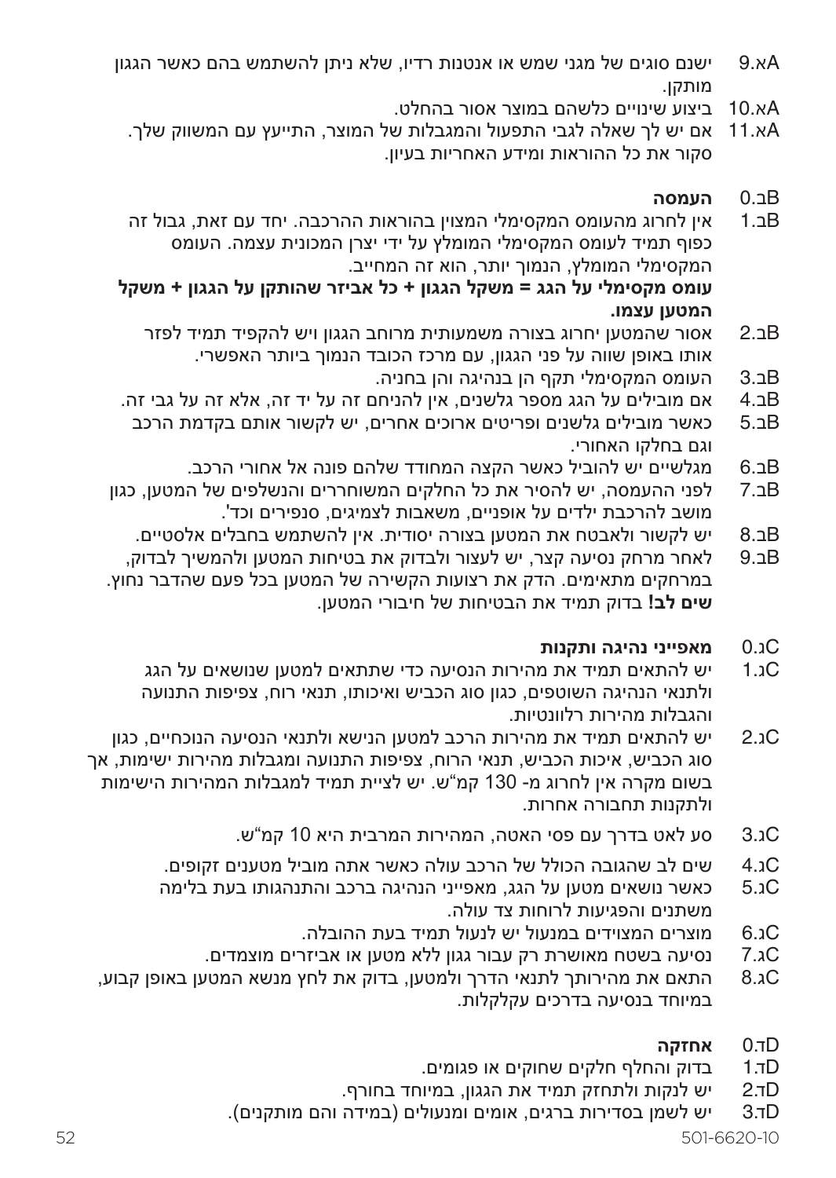A.9א ישנם סוגים של מגני שמש או אנטנות רדיו, שלא ניתן להשתמש בהם כאשר הגגון מותקן.

A.10א ביצוע שינויים כלשהם במוצר אסור בהחלט.

A.11א אם יש לך שאלה לגבי התפעול והמגבלות של המוצר, התייעץ עם המשווק שלך. סקור את כל ההוראות ומידע האחריות בעיון.

B.0ב **העמסה**

B.1ב אין לחרוג מהעומס המקסימלי המצוין בהוראות ההרכבה. יחד עם זאת, גבול זה כפוף תמיד לעומס המקסימלי המומלץ על ידי יצרן המכונית עצמה. העומס המקסימלי המומלץ, הנמוך יותר, הוא זה המחייב.
**עומס מקסימלי על הגג = משקל הגגון + כל אביזר שהותקן על הגגון + משקל המטען עצמו.**

B.2ב אסור שהמטען יחרוג בצורה משמעותית מרוחב הגגון ויש להקפיד תמיד לפזר אותו באופן שווה על פני הגגון, עם מרכז הכובד הנמוך ביותר האפשרי.

B.3ב העומס המקסימלי תקף הן בנהיגה והן בחניה.

B.4ב אם מובילים על הגג מספר גלשנים, אין להניחם זה על יד זה, אלא זה על גבי זה.

B.5ב כאשר מובילים גלשנים ופריטים ארוכים אחרים, יש לקשור אותם בקדמת הרכב וגם בחלקו האחורי.

B.6ב מגלשיים יש להוביל כאשר הקצה המחודד שלהם פונה אל אחורי הרכב.

B.7ב לפני ההעמסה, יש להסיר את כל החלקים המשוחררים והנשלפים של המטען, כגון מושב להרכבת ילדים על אופניים, משאבות לצמיגים, סנפירים וכד'.

B.8ב יש לקשור ולאבטח את המטען בצורה יסודית. אין להשתמש בחבלים אלסטיים.

B.9ב לאחר מרחק נסיעה קצר, יש לעצור ולבדוק את בטיחות המטען ולהמשיך לבדוק, במרחקים מתאימים. הדק את רצועות הקשירה של המטען בכל פעם שהדבר נחוץ.
**שים לב!** בדוק תמיד את הבטיחות של חיבורי המטען.

C.0ג **מאפייני נהיגה ותקנות**

C.1ג יש להתאים תמיד את מהירות הנסיעה כדי שתתאים למטען שנושאים על הגג ולתנאי הנהיגה השוטפים, כגון סוג הכביש ואיכותו, תנאי רוח, צפיפות התנועה והגבלות מהירות רלוונטיות.

C.2ג יש להתאים תמיד את מהירות הרכב למטען הנישא ולתנאי הנסיעה הנוכחיים, כגון סוג הכביש, איכות הכביש, תנאי הרוח, צפיפות התנועה ומגבלות מהירות ישימות, אך בשום מקרה אין לחרוג מ- 130 קמ"ש. יש לציית תמיד למגבלות המהירות הישימות ולתקנות תחבורה אחרות.

C.3ג סע לאט בדרך עם פסי האטה, המהירות המרבית היא 10 קמ"ש.

C.4ג שים לב שהגובה הכולל של הרכב עולה כאשר אתה מוביל מטענים זקופים.

C.5ג כאשר נושאים מטען על הגג, מאפייני הנהיגה ברכב והתנהגותו בעת בלימה משתנים והפגיעות לרוחות צד עולה.

C.6ג מוצרים המצוידים במנעול יש לנעול תמיד בעת ההובלה.

C.7ג נסיעה בשטח מאושרת רק עבור גגון ללא מטען או אביזרים מוצמדים.

C.8ג התאם את מהירותך לתנאי הדרך ולמטען, בדוק את לחץ מנשא המטען באופן קבוע, במיוחד בנסיעה בדרכים עקלקלות.

D.0ד **אחזקה**

D.1ד בדוק והחלף חלקים שחוקים או פגומים.

D.2ד יש לנקות ולתחזק תמיד את הגגון, במיוחד בחורף.

D.3ד יש לשמן בסדירות ברגים, אומים ומנעולים (במידה והם מותקנים).

501-6620-10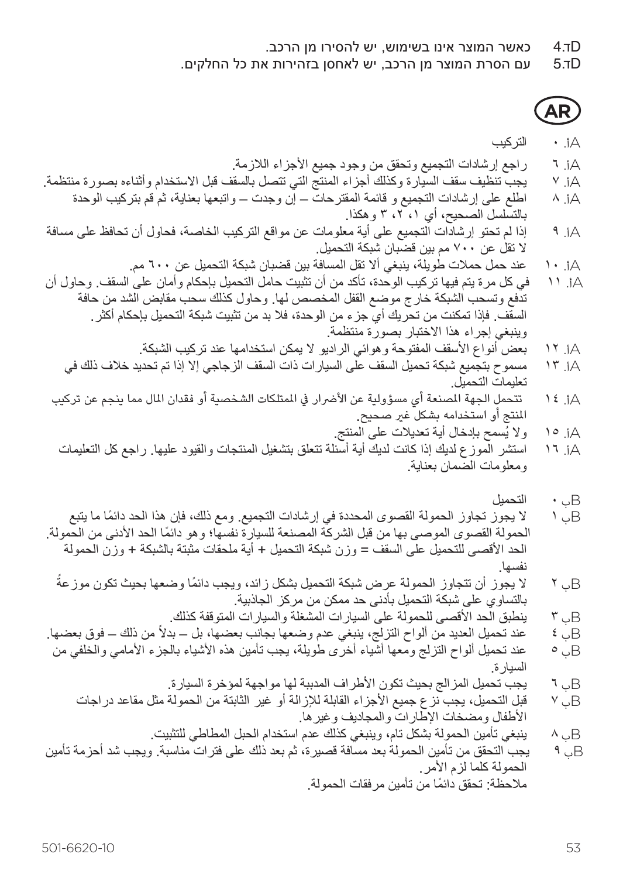D.4 כאשר המוצר אינו בשימוש, יש להסירו מן הרכב.
D.5 עם הסרת המוצר מן הרכב, יש לאחסן בזהירות את כל החלקים.

## AR

A.٠ التركيب

A.٦ راجع إرشادات التجميع وتحقق من وجود جميع الأجزاء اللازمة.

A.٧ يجب تنظيف سقف السيارة وكذلك أجزاء المنتج التي تتصل بالسقف قبل الاستخدام وأثناءه بصورة منتظمة.

A.٨ اطلع على إرشادات التجميع و قائمة المقترحات – إن وجدت – واتبعها بعناية، ثم قم بتركيب الوحدة بالتسلسل الصحيح، أي ١، ٢، ٣ وهكذا.

A.٩ إذا لم تحتو إرشادات التجميع على أية معلومات عن مواقع التركيب الخاصة، فحاول أن تحافظ على مسافة لا تقل عن ٧٠٠ مم بين قضبان شبكة التحميل.

A.١٠ عند حمل حملات طويلة، ينبغي ألا تقل المسافة بين قضبان شبكة التحميل عن ٦٠٠ مم.

A.١١ في كل مرة يتم فيها تركيب الوحدة، تأكد من أن تثبيت حامل التحميل بإحكام وأمان على السقف. وحاول أن تدفع وتسحب الشبكة خارج موضع القفل المخصص لها. وحاول كذلك سحب مقابض الشد من حافة السقف. فإذا تمكنت من تحريك أي جزء من الوحدة، فلا بد من تثبيت شبكة التحميل بإحكام أكثر. وينبغي إجراء هذا الاختبار بصورة منتظمة.

A.١٢ بعض أنواع الأسقف المفتوحة وهوائي الراديو لا يمكن استخدامها عند تركيب الشبكة.

A.١٣ مسموح بتجميع شبكة تحميل السقف على السيارات ذات السقف الزجاجي إلا إذا تم تحديد خلاف ذلك في تعليمات التحميل.

A.١٤ تتحمل الجهة المصنعة أي مسؤولية عن الأضرار في الممتلكات الشخصية أو فقدان المال مما ينجم عن تركيب المنتج أو استخدامه بشكل غير صحيح.

A.١٥ ولا يُسمح بإدخال أية تعديلات على المنتج.

A.١٦ استشر الموزع لديك إذا كانت لديك أية أسئلة تتعلق بتشغيل المنتجات والقيود عليها. راجع كل التعليمات ومعلومات الضمان بعناية.

B.٠ التحميل

B.١ لا يجوز تجاوز الحمولة القصوى المحددة في إرشادات التجميع. ومع ذلك، فإن هذا الحد دائمًا ما يتبع الحمولة القصوى الموصى بها من قبل الشركة المصنعة للسيارة نفسها؛ وهو دائمًا الحد الأدنى من الحمولة. الحد الأقصى للتحميل على السقف = وزن شبكة التحميل + أية ملحقات مثبتة بالشبكة + وزن الحمولة نفسها.

B.٢ لا يجوز أن تتجاوز الحمولة عرض شبكة التحميل بشكل زائد، ويجب دائمًا وضعها بحيث تكون موزعةً بالتساوي على شبكة التحميل بأدنى حد ممكن من مركز الجاذبية.

B.٣ ينطبق الحد الأقصى للحمولة على السيارات المشغلة والسيارات المتوقفة كذلك.

B.٤ عند تحميل العديد من ألواح التزلج، ينبغي عدم وضعها بجانب بعضها، بل – بدلاً من ذلك – فوق بعضها.

B.٥ عند تحميل ألواح التزلج ومعها أشياء أخرى طويلة، يجب تأمين هذه الأشياء بالجزء الأمامي والخلفي من السيارة.

B.٦ يجب تحميل المزالج بحيث تكون الأطراف المدببة لها مواجهة لمؤخرة السيارة.

B.٧ قبل التحميل، يجب نزع جميع الأجزاء القابلة للإزالة أو غير الثابتة من الحمولة مثل مقاعد دراجات الأطفال ومضخات الإطارات والمجاديف وغيرها.

B.٨ ينبغي تأمين الحمولة بشكل تام، وينبغي كذلك عدم استخدام الحبل المطاطي للتثبيت.

B.٩ يجب التحقق من تأمين الحمولة بعد مسافة قصيرة، ثم بعد ذلك على فترات مناسبة. ويجب شد أحزمة تأمين الحمولة كلما لزم الأمر.
ملاحظة: تحقق دائمًا من تأمين مرفقات الحمولة.

501-6620-10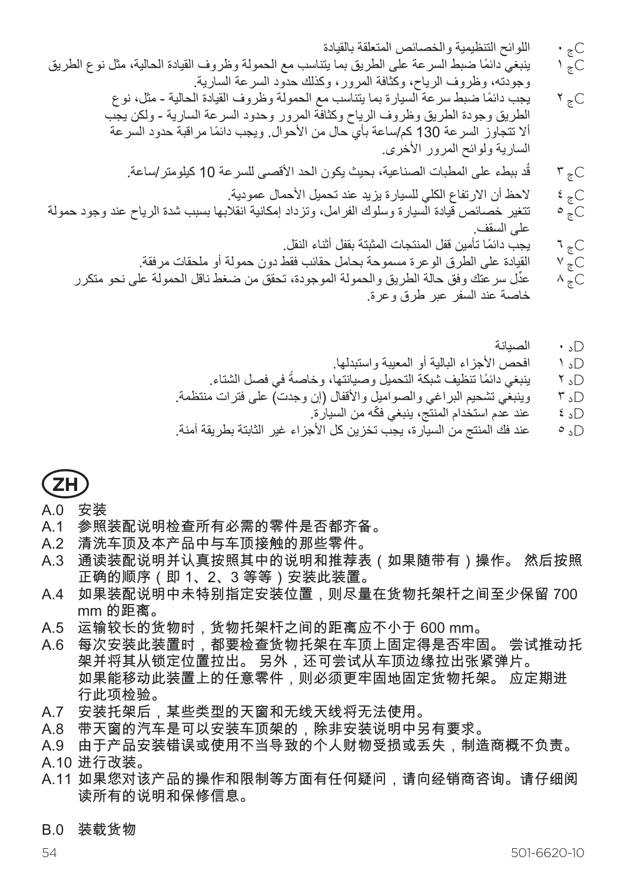Cج ٠ اللوائح التنظيمية والخصائص المتعلقة بالقيادة

Cج ١ ينبغي دائمًا ضبط السرعة على الطريق بما يتناسب مع الحمولة وظروف القيادة الحالية، مثل نوع الطريق وجودته، وظروف الرياح، وكثافة المرور، وكذلك حدود السرعة السارية.

Cج ٢ يجب دائمًا ضبط سرعة السيارة بما يتناسب مع الحمولة وظروف القيادة الحالية - مثل، نوع الطريق وجودة الطريق وظروف الرياح وكثافة المرور وحدود السرعة السارية - ولكن يجب ألا تتجاوز السرعة 130 كم/ساعة بأي حال من الأحوال. ويجب دائمًا مراقبة حدود السرعة السارية ولوائح المرور الأخرى.

Cج ٣ قُد ببطء على المطبات الصناعية، بحيث يكون الحد الأقصى للسرعة 10 كيلومتر/ساعة.

Cج ٤ لاحظ أن الارتفاع الكلي للسيارة يزيد عند تحميل الأحمال عمودية.

Cج ٥ تتغير خصائص قيادة السيارة وسلوك الفرامل، وتزداد إمكانية انقلابها بسبب شدة الرياح عند وجود حمولة على السقف.

Cج ٦ يجب دائمًا تأمين قفل المنتجات المثبتة بقفل أثناء النقل.

Cج ٧ القيادة على الطرق الوعرة مسموحة بحامل حقائب فقط دون حمولة أو ملحقات مرفقة.

Cج ٨ عدِّل سرعتك وفق حالة الطريق والحمولة الموجودة، تحقق من ضغط ناقل الحمولة على نحو متكرر خاصة عند السفر عبر طرق وعرة.

Dد ٠ الصيانة

Dد ١ افحص الأجزاء البالية أو المعيبة واستبدلها.

Dد ٢ ينبغي دائمًا تنظيف شبكة التحميل وصيانتها، وخاصةً في فصل الشتاء.

Dد ٣ وينبغي تشحيم البراغي والصواميل والأقفال (إن وجدت) على فترات منتظمة.

Dد ٤ عند عدم استخدام المنتج، ينبغي فكّه من السيارة.

Dد ٥ عند فك المنتج من السيارة، يجب تخزين كل الأجزاء غير الثابتة بطريقة آمنة.

# ZH

A.0 安装

A.1 参照装配说明检查所有必需的零件是否都齐备。

A.2 清洗车顶及本产品中与车顶接触的那些零件。

A.3 通读装配说明并认真按照其中的说明和推荐表（如果随带有）操作。 然后按照正确的顺序（即 1、2、3 等等）安装此装置。

A.4 如果装配说明中未特别指定安装位置，则尽量在货物托架杆之间至少保留 700 mm 的距离。

A.5 运输较长的货物时，货物托架杆之间的距离应不小于 600 mm。

A.6 每次安装此装置时，都要检查货物托架在车顶上固定得是否牢固。 尝试推动托架并将其从锁定位置拉出。 另外，还可尝试从车顶边缘拉出张紧弹片。
如果能移动此装置上的任意零件，则必须更牢固地固定货物托架。 应定期进行此项检验。

A.7 安装托架后，某些类型的天窗和无线天线将无法使用。

A.8 带天窗的汽车是可以安装车顶架的，除非安装说明中另有要求。

A.9 由于产品安装错误或使用不当导致的个人财物受损或丢失，制造商概不负责。

A.10 进行改装。

A.11 如果您对该产品的操作和限制等方面有任何疑问，请向经销商咨询。请仔细阅读所有的说明和保修信息。

B.0 装载货物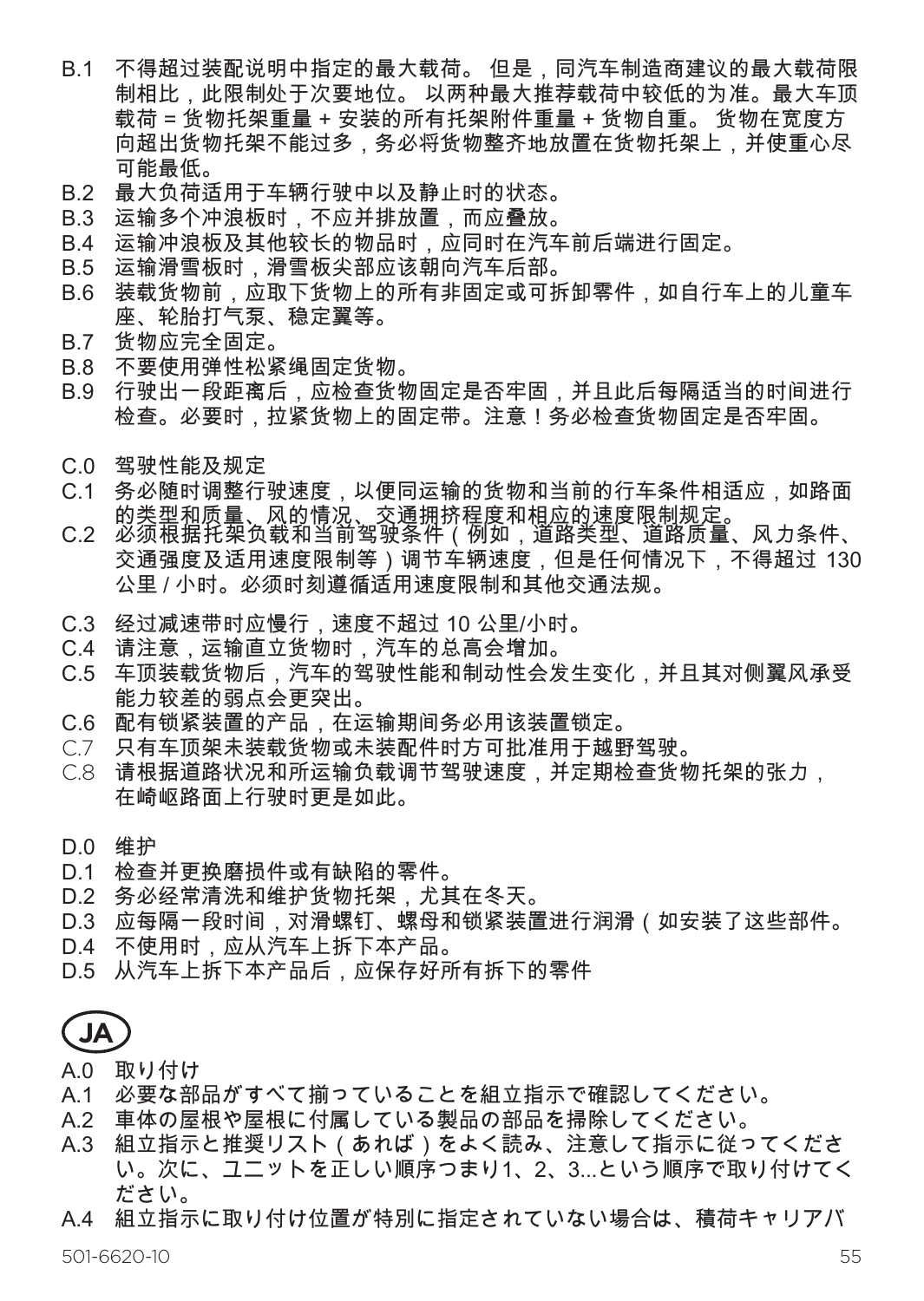B.1 不得超过装配说明中指定的最大载荷。 但是，同汽车制造商建议的最大载荷限制相比，此限制处于次要地位。 以两种最大推荐载荷中较低的为准。最大车顶载荷 = 货物托架重量 + 安装的所有托架附件重量 + 货物自重。 货物在宽度方向超出货物托架不能过多，务必将货物整齐地放置在货物托架上，并使重心尽可能最低。

B.2 最大负荷适用于车辆行驶中以及静止时的状态。

B.3 运输多个冲浪板时，不应并排放置，而应叠放。

B.4 运输冲浪板及其他较长的物品时，应同时在汽车前后端进行固定。

B.5 运输滑雪板时，滑雪板尖部应该朝向汽车后部。

B.6 装载货物前，应取下货物上的所有非固定或可拆卸零件，如自行车上的儿童车座、轮胎打气泵、稳定翼等。

B.7 货物应完全固定。

B.8 不要使用弹性松紧绳固定货物。

B.9 行驶出一段距离后，应检查货物固定是否牢固，并且此后每隔适当的时间进行检查。必要时，拉紧货物上的固定带。注意！务必检查货物固定是否牢固。

C.0 驾驶性能及规定

C.1 务必随时调整行驶速度，以便同运输的货物和当前的行车条件相适应，如路面的类型和质量、风的情况、交通拥挤程度和相应的速度限制规定。

C.2 必须根据托架负载和当前驾驶条件（例如，道路类型、道路质量、风力条件、交通强度及适用速度限制等）调节车辆速度，但是任何情况下，不得超过 130 公里 / 小时。必须时刻遵循适用速度限制和其他交通法规。

C.3 经过减速带时应慢行，速度不超过 10 公里/小时。

C.4 请注意，运输直立货物时，汽车的总高会增加。

C.5 车顶装载货物后，汽车的驾驶性能和制动性会发生变化，并且其对侧翼风承受能力较差的弱点会更突出。

C.6 配有锁紧装置的产品，在运输期间务必用该装置锁定。

C.7 只有车顶架未装载货物或未装配件时方可批准用于越野驾驶。

C.8 请根据道路状况和所运输负载调节驾驶速度，并定期检查货物托架的张力，在崎岖路面上行驶时更是如此。

D.0 维护

D.1 检查并更换磨损件或有缺陷的零件。

D.2 务必经常清洗和维护货物托架，尤其在冬天。

D.3 应每隔一段时间，对滑螺钉、螺母和锁紧装置进行润滑（如安装了这些部件。

D.4 不使用时，应从汽车上拆下本产品。

D.5 从汽车上拆下本产品后，应保存好所有拆下的零件

## JA

A.0 取り付け

A.1 必要な部品がすべて揃っていることを組立指示で確認してください。

A.2 車体の屋根や屋根に付属している製品の部品を掃除してください。

A.3 組立指示と推奨リスト（あれば）をよく読み、注意して指示に従ってください。次に、ユニットを正しい順序つまり1、2、3...という順序で取り付けてください。

A.4 組立指示に取り付け位置が特別に指定されていない場合は、積荷キャリアバ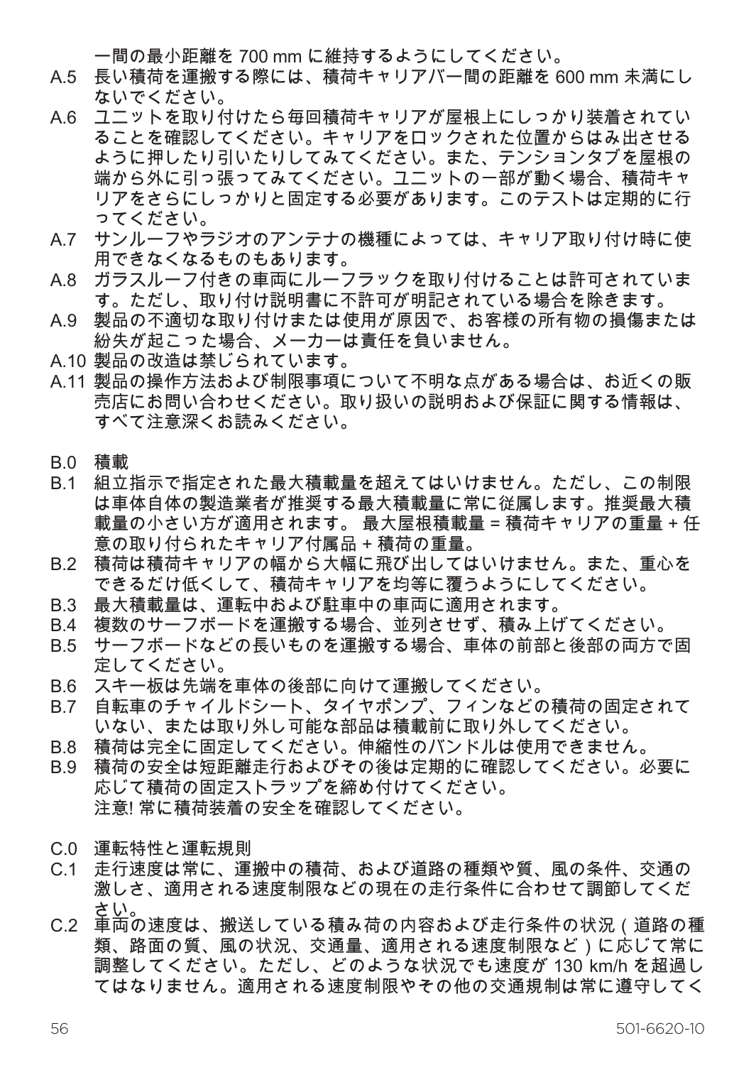一間の最小距離を 700 mm に維持するようにしてください。

A.5 長い積荷を運搬する際には、積荷キャリアバー間の距離を 600 mm 未満にしないでください。

A.6 ユニットを取り付けたら毎回積荷キャリアが屋根上にしっかり装着されていることを確認してください。キャリアをロックされた位置からはみ出させるように押したり引いたりしてみてください。また、テンションタブを屋根の端から外に引っ張ってみてください。ユニットの一部が動く場合、積荷キャリアをさらにしっかりと固定する必要があります。このテストは定期的に行ってください。

A.7 サンルーフやラジオのアンテナの機種によっては、キャリア取り付け時に使用できなくなるものもあります。

A.8 ガラスルーフ付きの車両にルーフラックを取り付けることは許可されています。ただし、取り付け説明書に不許可が明記されている場合を除きます。

A.9 製品の不適切な取り付けまたは使用が原因で、お客様の所有物の損傷または紛失が起こった場合、メーカーは責任を負いません。

A.10 製品の改造は禁じられています。

A.11 製品の操作方法および制限事項について不明な点がある場合は、お近くの販売店にお問い合わせください。取り扱いの説明および保証に関する情報は、すべて注意深くお読みください。

B.0 積載

B.1 組立指示で指定された最大積載量を超えてはいけません。ただし、この制限は車体自体の製造業者が推奨する最大積載量に常に従属します。推奨最大積載量の小さい方が適用されます。 最大屋根積載量 = 積荷キャリアの重量 + 任意の取り付られたキャリア付属品 + 積荷の重量。

B.2 積荷は積荷キャリアの幅から大幅に飛び出してはいけません。また、重心をできるだけ低くして、積荷キャリアを均等に覆うようにしてください。

B.3 最大積載量は、運転中および駐車中の車両に適用されます。

B.4 複数のサーフボードを運搬する場合、並列させず、積み上げてください。

B.5 サーフボードなどの長いものを運搬する場合、車体の前部と後部の両方で固定してください。

B.6 スキー板は先端を車体の後部に向けて運搬してください。

B.7 自転車のチャイルドシート、タイヤポンプ、フィンなどの積荷の固定されていない、または取り外し可能な部品は積載前に取り外してください。

B.8 積荷は完全に固定してください。伸縮性のバンドルは使用できません。

B.9 積荷の安全は短距離走行およびその後は定期的に確認してください。必要に応じて積荷の固定ストラップを締め付けてください。
注意! 常に積荷装着の安全を確認してください。

C.0 運転特性と運転規則

C.1 走行速度は常に、運搬中の積荷、および道路の種類や質、風の条件、交通の激しさ、適用される速度制限などの現在の走行条件に合わせて調節してください。

C.2 車両の速度は、搬送している積み荷の内容および走行条件の状況（道路の種類、路面の質、風の状況、交通量、適用される速度制限など）に応じて常に調整してください。ただし、どのような状況でも速度が 130 km/h を超過してはなりません。適用される速度制限やその他の交通規制は常に遵守してく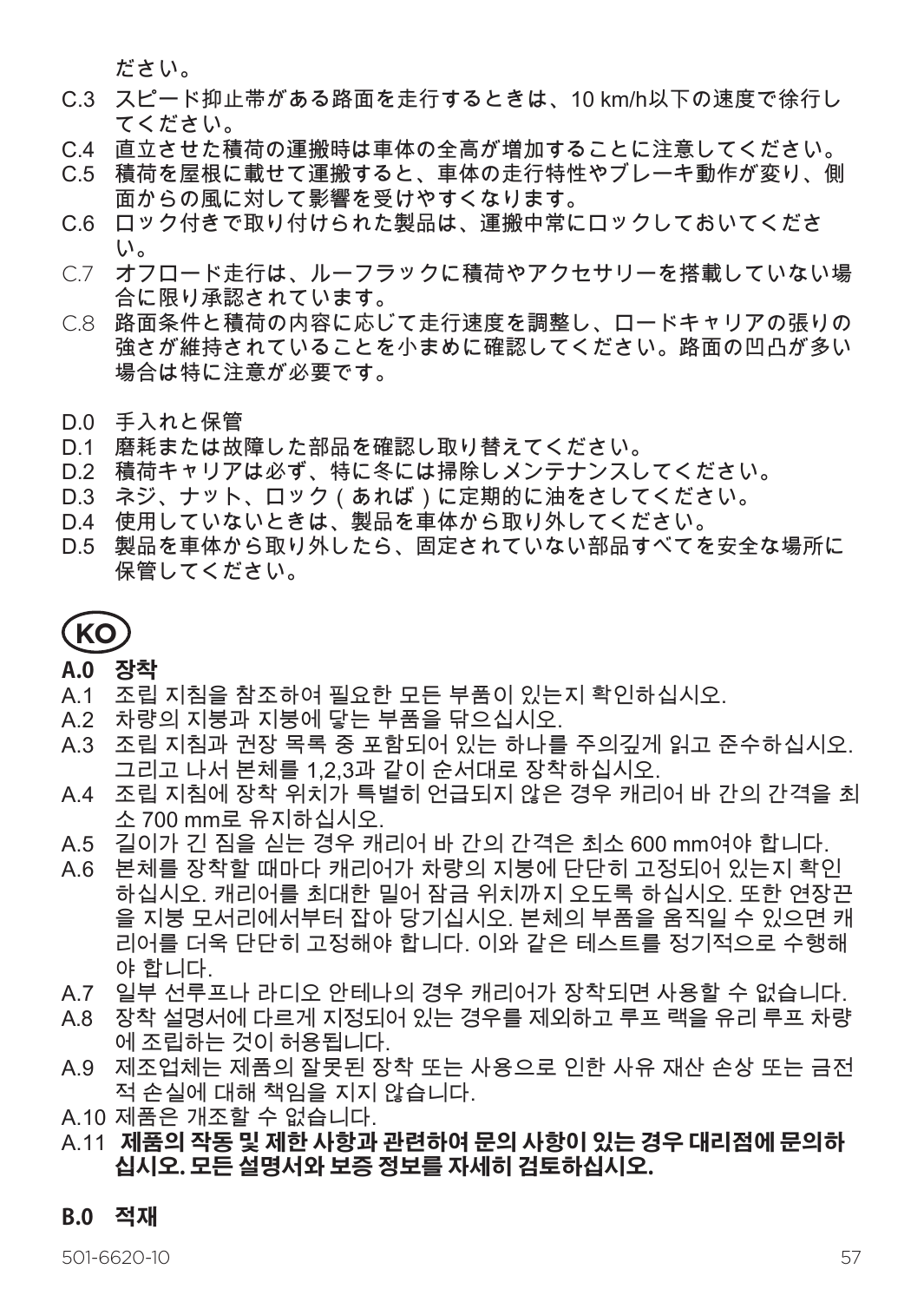ださい。

C.3 スピード抑止帯がある路面を走行するときは、10 km/h以下の速度で徐行してください。
C.4 直立させた積荷の運搬時は車体の全高が増加することに注意してください。
C.5 積荷を屋根に載せて運搬すると、車体の走行特性やブレーキ動作が変り、側面からの風に対して影響を受けやすくなります。
C.6 ロック付きで取り付けられた製品は、運搬中常にロックしておいてください。
C.7 オフロード走行は、ルーフラックに積荷やアクセサリーを搭載していない場合に限り承認されています。
C.8 路面条件と積荷の内容に応じて走行速度を調整し、ロードキャリアの張りの強さが維持されていることを小まめに確認してください。路面の凹凸が多い場合は特に注意が必要です。

D.0 手入れと保管
D.1 磨耗または故障した部品を確認し取り替えてください。
D.2 積荷キャリアは必ず、特に冬には掃除しメンテナンスしてください。
D.3 ネジ、ナット、ロック（あれば）に定期的に油をさしてください。
D.4 使用していないときは、製品を車体から取り外してください。
D.5 製品を車体から取り外したら、固定されていない部品すべてを安全な場所に保管してください。

# KO

## A.0 장착

A.1 조립 지침을 참조하여 필요한 모든 부품이 있는지 확인하십시오.
A.2 차량의 지붕과 지붕에 닿는 부품을 닦으십시오.
A.3 조립 지침과 권장 목록 중 포함되어 있는 하나를 주의깊게 읽고 준수하십시오. 그리고 나서 본체를 1,2,3과 같이 순서대로 장착하십시오.
A.4 조립 지침에 장착 위치가 특별히 언급되지 않은 경우 캐리어 바 간의 간격을 최소 700 mm로 유지하십시오.
A.5 길이가 긴 짐을 싣는 경우 캐리어 바 간의 간격은 최소 600 mm여야 합니다.
A.6 본체를 장착할 때마다 캐리어가 차량의 지붕에 단단히 고정되어 있는지 확인하십시오. 캐리어를 최대한 밀어 잠금 위치까지 오도록 하십시오. 또한 연장끈을 지붕 모서리에서부터 잡아 당기십시오. 본체의 부품을 움직일 수 있으면 캐리어를 더욱 단단히 고정해야 합니다. 이와 같은 테스트를 정기적으로 수행해야 합니다.
A.7 일부 선루프나 라디오 안테나의 경우 캐리어가 장착되면 사용할 수 없습니다.
A.8 장착 설명서에 다르게 지정되어 있는 경우를 제외하고 루프 랙을 유리 루프 차량에 조립하는 것이 허용됩니다.
A.9 제조업체는 제품의 잘못된 장착 또는 사용으로 인한 사유 재산 손상 또는 금전적 손실에 대해 책임을 지지 않습니다.
A.10 제품은 개조할 수 없습니다.
A.11 **제품의 작동 및 제한 사항과 관련하여 문의 사항이 있는 경우 대리점에 문의하십시오. 모든 설명서와 보증 정보를 자세히 검토하십시오.**

## B.0 적재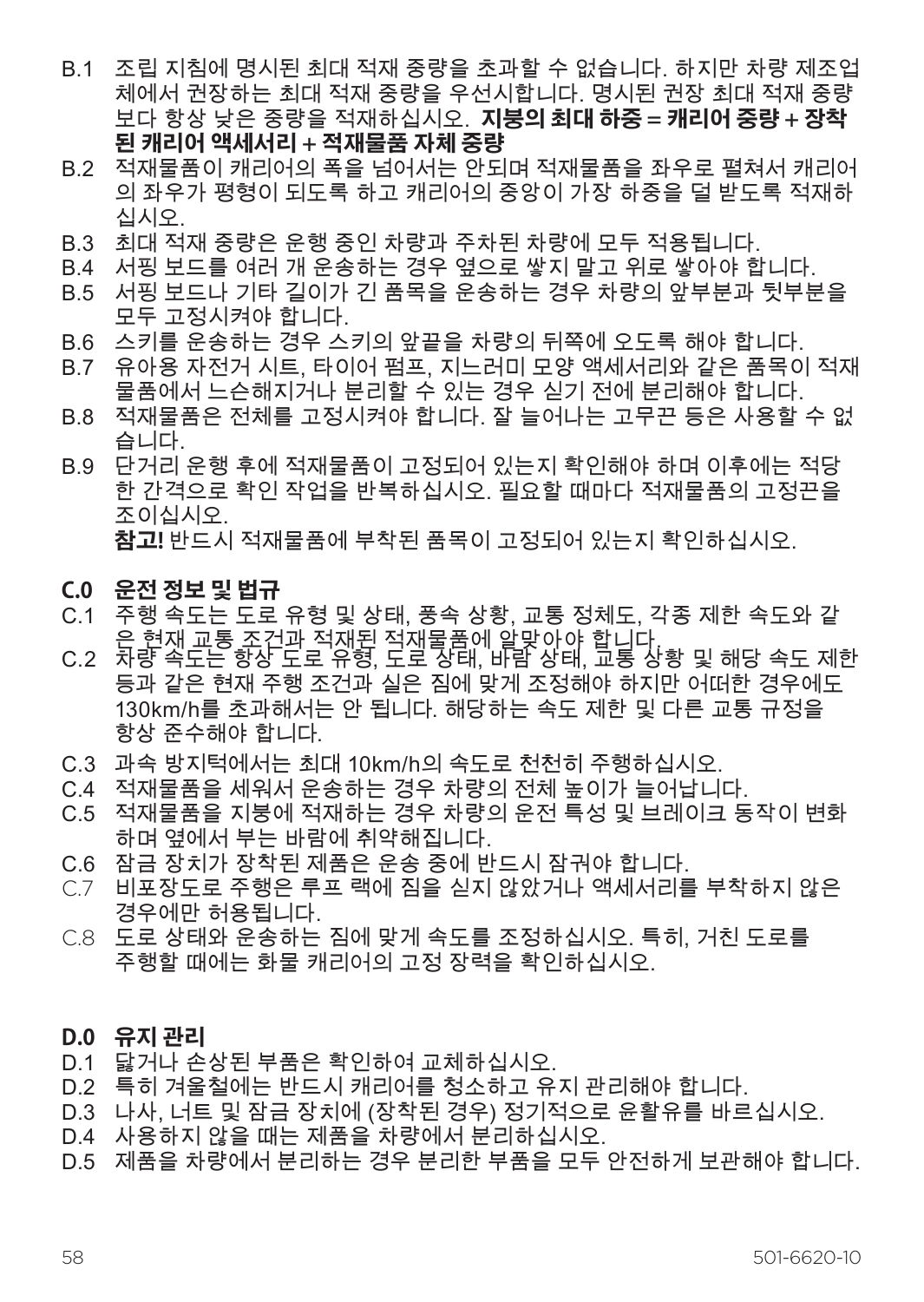- B.1 조립 지침에 명시된 최대 적재 중량을 초과할 수 없습니다. 하지만 차량 제조업체에서 권장하는 최대 적재 중량을 우선시합니다. 명시된 권장 최대 적재 중량보다 항상 낮은 중량을 적재하십시오. **지붕의 최대 하중 = 캐리어 중량 + 장착된 캐리어 액세서리 + 적재물품 자체 중량**
- B.2 적재물품이 캐리어의 폭을 넘어서는 안되며 적재물품을 좌우로 펼쳐서 캐리어의 좌우가 평형이 되도록 하고 캐리어의 중앙이 가장 하중을 덜 받도록 적재하십시오.
- B.3 최대 적재 중량은 운행 중인 차량과 주차된 차량에 모두 적용됩니다.
- B.4 서핑 보드를 여러 개 운송하는 경우 옆으로 쌓지 말고 위로 쌓아야 합니다.
- B.5 서핑 보드나 기타 길이가 긴 품목을 운송하는 경우 차량의 앞부분과 뒷부분을 모두 고정시켜야 합니다.
- B.6 스키를 운송하는 경우 스키의 앞끝을 차량의 뒤쪽에 오도록 해야 합니다.
- B.7 유아용 자전거 시트, 타이어 펌프, 지느러미 모양 액세서리와 같은 품목이 적재물품에서 느슨해지거나 분리할 수 있는 경우 싣기 전에 분리해야 합니다.
- B.8 적재물품은 전체를 고정시켜야 합니다. 잘 늘어나는 고무끈 등은 사용할 수 없습니다.
- B.9 단거리 운행 후에 적재물품이 고정되어 있는지 확인해야 하며 이후에는 적당한 간격으로 확인 작업을 반복하십시오. 필요할 때마다 적재물품의 고정끈을 조이십시오.
  **참고!** 반드시 적재물품에 부착된 품목이 고정되어 있는지 확인하십시오.

## C.0 운전 정보 및 법규

- C.1 주행 속도는 도로 유형 및 상태, 풍속 상황, 교통 정체도, 각종 제한 속도와 같은 현재 교통 조건과 적재된 적재물품에 알맞아야 합니다.
- C.2 차량 속도는 항상 도로 유형, 도로 상태, 바람 상태, 교통 상황 및 해당 속도 제한 등과 같은 현재 주행 조건과 실은 짐에 맞게 조정해야 하지만 어떠한 경우에도 130km/h를 초과해서는 안 됩니다. 해당하는 속도 제한 및 다른 교통 규정을 항상 준수해야 합니다.
- C.3 과속 방지턱에서는 최대 10km/h의 속도로 천천히 주행하십시오.
- C.4 적재물품을 세워서 운송하는 경우 차량의 전체 높이가 늘어납니다.
- C.5 적재물품을 지붕에 적재하는 경우 차량의 운전 특성 및 브레이크 동작이 변화하며 옆에서 부는 바람에 취약해집니다.
- C.6 잠금 장치가 장착된 제품은 운송 중에 반드시 잠궈야 합니다.
- C.7 비포장도로 주행은 루프 랙에 짐을 싣지 않았거나 액세서리를 부착하지 않은 경우에만 허용됩니다.
- C.8 도로 상태와 운송하는 짐에 맞게 속도를 조정하십시오. 특히, 거친 도로를 주행할 때에는 화물 캐리어의 고정 장력을 확인하십시오.

## D.0 유지 관리

- D.1 닳거나 손상된 부품은 확인하여 교체하십시오.
- D.2 특히 겨울철에는 반드시 캐리어를 청소하고 유지 관리해야 합니다.
- D.3 나사, 너트 및 잠금 장치에 (장착된 경우) 정기적으로 윤활유를 바르십시오.
- D.4 사용하지 않을 때는 제품을 차량에서 분리하십시오.
- D.5 제품을 차량에서 분리하는 경우 분리한 부품을 모두 안전하게 보관해야 합니다.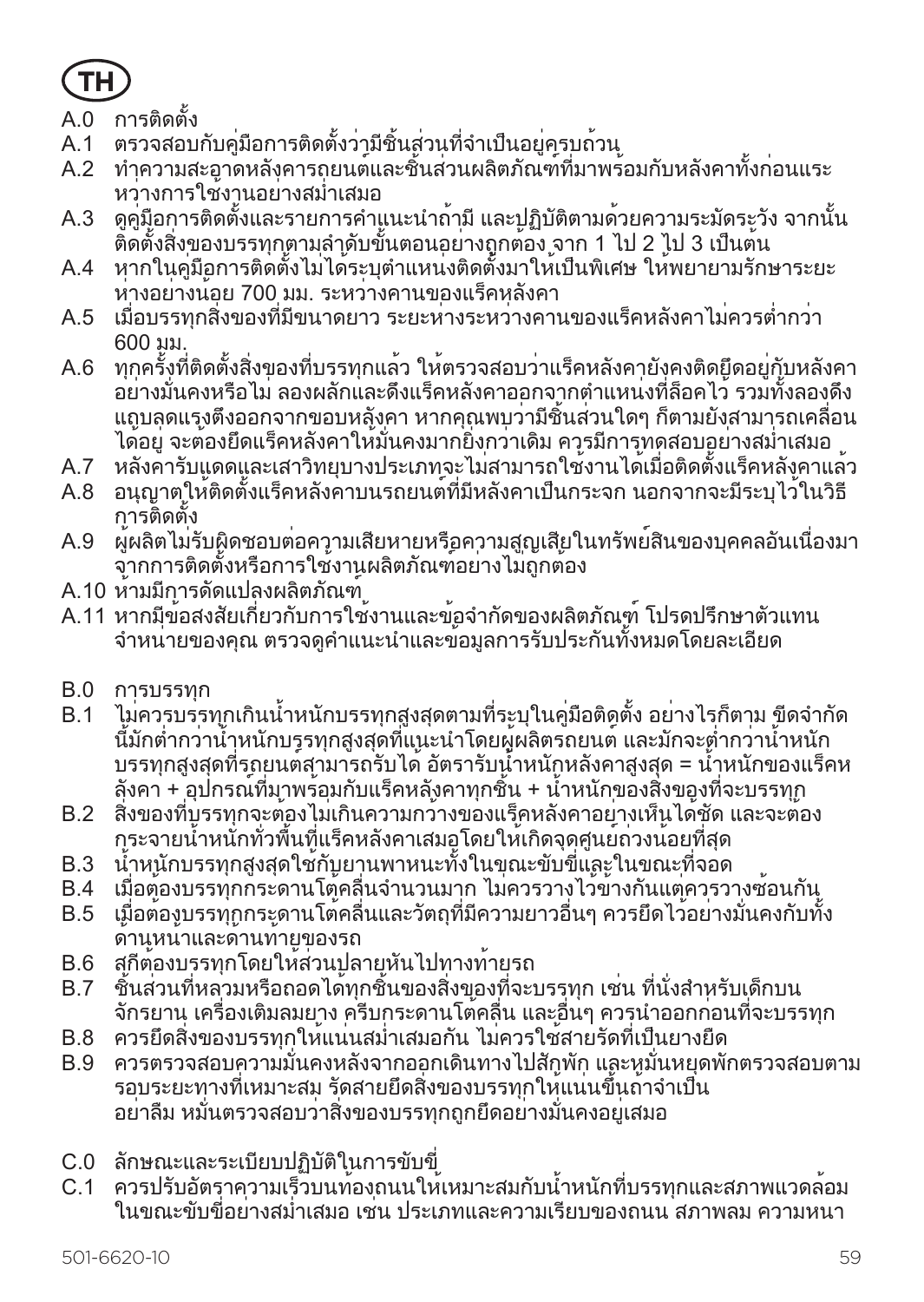**TH**

A.0 การติดตั้ง

A.1 ตรวจสอบกับคู่มือการติดตั้งว่ามีชิ้นส่วนที่จำเป็นอยู่ครบถ้วน

A.2 ทำความสะอาดหลังคารถยนต์และชิ้นส่วนผลิตภัณฑ์ที่มาพร้อมกับหลังคาทั้งก่อนและระหว่างการใช้งานอย่างสม่ำเสมอ

A.3 ดูคู่มือการติดตั้งและรายการคำแนะนำถ้ามี และปฏิบัติตามด้วยความระมัดระวัง จากนั้นติดตั้งสิ่งของบรรทุกตามลำดับขั้นตอนอย่างถูกต้อง จาก 1 ไป 2 ไป 3 เป็นต้น

A.4 หากในคู่มือการติดตั้งไม่ได้ระบุตำแหน่งติดตั้งมาให้เป็นพิเศษ ให้พยายามรักษาระยะห่างอย่างน้อย 700 มม. ระหว่างคานของแร็คหลังคา

A.5 เมื่อบรรทุกสิ่งของที่มีขนาดยาว ระยะห่างระหว่างคานของแร็คหลังคาไม่ควรต่ำกว่า 600 มม.

A.6 ทุกครั้งที่ติดตั้งสิ่งของที่บรรทุกแล้ว ให้ตรวจสอบว่าแร็คหลังคายังคงติดยึดอยู่กับหลังคาอย่างมั่นคงหรือไม่ ลองผลักและดึงแร็คหลังคาออกจากตำแหน่งที่ล็อคไว้ รวมทั้งลองดึงแถบลดแรงตึงออกจากขอบหลังคา หากคุณพบว่ามีชิ้นส่วนใดๆ ก็ตามยังสามารถเคลื่อนได้อยู่ จะต้องยึดแร็คหลังคาให้มั่นคงมากยิ่งกว่าเดิม ควรมีการทดสอบอย่างสม่ำเสมอ

A.7 หลังคารับแดดและเสาวิทยุบางประเภทจะไม่สามารถใช้งานได้เมื่อติดตั้งแร็คหลังคาแล้ว

A.8 อนุญาตให้ติดตั้งแร็คหลังคาบนรถยนต์ที่มีหลังคาเป็นกระจก นอกจากจะมีระบุไว้ในวิธีการติดตั้ง

A.9 ผู้ผลิตไม่รับผิดชอบต่อความเสียหายหรือความสูญเสียในทรัพย์สินของบุคคลอันเนื่องมาจากการติดตั้งหรือการใช้งานผลิตภัณฑ์อย่างไม่ถูกต้อง

A.10 ห้ามมีการดัดแปลงผลิตภัณฑ์

A.11 หากมีข้อสงสัยเกี่ยวกับการใช้งานและข้อจำกัดของผลิตภัณฑ์ โปรดปรึกษาตัวแทนจำหน่ายของคุณ ตรวจดูคำแนะนำและข้อมูลการรับประกันทั้งหมดโดยละเอียด

B.0 การบรรทุก

B.1 ไม่ควรบรรทุกเกินน้ำหนักบรรทุกสูงสุดตามที่ระบุในคู่มือติดตั้ง อย่างไรก็ตาม ขีดจำกัดนี้มักต่ำกว่าน้ำหนักบรรทุกสูงสุดที่แนะนำโดยผู้ผลิตรถยนต์ และมักจะต่ำกว่าน้ำหนักบรรทุกสูงสุดที่รถยนต์สามารถรับได้ อัตรารับน้ำหนักหลังคาสูงสุด = น้ำหนักของแร็คหลังคา + อุปกรณ์ที่มาพร้อมกับแร็คหลังคาทุกชิ้น + น้ำหนักของสิ่งของที่จะบรรทุก

B.2 สิ่งของที่บรรทุกจะต้องไม่เกินความกว้างของแร็คหลังคาอย่างเห็นได้ชัด และจะต้องกระจายน้ำหนักทั่วพื้นที่แร็คหลังคาเสมอโดยให้เกิดจุดศูนย์ถ่วงน้อยที่สุด

B.3 น้ำหนักบรรทุกสูงสุดใช้กับยานพาหนะทั้งในขณะขับขี่และในขณะที่จอด

B.4 เมื่อต้องบรรทุกกระดานโต้คลื่นจำนวนมาก ไม่ควรวางไว้ข้างกันแต่ควรวางซ้อนกัน

B.5 เมื่อต้องบรรทุกกระดานโต้คลื่นและวัตถุที่มีความยาวอื่นๆ ควรยึดไว้อย่างมั่นคงกับทั้งด้านหน้าและด้านท้ายของรถ

B.6 สกีต้องบรรทุกโดยให้ส่วนปลายหันไปทางท้ายรถ

B.7 ชิ้นส่วนที่หลวมหรือถอดได้ทุกชิ้นของสิ่งของที่จะบรรทุก เช่น ที่นั่งสำหรับเด็กบนจักรยาน เครื่องเติมลมยาง ครีบกระดานโต้คลื่น และอื่นๆ ควรนำออกก่อนที่จะบรรทุก

B.8 ควรยึดสิ่งของบรรทุกให้แน่นสม่ำเสมอกัน ไม่ควรใช้สายรัดที่เป็นยางยืด

B.9 ควรตรวจสอบความมั่นคงหลังจากออกเดินทางไปสักพัก และหมั่นหยุดพักตรวจสอบตามรอบระยะทางที่เหมาะสม รัดสายยึดสิ่งของบรรทุกให้แน่นขึ้นถ้าจำเป็น อย่าลืม หมั่นตรวจสอบว่าสิ่งของบรรทุกถูกยึดอย่างมั่นคงอยู่เสมอ

C.0 ลักษณะและระเบียบปฏิบัติในการขับขี่

C.1 ควรปรับอัตราความเร็วบนท้องถนนให้เหมาะสมกับน้ำหนักที่บรรทุกและสภาพแวดล้อมในขณะขับขี่อย่างสม่ำเสมอ เช่น ประเภทและความเรียบของถนน สภาพลม ความหนา

501-6620-10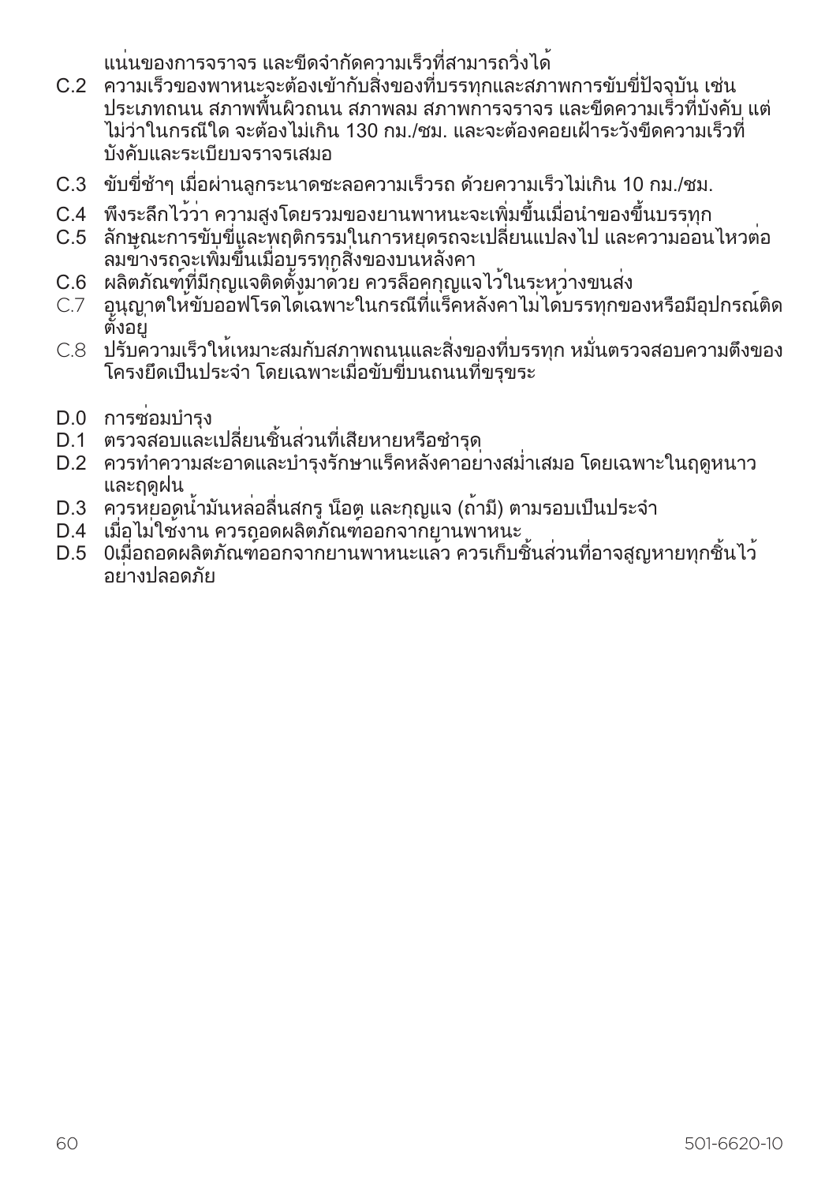แน่นของการจราจร และขีดจำกัดความเร็วที่สามารถวิ่งได้

C.2 ความเร็วของพาหนะจะต้องเข้ากับสิ่งของที่บรรทุกและสภาพการขับขี่ปัจจุบัน เช่น ประเภทถนน สภาพพื้นผิวถนน สภาพลม สภาพการจราจร และขีดความเร็วที่บังคับ แต่ไม่ว่าในกรณีใด จะต้องไม่เกิน 130 กม./ชม. และจะต้องคอยเฝ้าระวังขีดความเร็วที่บังคับและระเบียบจราจรเสมอ

C.3 ขับขี่ช้าๆ เมื่อผ่านลูกระนาดชะลอความเร็วรถ ด้วยความเร็วไม่เกิน 10 กม./ชม.

C.4 พึงระลึกไว้ว่า ความสูงโดยรวมของยานพาหนะจะเพิ่มขึ้นเมื่อนำของขึ้นบรรทุก

C.5 ลักษณะการขับขี่และพฤติกรรมในการหยุดรถจะเปลี่ยนแปลงไป และความอ่อนไหวต่อลมข้างรถจะเพิ่มขึ้นเมื่อบรรทุกสิ่งของบนหลังคา

C.6 ผลิตภัณฑ์ที่มีกุญแจติดตั้งมาด้วย ควรล็อคกุญแจไว้ในระหว่างขนส่ง

C.7 อนุญาตให้ขับออฟโรดได้เฉพาะในกรณีที่แร็คหลังคาไม่ได้บรรทุกของหรือมีอุปกรณ์ติดตั้งอยู่

C.8 ปรับความเร็วให้เหมาะสมกับสภาพถนนและสิ่งของที่บรรทุก หมั่นตรวจสอบความตึงของโครงยึดเป็นประจำ โดยเฉพาะเมื่อขับขี่บนถนนที่ขรุขระ

D.0 การซ่อมบำรุง

D.1 ตรวจสอบและเปลี่ยนชิ้นส่วนที่เสียหายหรือชำรุด

D.2 ควรทำความสะอาดและบำรุงรักษาแร็คหลังคาอย่างสม่ำเสมอ โดยเฉพาะในฤดูหนาวและฤดูฝน

D.3 ควรหยอดน้ำมันหล่อลื่นสกรู น็อต และกุญแจ (ถ้ามี) ตามรอบเป็นประจำ

D.4 เมื่อไม่ใช้งาน ควรถอดผลิตภัณฑ์ออกจากยานพาหนะ

D.5 0เมื่อถอดผลิตภัณฑ์ออกจากยานพาหนะแล้ว ควรเก็บชิ้นส่วนที่อาจสูญหายทุกชิ้นไว้อย่างปลอดภัย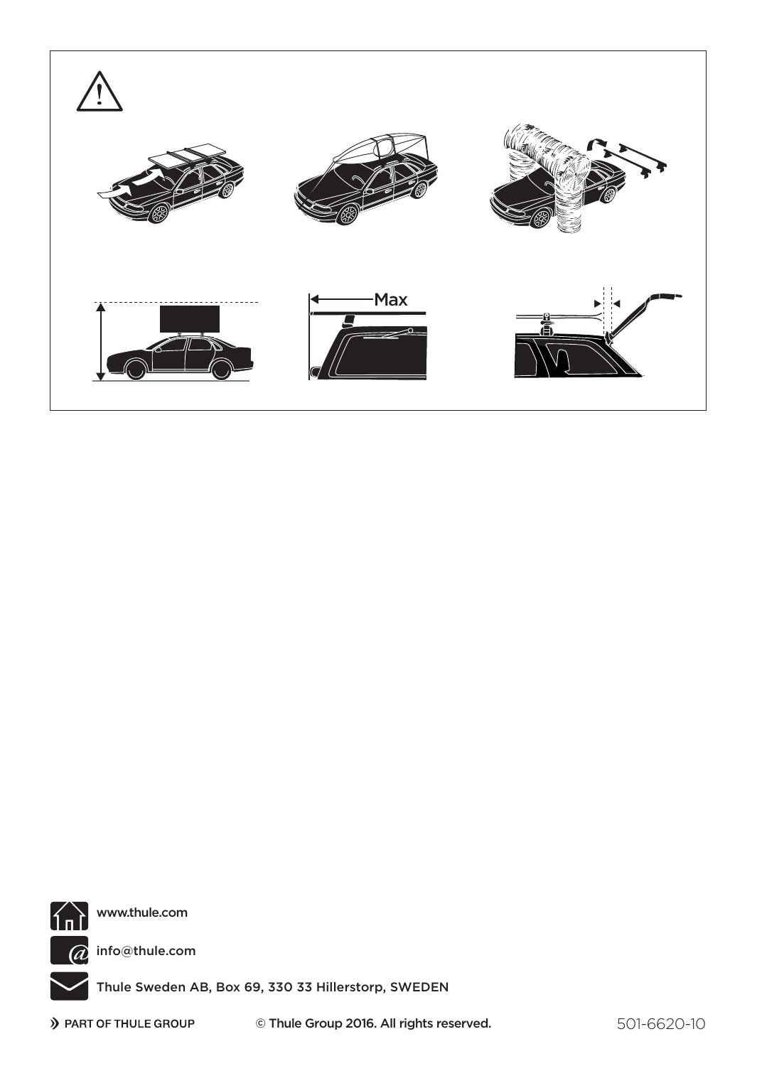Max

www.thule.com

info@thule.com

Thule Sweden AB, Box 69, 330 33 Hillerstorp, SWEDEN

» PART OF THULE GROUP

© Thule Group 2016. All rights reserved.

501-6620-10